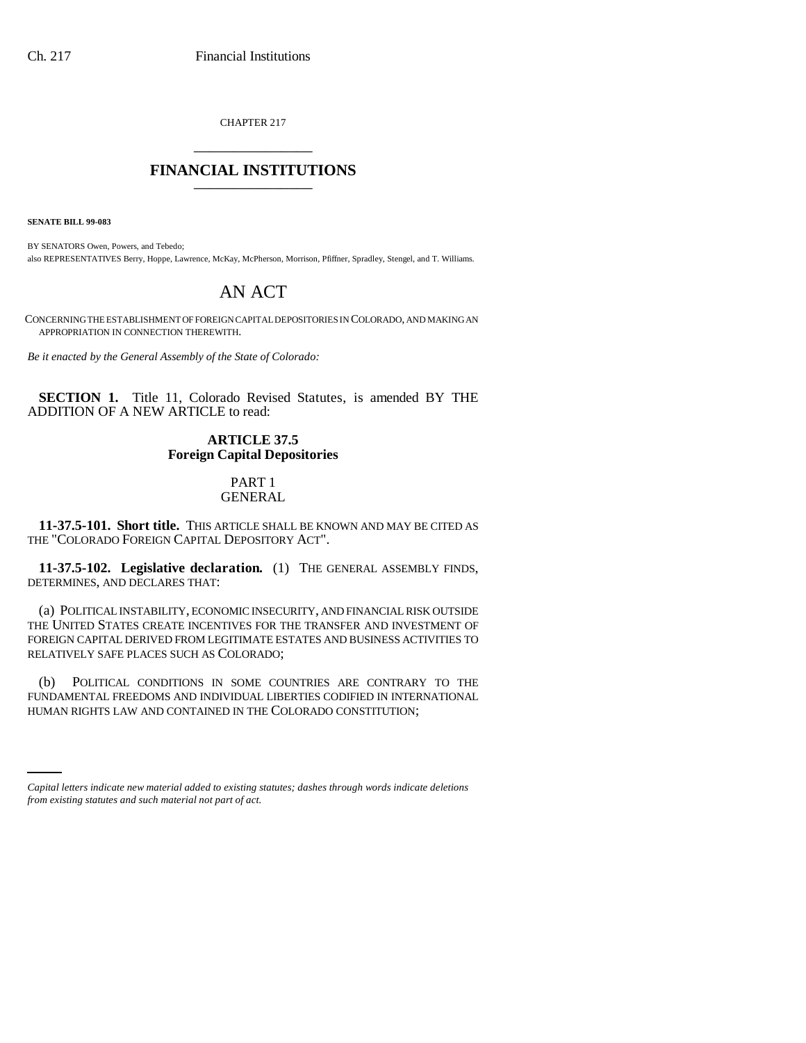CHAPTER 217

# FINANCIAL INSTITUTIONS

**SENATE BILL 99-083**

BY SENATORS Owen, Powers, and Tebedo;
also REPRESENTATIVES Berry, Hoppe, Lawrence, McKay, McPherson, Morrison, Pfiffner, Spradley, Stengel, and T. Williams.

# AN ACT

CONCERNING THE ESTABLISHMENT OF FOREIGN CAPITAL DEPOSITORIES IN COLORADO, AND MAKING AN APPROPRIATION IN CONNECTION THEREWITH.

*Be it enacted by the General Assembly of the State of Colorado:*

**SECTION 1.** Title 11, Colorado Revised Statutes, is amended BY THE ADDITION OF A NEW ARTICLE to read:

## ARTICLE 37.5
## Foreign Capital Depositories

### PART 1
### GENERAL

**11-37.5-101. Short title.** THIS ARTICLE SHALL BE KNOWN AND MAY BE CITED AS THE "COLORADO FOREIGN CAPITAL DEPOSITORY ACT".

**11-37.5-102. Legislative declaration.** (1) THE GENERAL ASSEMBLY FINDS, DETERMINES, AND DECLARES THAT:

(a) POLITICAL INSTABILITY, ECONOMIC INSECURITY, AND FINANCIAL RISK OUTSIDE THE UNITED STATES CREATE INCENTIVES FOR THE TRANSFER AND INVESTMENT OF FOREIGN CAPITAL DERIVED FROM LEGITIMATE ESTATES AND BUSINESS ACTIVITIES TO RELATIVELY SAFE PLACES SUCH AS COLORADO;

(b) POLITICAL CONDITIONS IN SOME COUNTRIES ARE CONTRARY TO THE FUNDAMENTAL FREEDOMS AND INDIVIDUAL LIBERTIES CODIFIED IN INTERNATIONAL HUMAN RIGHTS LAW AND CONTAINED IN THE COLORADO CONSTITUTION;

*Capital letters indicate new material added to existing statutes; dashes through words indicate deletions from existing statutes and such material not part of act.*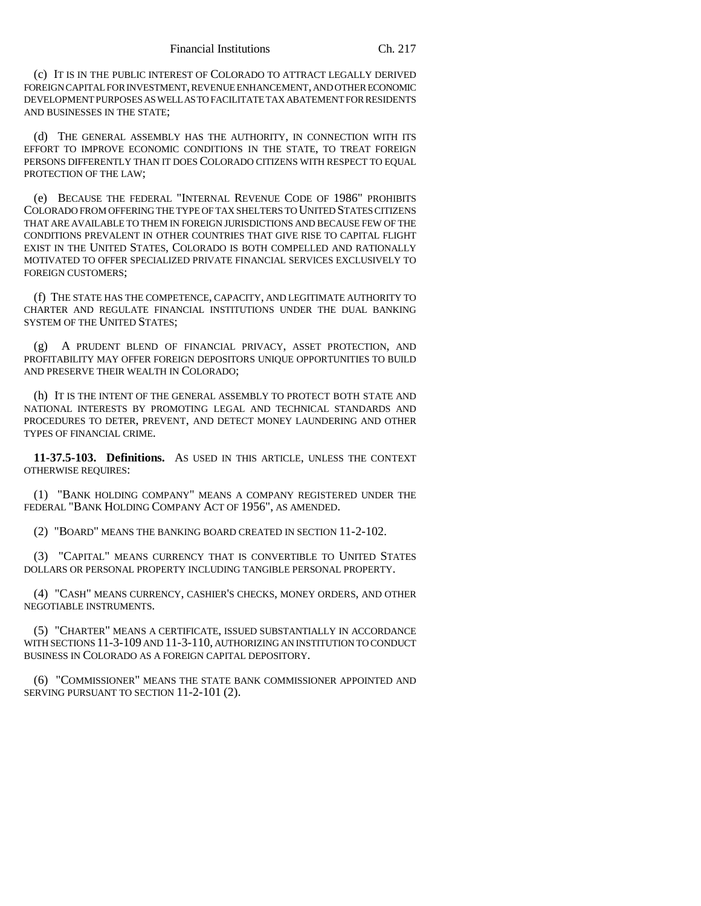(c) IT IS IN THE PUBLIC INTEREST OF COLORADO TO ATTRACT LEGALLY DERIVED FOREIGN CAPITAL FOR INVESTMENT, REVENUE ENHANCEMENT, AND OTHER ECONOMIC DEVELOPMENT PURPOSES AS WELL AS TO FACILITATE TAX ABATEMENT FOR RESIDENTS AND BUSINESSES IN THE STATE;

(d) THE GENERAL ASSEMBLY HAS THE AUTHORITY, IN CONNECTION WITH ITS EFFORT TO IMPROVE ECONOMIC CONDITIONS IN THE STATE, TO TREAT FOREIGN PERSONS DIFFERENTLY THAN IT DOES COLORADO CITIZENS WITH RESPECT TO EQUAL PROTECTION OF THE LAW;

(e) BECAUSE THE FEDERAL "INTERNAL REVENUE CODE OF 1986" PROHIBITS COLORADO FROM OFFERING THE TYPE OF TAX SHELTERS TO UNITED STATES CITIZENS THAT ARE AVAILABLE TO THEM IN FOREIGN JURISDICTIONS AND BECAUSE FEW OF THE CONDITIONS PREVALENT IN OTHER COUNTRIES THAT GIVE RISE TO CAPITAL FLIGHT EXIST IN THE UNITED STATES, COLORADO IS BOTH COMPELLED AND RATIONALLY MOTIVATED TO OFFER SPECIALIZED PRIVATE FINANCIAL SERVICES EXCLUSIVELY TO FOREIGN CUSTOMERS;

(f) THE STATE HAS THE COMPETENCE, CAPACITY, AND LEGITIMATE AUTHORITY TO CHARTER AND REGULATE FINANCIAL INSTITUTIONS UNDER THE DUAL BANKING SYSTEM OF THE UNITED STATES;

(g) A PRUDENT BLEND OF FINANCIAL PRIVACY, ASSET PROTECTION, AND PROFITABILITY MAY OFFER FOREIGN DEPOSITORS UNIQUE OPPORTUNITIES TO BUILD AND PRESERVE THEIR WEALTH IN COLORADO;

(h) IT IS THE INTENT OF THE GENERAL ASSEMBLY TO PROTECT BOTH STATE AND NATIONAL INTERESTS BY PROMOTING LEGAL AND TECHNICAL STANDARDS AND PROCEDURES TO DETER, PREVENT, AND DETECT MONEY LAUNDERING AND OTHER TYPES OF FINANCIAL CRIME.

**11-37.5-103. Definitions.** AS USED IN THIS ARTICLE, UNLESS THE CONTEXT OTHERWISE REQUIRES:

(1) "BANK HOLDING COMPANY" MEANS A COMPANY REGISTERED UNDER THE FEDERAL "BANK HOLDING COMPANY ACT OF 1956", AS AMENDED.

(2) "BOARD" MEANS THE BANKING BOARD CREATED IN SECTION 11-2-102.

(3) "CAPITAL" MEANS CURRENCY THAT IS CONVERTIBLE TO UNITED STATES DOLLARS OR PERSONAL PROPERTY INCLUDING TANGIBLE PERSONAL PROPERTY.

(4) "CASH" MEANS CURRENCY, CASHIER'S CHECKS, MONEY ORDERS, AND OTHER NEGOTIABLE INSTRUMENTS.

(5) "CHARTER" MEANS A CERTIFICATE, ISSUED SUBSTANTIALLY IN ACCORDANCE WITH SECTIONS 11-3-109 AND 11-3-110, AUTHORIZING AN INSTITUTION TO CONDUCT BUSINESS IN COLORADO AS A FOREIGN CAPITAL DEPOSITORY.

(6) "COMMISSIONER" MEANS THE STATE BANK COMMISSIONER APPOINTED AND SERVING PURSUANT TO SECTION 11-2-101 (2).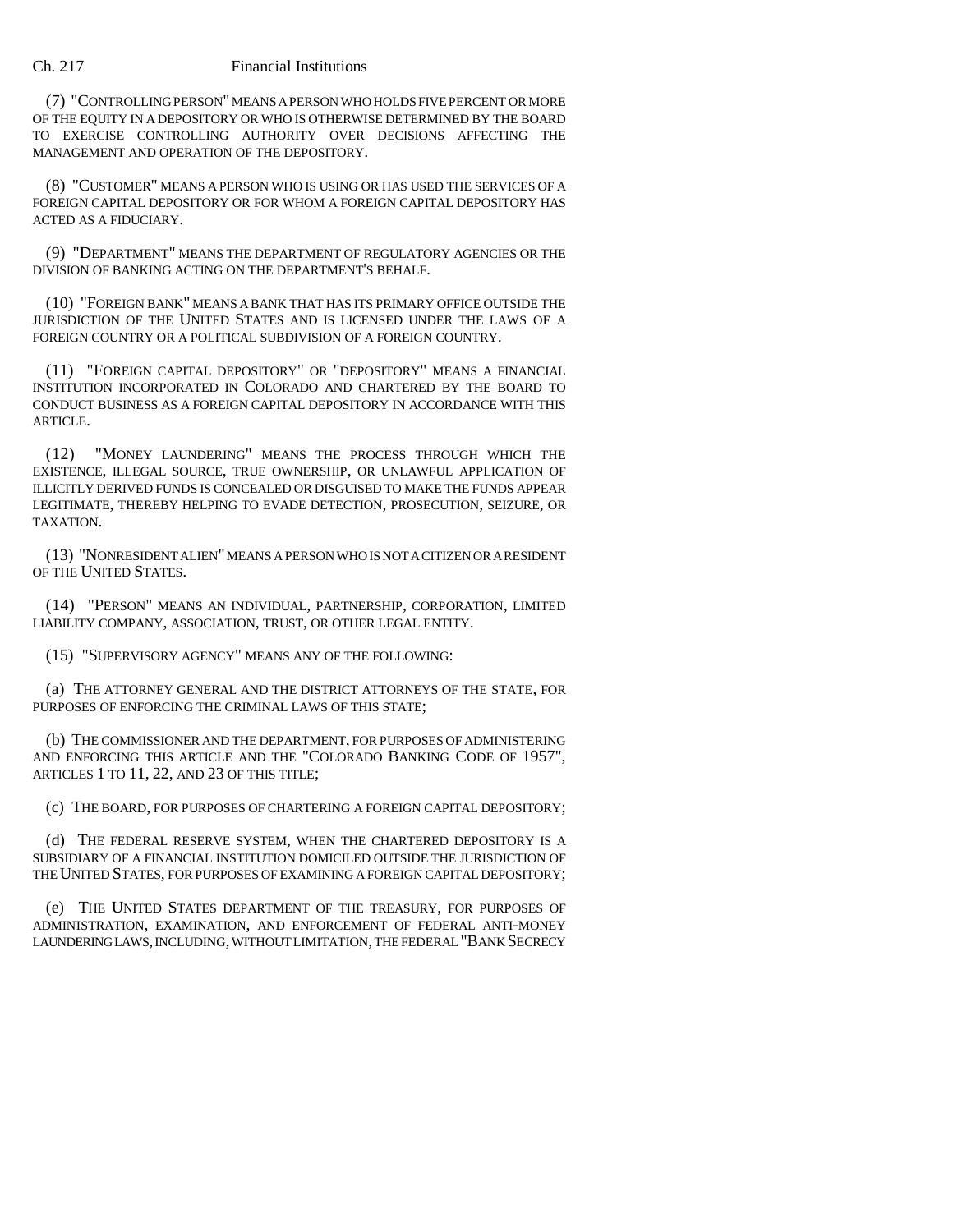(7) "CONTROLLING PERSON" MEANS A PERSON WHO HOLDS FIVE PERCENT OR MORE OF THE EQUITY IN A DEPOSITORY OR WHO IS OTHERWISE DETERMINED BY THE BOARD TO EXERCISE CONTROLLING AUTHORITY OVER DECISIONS AFFECTING THE MANAGEMENT AND OPERATION OF THE DEPOSITORY.

(8) "CUSTOMER" MEANS A PERSON WHO IS USING OR HAS USED THE SERVICES OF A FOREIGN CAPITAL DEPOSITORY OR FOR WHOM A FOREIGN CAPITAL DEPOSITORY HAS ACTED AS A FIDUCIARY.

(9) "DEPARTMENT" MEANS THE DEPARTMENT OF REGULATORY AGENCIES OR THE DIVISION OF BANKING ACTING ON THE DEPARTMENT'S BEHALF.

(10) "FOREIGN BANK" MEANS A BANK THAT HAS ITS PRIMARY OFFICE OUTSIDE THE JURISDICTION OF THE UNITED STATES AND IS LICENSED UNDER THE LAWS OF A FOREIGN COUNTRY OR A POLITICAL SUBDIVISION OF A FOREIGN COUNTRY.

(11) "FOREIGN CAPITAL DEPOSITORY" OR "DEPOSITORY" MEANS A FINANCIAL INSTITUTION INCORPORATED IN COLORADO AND CHARTERED BY THE BOARD TO CONDUCT BUSINESS AS A FOREIGN CAPITAL DEPOSITORY IN ACCORDANCE WITH THIS ARTICLE.

(12) "MONEY LAUNDERING" MEANS THE PROCESS THROUGH WHICH THE EXISTENCE, ILLEGAL SOURCE, TRUE OWNERSHIP, OR UNLAWFUL APPLICATION OF ILLICITLY DERIVED FUNDS IS CONCEALED OR DISGUISED TO MAKE THE FUNDS APPEAR LEGITIMATE, THEREBY HELPING TO EVADE DETECTION, PROSECUTION, SEIZURE, OR TAXATION.

(13) "NONRESIDENT ALIEN" MEANS A PERSON WHO IS NOT A CITIZEN OR A RESIDENT OF THE UNITED STATES.

(14) "PERSON" MEANS AN INDIVIDUAL, PARTNERSHIP, CORPORATION, LIMITED LIABILITY COMPANY, ASSOCIATION, TRUST, OR OTHER LEGAL ENTITY.

(15) "SUPERVISORY AGENCY" MEANS ANY OF THE FOLLOWING:

(a) THE ATTORNEY GENERAL AND THE DISTRICT ATTORNEYS OF THE STATE, FOR PURPOSES OF ENFORCING THE CRIMINAL LAWS OF THIS STATE;

(b) THE COMMISSIONER AND THE DEPARTMENT, FOR PURPOSES OF ADMINISTERING AND ENFORCING THIS ARTICLE AND THE "COLORADO BANKING CODE OF 1957", ARTICLES 1 TO 11, 22, AND 23 OF THIS TITLE;

(c) THE BOARD, FOR PURPOSES OF CHARTERING A FOREIGN CAPITAL DEPOSITORY;

(d) THE FEDERAL RESERVE SYSTEM, WHEN THE CHARTERED DEPOSITORY IS A SUBSIDIARY OF A FINANCIAL INSTITUTION DOMICILED OUTSIDE THE JURISDICTION OF THE UNITED STATES, FOR PURPOSES OF EXAMINING A FOREIGN CAPITAL DEPOSITORY;

(e) THE UNITED STATES DEPARTMENT OF THE TREASURY, FOR PURPOSES OF ADMINISTRATION, EXAMINATION, AND ENFORCEMENT OF FEDERAL ANTI-MONEY LAUNDERING LAWS, INCLUDING, WITHOUT LIMITATION, THE FEDERAL "BANK SECRECY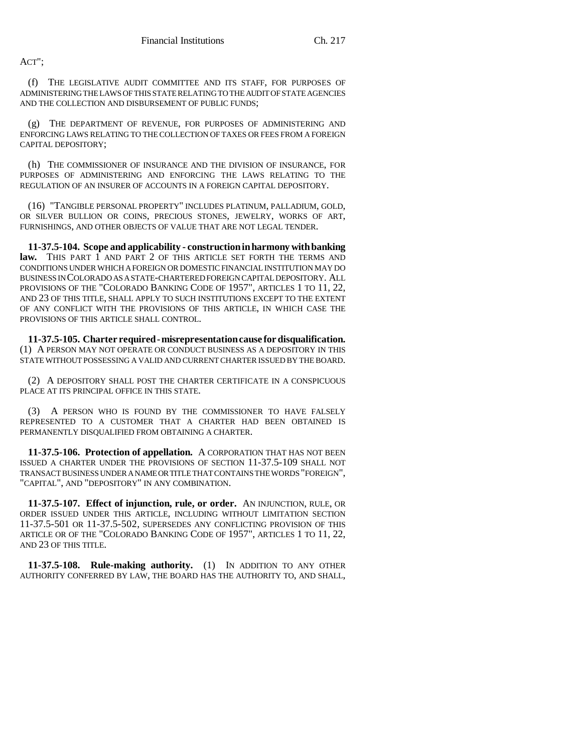ACT";

(f) THE LEGISLATIVE AUDIT COMMITTEE AND ITS STAFF, FOR PURPOSES OF ADMINISTERING THE LAWS OF THIS STATE RELATING TO THE AUDIT OF STATE AGENCIES AND THE COLLECTION AND DISBURSEMENT OF PUBLIC FUNDS;

(g) THE DEPARTMENT OF REVENUE, FOR PURPOSES OF ADMINISTERING AND ENFORCING LAWS RELATING TO THE COLLECTION OF TAXES OR FEES FROM A FOREIGN CAPITAL DEPOSITORY;

(h) THE COMMISSIONER OF INSURANCE AND THE DIVISION OF INSURANCE, FOR PURPOSES OF ADMINISTERING AND ENFORCING THE LAWS RELATING TO THE REGULATION OF AN INSURER OF ACCOUNTS IN A FOREIGN CAPITAL DEPOSITORY.

(16) "TANGIBLE PERSONAL PROPERTY" INCLUDES PLATINUM, PALLADIUM, GOLD, OR SILVER BULLION OR COINS, PRECIOUS STONES, JEWELRY, WORKS OF ART, FURNISHINGS, AND OTHER OBJECTS OF VALUE THAT ARE NOT LEGAL TENDER.

**11-37.5-104. Scope and applicability - construction in harmony with banking law.** THIS PART 1 AND PART 2 OF THIS ARTICLE SET FORTH THE TERMS AND CONDITIONS UNDER WHICH A FOREIGN OR DOMESTIC FINANCIAL INSTITUTION MAY DO BUSINESS IN COLORADO AS A STATE-CHARTERED FOREIGN CAPITAL DEPOSITORY. ALL PROVISIONS OF THE "COLORADO BANKING CODE OF 1957", ARTICLES 1 TO 11, 22, AND 23 OF THIS TITLE, SHALL APPLY TO SUCH INSTITUTIONS EXCEPT TO THE EXTENT OF ANY CONFLICT WITH THE PROVISIONS OF THIS ARTICLE, IN WHICH CASE THE PROVISIONS OF THIS ARTICLE SHALL CONTROL.

**11-37.5-105. Charter required - misrepresentation cause for disqualification.** (1) A PERSON MAY NOT OPERATE OR CONDUCT BUSINESS AS A DEPOSITORY IN THIS STATE WITHOUT POSSESSING A VALID AND CURRENT CHARTER ISSUED BY THE BOARD.

(2) A DEPOSITORY SHALL POST THE CHARTER CERTIFICATE IN A CONSPICUOUS PLACE AT ITS PRINCIPAL OFFICE IN THIS STATE.

(3) A PERSON WHO IS FOUND BY THE COMMISSIONER TO HAVE FALSELY REPRESENTED TO A CUSTOMER THAT A CHARTER HAD BEEN OBTAINED IS PERMANENTLY DISQUALIFIED FROM OBTAINING A CHARTER.

**11-37.5-106. Protection of appellation.** A CORPORATION THAT HAS NOT BEEN ISSUED A CHARTER UNDER THE PROVISIONS OF SECTION 11-37.5-109 SHALL NOT TRANSACT BUSINESS UNDER A NAME OR TITLE THAT CONTAINS THE WORDS "FOREIGN", "CAPITAL", AND "DEPOSITORY" IN ANY COMBINATION.

**11-37.5-107. Effect of injunction, rule, or order.** AN INJUNCTION, RULE, OR ORDER ISSUED UNDER THIS ARTICLE, INCLUDING WITHOUT LIMITATION SECTION 11-37.5-501 OR 11-37.5-502, SUPERSEDES ANY CONFLICTING PROVISION OF THIS ARTICLE OR OF THE "COLORADO BANKING CODE OF 1957", ARTICLES 1 TO 11, 22, AND 23 OF THIS TITLE.

**11-37.5-108. Rule-making authority.** (1) IN ADDITION TO ANY OTHER AUTHORITY CONFERRED BY LAW, THE BOARD HAS THE AUTHORITY TO, AND SHALL,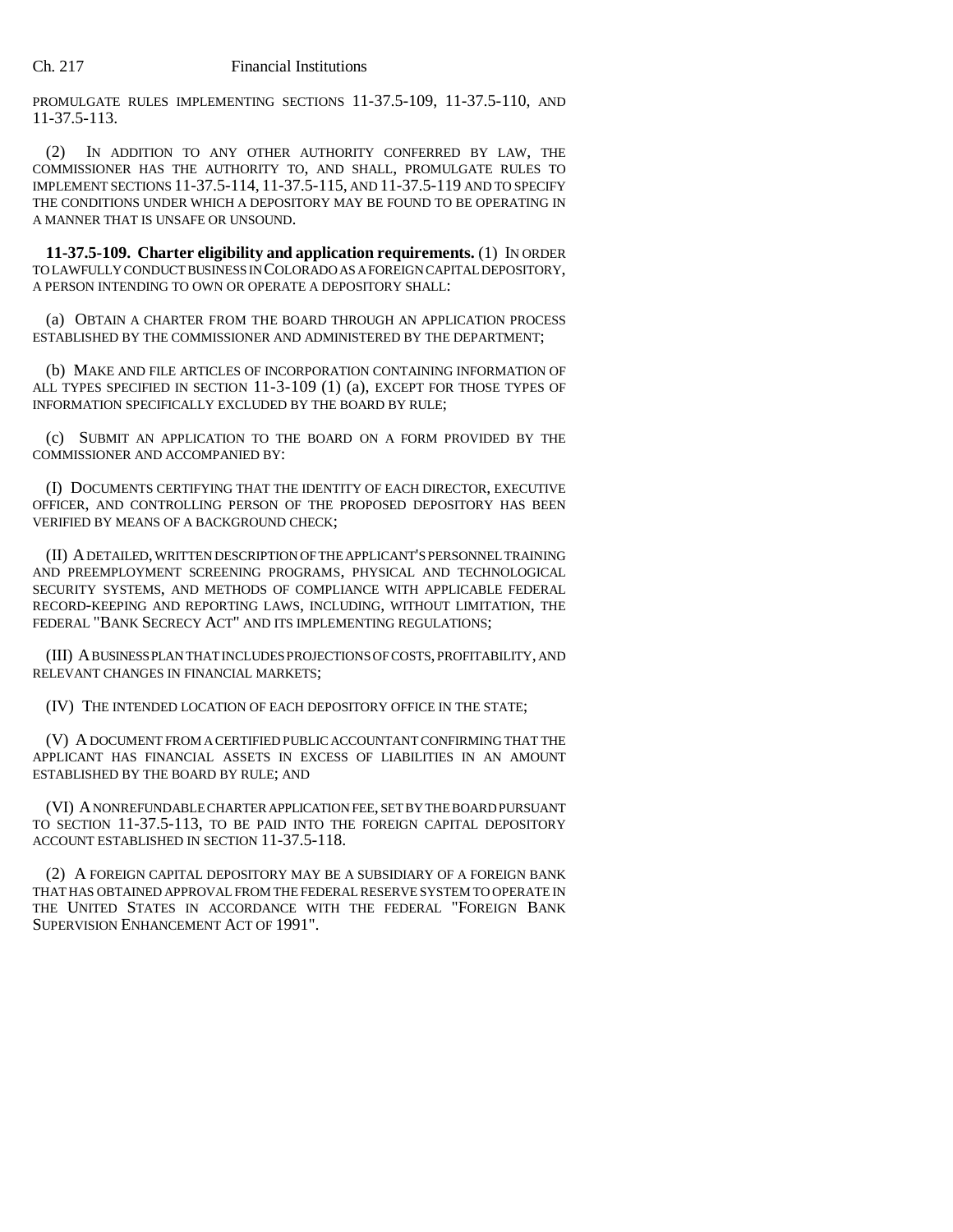PROMULGATE RULES IMPLEMENTING SECTIONS 11-37.5-109, 11-37.5-110, AND 11-37.5-113.

(2) IN ADDITION TO ANY OTHER AUTHORITY CONFERRED BY LAW, THE COMMISSIONER HAS THE AUTHORITY TO, AND SHALL, PROMULGATE RULES TO IMPLEMENT SECTIONS 11-37.5-114, 11-37.5-115, AND 11-37.5-119 AND TO SPECIFY THE CONDITIONS UNDER WHICH A DEPOSITORY MAY BE FOUND TO BE OPERATING IN A MANNER THAT IS UNSAFE OR UNSOUND.

**11-37.5-109. Charter eligibility and application requirements.** (1) IN ORDER TO LAWFULLY CONDUCT BUSINESS IN COLORADO AS A FOREIGN CAPITAL DEPOSITORY, A PERSON INTENDING TO OWN OR OPERATE A DEPOSITORY SHALL:

(a) OBTAIN A CHARTER FROM THE BOARD THROUGH AN APPLICATION PROCESS ESTABLISHED BY THE COMMISSIONER AND ADMINISTERED BY THE DEPARTMENT;

(b) MAKE AND FILE ARTICLES OF INCORPORATION CONTAINING INFORMATION OF ALL TYPES SPECIFIED IN SECTION 11-3-109 (1) (a), EXCEPT FOR THOSE TYPES OF INFORMATION SPECIFICALLY EXCLUDED BY THE BOARD BY RULE;

(c) SUBMIT AN APPLICATION TO THE BOARD ON A FORM PROVIDED BY THE COMMISSIONER AND ACCOMPANIED BY:

(I) DOCUMENTS CERTIFYING THAT THE IDENTITY OF EACH DIRECTOR, EXECUTIVE OFFICER, AND CONTROLLING PERSON OF THE PROPOSED DEPOSITORY HAS BEEN VERIFIED BY MEANS OF A BACKGROUND CHECK;

(II) A DETAILED, WRITTEN DESCRIPTION OF THE APPLICANT'S PERSONNEL TRAINING AND PREEMPLOYMENT SCREENING PROGRAMS, PHYSICAL AND TECHNOLOGICAL SECURITY SYSTEMS, AND METHODS OF COMPLIANCE WITH APPLICABLE FEDERAL RECORD-KEEPING AND REPORTING LAWS, INCLUDING, WITHOUT LIMITATION, THE FEDERAL "BANK SECRECY ACT" AND ITS IMPLEMENTING REGULATIONS;

(III) A BUSINESS PLAN THAT INCLUDES PROJECTIONS OF COSTS, PROFITABILITY, AND RELEVANT CHANGES IN FINANCIAL MARKETS;

(IV) THE INTENDED LOCATION OF EACH DEPOSITORY OFFICE IN THE STATE;

(V) A DOCUMENT FROM A CERTIFIED PUBLIC ACCOUNTANT CONFIRMING THAT THE APPLICANT HAS FINANCIAL ASSETS IN EXCESS OF LIABILITIES IN AN AMOUNT ESTABLISHED BY THE BOARD BY RULE; AND

(VI) A NONREFUNDABLE CHARTER APPLICATION FEE, SET BY THE BOARD PURSUANT TO SECTION 11-37.5-113, TO BE PAID INTO THE FOREIGN CAPITAL DEPOSITORY ACCOUNT ESTABLISHED IN SECTION 11-37.5-118.

(2) A FOREIGN CAPITAL DEPOSITORY MAY BE A SUBSIDIARY OF A FOREIGN BANK THAT HAS OBTAINED APPROVAL FROM THE FEDERAL RESERVE SYSTEM TO OPERATE IN THE UNITED STATES IN ACCORDANCE WITH THE FEDERAL "FOREIGN BANK SUPERVISION ENHANCEMENT ACT OF 1991".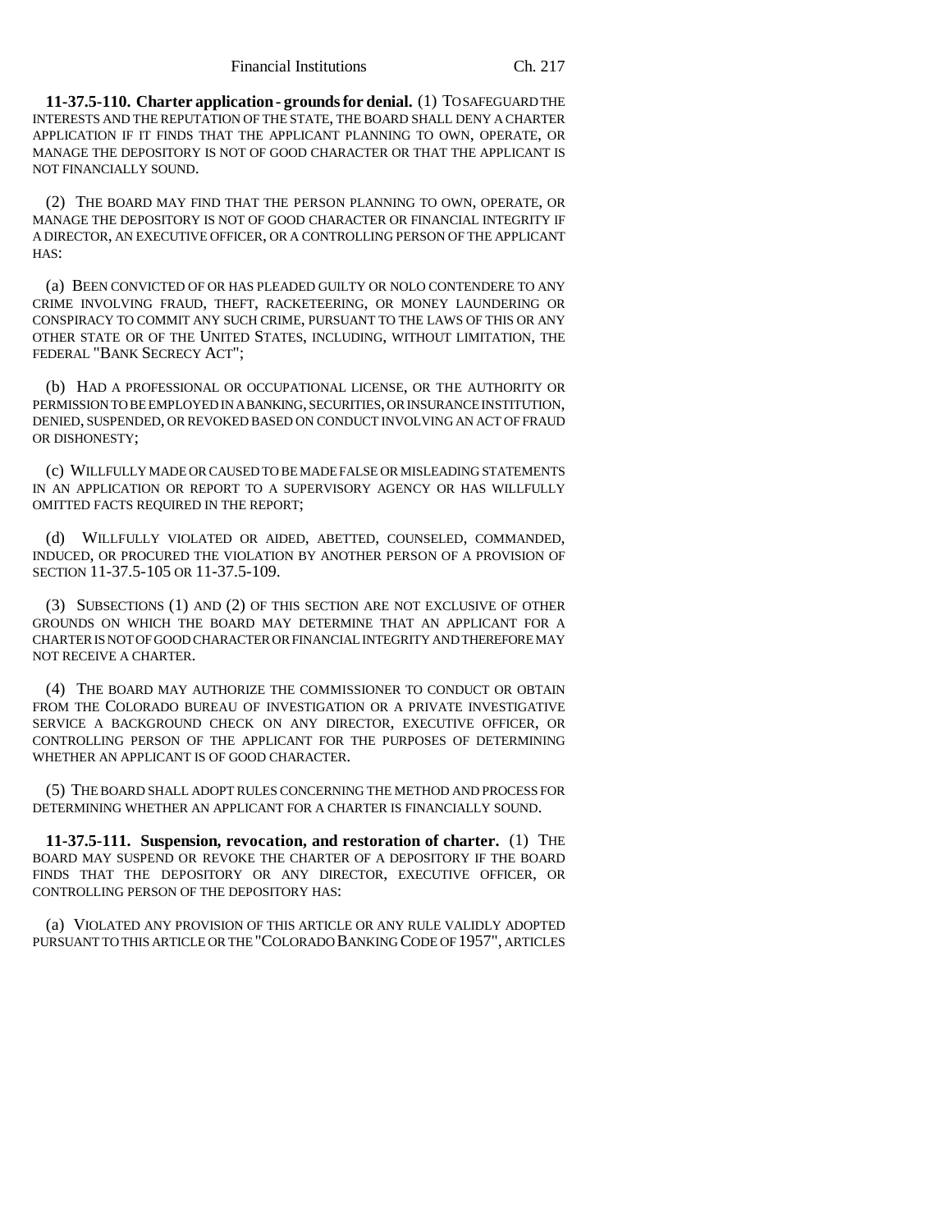**11-37.5-110. Charter application - grounds for denial.** (1) TO SAFEGUARD THE INTERESTS AND THE REPUTATION OF THE STATE, THE BOARD SHALL DENY A CHARTER APPLICATION IF IT FINDS THAT THE APPLICANT PLANNING TO OWN, OPERATE, OR MANAGE THE DEPOSITORY IS NOT OF GOOD CHARACTER OR THAT THE APPLICANT IS NOT FINANCIALLY SOUND.

(2) THE BOARD MAY FIND THAT THE PERSON PLANNING TO OWN, OPERATE, OR MANAGE THE DEPOSITORY IS NOT OF GOOD CHARACTER OR FINANCIAL INTEGRITY IF A DIRECTOR, AN EXECUTIVE OFFICER, OR A CONTROLLING PERSON OF THE APPLICANT HAS:

(a) BEEN CONVICTED OF OR HAS PLEADED GUILTY OR NOLO CONTENDERE TO ANY CRIME INVOLVING FRAUD, THEFT, RACKETEERING, OR MONEY LAUNDERING OR CONSPIRACY TO COMMIT ANY SUCH CRIME, PURSUANT TO THE LAWS OF THIS OR ANY OTHER STATE OR OF THE UNITED STATES, INCLUDING, WITHOUT LIMITATION, THE FEDERAL "BANK SECRECY ACT";

(b) HAD A PROFESSIONAL OR OCCUPATIONAL LICENSE, OR THE AUTHORITY OR PERMISSION TO BE EMPLOYED IN A BANKING, SECURITIES, OR INSURANCE INSTITUTION, DENIED, SUSPENDED, OR REVOKED BASED ON CONDUCT INVOLVING AN ACT OF FRAUD OR DISHONESTY;

(c) WILLFULLY MADE OR CAUSED TO BE MADE FALSE OR MISLEADING STATEMENTS IN AN APPLICATION OR REPORT TO A SUPERVISORY AGENCY OR HAS WILLFULLY OMITTED FACTS REQUIRED IN THE REPORT;

(d) WILLFULLY VIOLATED OR AIDED, ABETTED, COUNSELED, COMMANDED, INDUCED, OR PROCURED THE VIOLATION BY ANOTHER PERSON OF A PROVISION OF SECTION 11-37.5-105 OR 11-37.5-109.

(3) SUBSECTIONS (1) AND (2) OF THIS SECTION ARE NOT EXCLUSIVE OF OTHER GROUNDS ON WHICH THE BOARD MAY DETERMINE THAT AN APPLICANT FOR A CHARTER IS NOT OF GOOD CHARACTER OR FINANCIAL INTEGRITY AND THEREFORE MAY NOT RECEIVE A CHARTER.

(4) THE BOARD MAY AUTHORIZE THE COMMISSIONER TO CONDUCT OR OBTAIN FROM THE COLORADO BUREAU OF INVESTIGATION OR A PRIVATE INVESTIGATIVE SERVICE A BACKGROUND CHECK ON ANY DIRECTOR, EXECUTIVE OFFICER, OR CONTROLLING PERSON OF THE APPLICANT FOR THE PURPOSES OF DETERMINING WHETHER AN APPLICANT IS OF GOOD CHARACTER.

(5) THE BOARD SHALL ADOPT RULES CONCERNING THE METHOD AND PROCESS FOR DETERMINING WHETHER AN APPLICANT FOR A CHARTER IS FINANCIALLY SOUND.

**11-37.5-111. Suspension, revocation, and restoration of charter.** (1) THE BOARD MAY SUSPEND OR REVOKE THE CHARTER OF A DEPOSITORY IF THE BOARD FINDS THAT THE DEPOSITORY OR ANY DIRECTOR, EXECUTIVE OFFICER, OR CONTROLLING PERSON OF THE DEPOSITORY HAS:

(a) VIOLATED ANY PROVISION OF THIS ARTICLE OR ANY RULE VALIDLY ADOPTED PURSUANT TO THIS ARTICLE OR THE "COLORADO BANKING CODE OF 1957", ARTICLES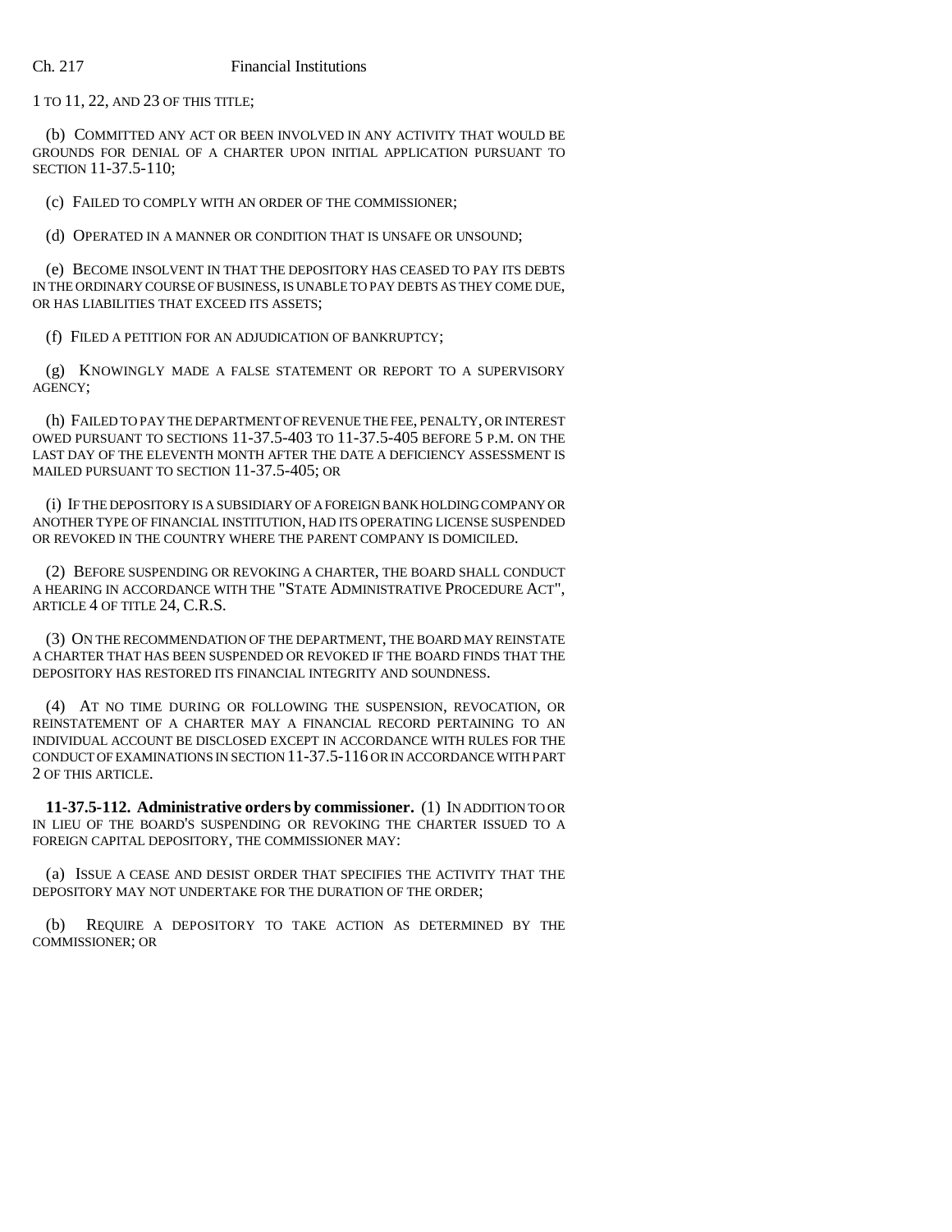1 TO 11, 22, AND 23 OF THIS TITLE;

(b) COMMITTED ANY ACT OR BEEN INVOLVED IN ANY ACTIVITY THAT WOULD BE GROUNDS FOR DENIAL OF A CHARTER UPON INITIAL APPLICATION PURSUANT TO SECTION 11-37.5-110;

(c) FAILED TO COMPLY WITH AN ORDER OF THE COMMISSIONER;

(d) OPERATED IN A MANNER OR CONDITION THAT IS UNSAFE OR UNSOUND;

(e) BECOME INSOLVENT IN THAT THE DEPOSITORY HAS CEASED TO PAY ITS DEBTS IN THE ORDINARY COURSE OF BUSINESS, IS UNABLE TO PAY DEBTS AS THEY COME DUE, OR HAS LIABILITIES THAT EXCEED ITS ASSETS;

(f) FILED A PETITION FOR AN ADJUDICATION OF BANKRUPTCY;

(g) KNOWINGLY MADE A FALSE STATEMENT OR REPORT TO A SUPERVISORY AGENCY;

(h) FAILED TO PAY THE DEPARTMENT OF REVENUE THE FEE, PENALTY, OR INTEREST OWED PURSUANT TO SECTIONS 11-37.5-403 TO 11-37.5-405 BEFORE 5 P.M. ON THE LAST DAY OF THE ELEVENTH MONTH AFTER THE DATE A DEFICIENCY ASSESSMENT IS MAILED PURSUANT TO SECTION 11-37.5-405; OR

(i) IF THE DEPOSITORY IS A SUBSIDIARY OF A FOREIGN BANK HOLDING COMPANY OR ANOTHER TYPE OF FINANCIAL INSTITUTION, HAD ITS OPERATING LICENSE SUSPENDED OR REVOKED IN THE COUNTRY WHERE THE PARENT COMPANY IS DOMICILED.

(2) BEFORE SUSPENDING OR REVOKING A CHARTER, THE BOARD SHALL CONDUCT A HEARING IN ACCORDANCE WITH THE "STATE ADMINISTRATIVE PROCEDURE ACT", ARTICLE 4 OF TITLE 24, C.R.S.

(3) ON THE RECOMMENDATION OF THE DEPARTMENT, THE BOARD MAY REINSTATE A CHARTER THAT HAS BEEN SUSPENDED OR REVOKED IF THE BOARD FINDS THAT THE DEPOSITORY HAS RESTORED ITS FINANCIAL INTEGRITY AND SOUNDNESS.

(4) AT NO TIME DURING OR FOLLOWING THE SUSPENSION, REVOCATION, OR REINSTATEMENT OF A CHARTER MAY A FINANCIAL RECORD PERTAINING TO AN INDIVIDUAL ACCOUNT BE DISCLOSED EXCEPT IN ACCORDANCE WITH RULES FOR THE CONDUCT OF EXAMINATIONS IN SECTION 11-37.5-116 OR IN ACCORDANCE WITH PART 2 OF THIS ARTICLE.

**11-37.5-112. Administrative orders by commissioner.** (1) IN ADDITION TO OR IN LIEU OF THE BOARD'S SUSPENDING OR REVOKING THE CHARTER ISSUED TO A FOREIGN CAPITAL DEPOSITORY, THE COMMISSIONER MAY:

(a) ISSUE A CEASE AND DESIST ORDER THAT SPECIFIES THE ACTIVITY THAT THE DEPOSITORY MAY NOT UNDERTAKE FOR THE DURATION OF THE ORDER;

(b) REQUIRE A DEPOSITORY TO TAKE ACTION AS DETERMINED BY THE COMMISSIONER; OR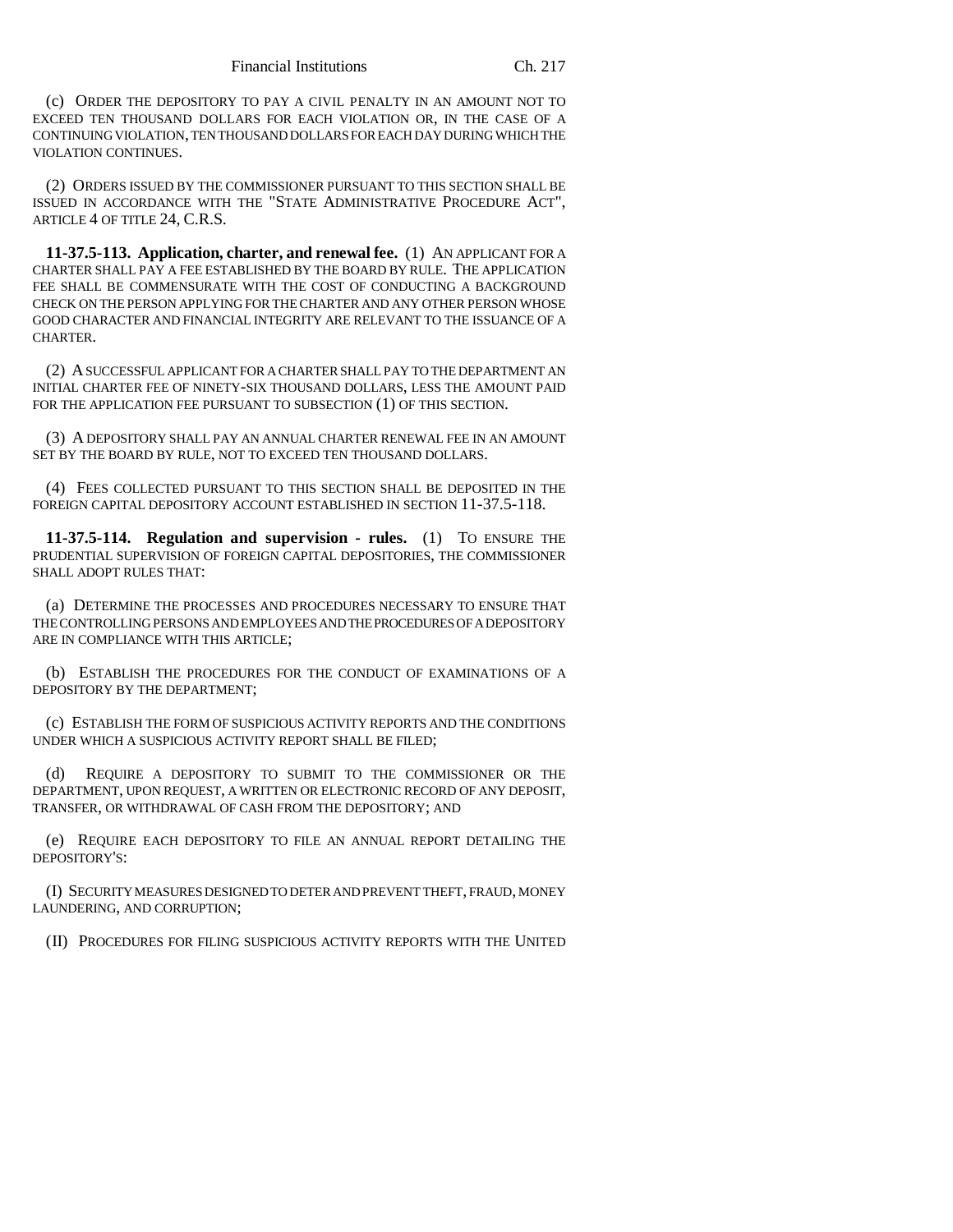(c) ORDER THE DEPOSITORY TO PAY A CIVIL PENALTY IN AN AMOUNT NOT TO EXCEED TEN THOUSAND DOLLARS FOR EACH VIOLATION OR, IN THE CASE OF A CONTINUING VIOLATION, TEN THOUSAND DOLLARS FOR EACH DAY DURING WHICH THE VIOLATION CONTINUES.

(2) ORDERS ISSUED BY THE COMMISSIONER PURSUANT TO THIS SECTION SHALL BE ISSUED IN ACCORDANCE WITH THE "STATE ADMINISTRATIVE PROCEDURE ACT", ARTICLE 4 OF TITLE 24, C.R.S.

**11-37.5-113. Application, charter, and renewal fee.** (1) AN APPLICANT FOR A CHARTER SHALL PAY A FEE ESTABLISHED BY THE BOARD BY RULE. THE APPLICATION FEE SHALL BE COMMENSURATE WITH THE COST OF CONDUCTING A BACKGROUND CHECK ON THE PERSON APPLYING FOR THE CHARTER AND ANY OTHER PERSON WHOSE GOOD CHARACTER AND FINANCIAL INTEGRITY ARE RELEVANT TO THE ISSUANCE OF A CHARTER.

(2) A SUCCESSFUL APPLICANT FOR A CHARTER SHALL PAY TO THE DEPARTMENT AN INITIAL CHARTER FEE OF NINETY-SIX THOUSAND DOLLARS, LESS THE AMOUNT PAID FOR THE APPLICATION FEE PURSUANT TO SUBSECTION (1) OF THIS SECTION.

(3) A DEPOSITORY SHALL PAY AN ANNUAL CHARTER RENEWAL FEE IN AN AMOUNT SET BY THE BOARD BY RULE, NOT TO EXCEED TEN THOUSAND DOLLARS.

(4) FEES COLLECTED PURSUANT TO THIS SECTION SHALL BE DEPOSITED IN THE FOREIGN CAPITAL DEPOSITORY ACCOUNT ESTABLISHED IN SECTION 11-37.5-118.

**11-37.5-114. Regulation and supervision - rules.** (1) TO ENSURE THE PRUDENTIAL SUPERVISION OF FOREIGN CAPITAL DEPOSITORIES, THE COMMISSIONER SHALL ADOPT RULES THAT:

(a) DETERMINE THE PROCESSES AND PROCEDURES NECESSARY TO ENSURE THAT THE CONTROLLING PERSONS AND EMPLOYEES AND THE PROCEDURES OF A DEPOSITORY ARE IN COMPLIANCE WITH THIS ARTICLE;

(b) ESTABLISH THE PROCEDURES FOR THE CONDUCT OF EXAMINATIONS OF A DEPOSITORY BY THE DEPARTMENT;

(c) ESTABLISH THE FORM OF SUSPICIOUS ACTIVITY REPORTS AND THE CONDITIONS UNDER WHICH A SUSPICIOUS ACTIVITY REPORT SHALL BE FILED;

(d) REQUIRE A DEPOSITORY TO SUBMIT TO THE COMMISSIONER OR THE DEPARTMENT, UPON REQUEST, A WRITTEN OR ELECTRONIC RECORD OF ANY DEPOSIT, TRANSFER, OR WITHDRAWAL OF CASH FROM THE DEPOSITORY; AND

(e) REQUIRE EACH DEPOSITORY TO FILE AN ANNUAL REPORT DETAILING THE DEPOSITORY'S:

(I) SECURITY MEASURES DESIGNED TO DETER AND PREVENT THEFT, FRAUD, MONEY LAUNDERING, AND CORRUPTION;

(II) PROCEDURES FOR FILING SUSPICIOUS ACTIVITY REPORTS WITH THE UNITED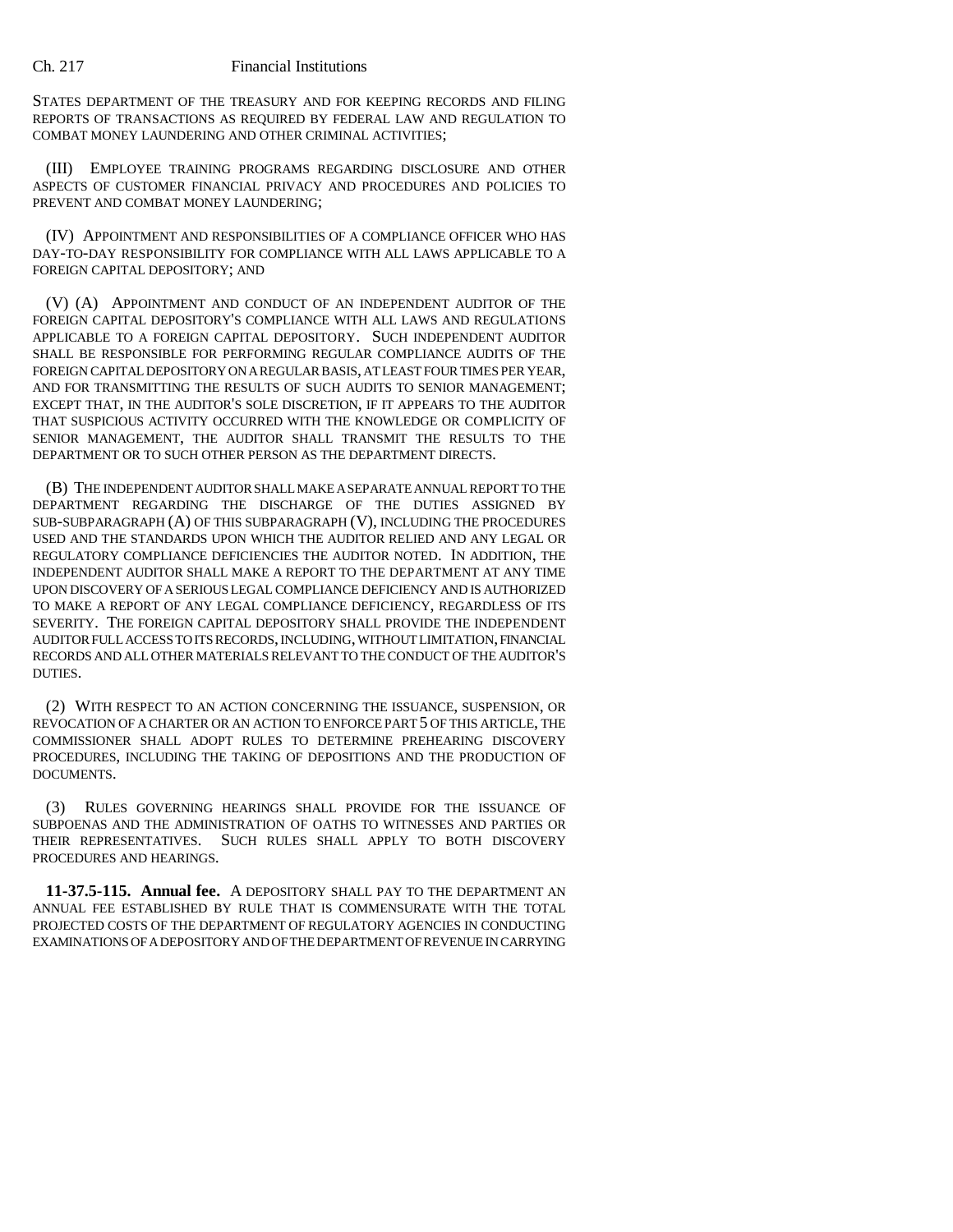STATES DEPARTMENT OF THE TREASURY AND FOR KEEPING RECORDS AND FILING REPORTS OF TRANSACTIONS AS REQUIRED BY FEDERAL LAW AND REGULATION TO COMBAT MONEY LAUNDERING AND OTHER CRIMINAL ACTIVITIES;

(III) EMPLOYEE TRAINING PROGRAMS REGARDING DISCLOSURE AND OTHER ASPECTS OF CUSTOMER FINANCIAL PRIVACY AND PROCEDURES AND POLICIES TO PREVENT AND COMBAT MONEY LAUNDERING;

(IV) APPOINTMENT AND RESPONSIBILITIES OF A COMPLIANCE OFFICER WHO HAS DAY-TO-DAY RESPONSIBILITY FOR COMPLIANCE WITH ALL LAWS APPLICABLE TO A FOREIGN CAPITAL DEPOSITORY; AND

(V) (A) APPOINTMENT AND CONDUCT OF AN INDEPENDENT AUDITOR OF THE FOREIGN CAPITAL DEPOSITORY'S COMPLIANCE WITH ALL LAWS AND REGULATIONS APPLICABLE TO A FOREIGN CAPITAL DEPOSITORY. SUCH INDEPENDENT AUDITOR SHALL BE RESPONSIBLE FOR PERFORMING REGULAR COMPLIANCE AUDITS OF THE FOREIGN CAPITAL DEPOSITORY ON A REGULAR BASIS, AT LEAST FOUR TIMES PER YEAR, AND FOR TRANSMITTING THE RESULTS OF SUCH AUDITS TO SENIOR MANAGEMENT; EXCEPT THAT, IN THE AUDITOR'S SOLE DISCRETION, IF IT APPEARS TO THE AUDITOR THAT SUSPICIOUS ACTIVITY OCCURRED WITH THE KNOWLEDGE OR COMPLICITY OF SENIOR MANAGEMENT, THE AUDITOR SHALL TRANSMIT THE RESULTS TO THE DEPARTMENT OR TO SUCH OTHER PERSON AS THE DEPARTMENT DIRECTS.

(B) THE INDEPENDENT AUDITOR SHALL MAKE A SEPARATE ANNUAL REPORT TO THE DEPARTMENT REGARDING THE DISCHARGE OF THE DUTIES ASSIGNED BY SUB-SUBPARAGRAPH (A) OF THIS SUBPARAGRAPH (V), INCLUDING THE PROCEDURES USED AND THE STANDARDS UPON WHICH THE AUDITOR RELIED AND ANY LEGAL OR REGULATORY COMPLIANCE DEFICIENCIES THE AUDITOR NOTED. IN ADDITION, THE INDEPENDENT AUDITOR SHALL MAKE A REPORT TO THE DEPARTMENT AT ANY TIME UPON DISCOVERY OF A SERIOUS LEGAL COMPLIANCE DEFICIENCY AND IS AUTHORIZED TO MAKE A REPORT OF ANY LEGAL COMPLIANCE DEFICIENCY, REGARDLESS OF ITS SEVERITY. THE FOREIGN CAPITAL DEPOSITORY SHALL PROVIDE THE INDEPENDENT AUDITOR FULL ACCESS TO ITS RECORDS, INCLUDING, WITHOUT LIMITATION, FINANCIAL RECORDS AND ALL OTHER MATERIALS RELEVANT TO THE CONDUCT OF THE AUDITOR'S DUTIES.

(2) WITH RESPECT TO AN ACTION CONCERNING THE ISSUANCE, SUSPENSION, OR REVOCATION OF A CHARTER OR AN ACTION TO ENFORCE PART 5 OF THIS ARTICLE, THE COMMISSIONER SHALL ADOPT RULES TO DETERMINE PREHEARING DISCOVERY PROCEDURES, INCLUDING THE TAKING OF DEPOSITIONS AND THE PRODUCTION OF DOCUMENTS.

(3) RULES GOVERNING HEARINGS SHALL PROVIDE FOR THE ISSUANCE OF SUBPOENAS AND THE ADMINISTRATION OF OATHS TO WITNESSES AND PARTIES OR THEIR REPRESENTATIVES. SUCH RULES SHALL APPLY TO BOTH DISCOVERY PROCEDURES AND HEARINGS.

**11-37.5-115. Annual fee.** A DEPOSITORY SHALL PAY TO THE DEPARTMENT AN ANNUAL FEE ESTABLISHED BY RULE THAT IS COMMENSURATE WITH THE TOTAL PROJECTED COSTS OF THE DEPARTMENT OF REGULATORY AGENCIES IN CONDUCTING EXAMINATIONS OF A DEPOSITORY AND OF THE DEPARTMENT OF REVENUE IN CARRYING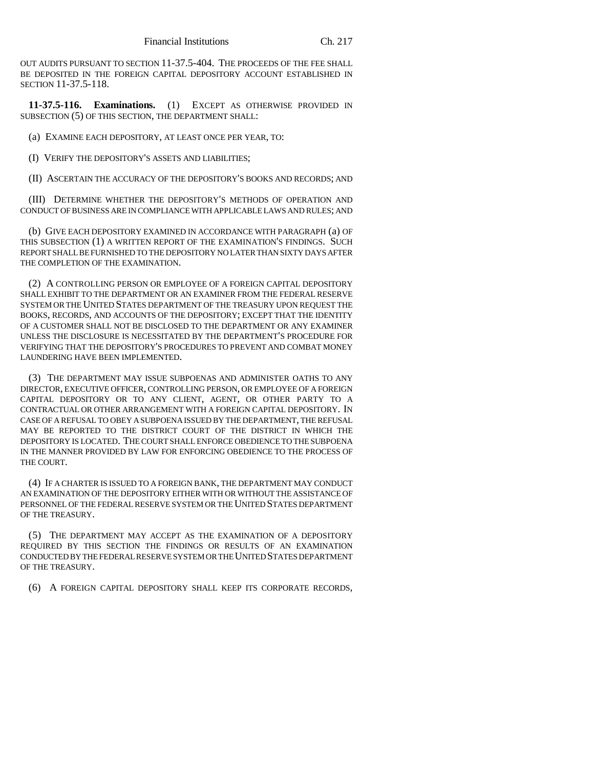OUT AUDITS PURSUANT TO SECTION 11-37.5-404. THE PROCEEDS OF THE FEE SHALL BE DEPOSITED IN THE FOREIGN CAPITAL DEPOSITORY ACCOUNT ESTABLISHED IN SECTION 11-37.5-118.

**11-37.5-116. Examinations.** (1) EXCEPT AS OTHERWISE PROVIDED IN SUBSECTION (5) OF THIS SECTION, THE DEPARTMENT SHALL:

(a) EXAMINE EACH DEPOSITORY, AT LEAST ONCE PER YEAR, TO:

(I) VERIFY THE DEPOSITORY'S ASSETS AND LIABILITIES;

(II) ASCERTAIN THE ACCURACY OF THE DEPOSITORY'S BOOKS AND RECORDS; AND

(III) DETERMINE WHETHER THE DEPOSITORY'S METHODS OF OPERATION AND CONDUCT OF BUSINESS ARE IN COMPLIANCE WITH APPLICABLE LAWS AND RULES; AND

(b) GIVE EACH DEPOSITORY EXAMINED IN ACCORDANCE WITH PARAGRAPH (a) OF THIS SUBSECTION (1) A WRITTEN REPORT OF THE EXAMINATION'S FINDINGS. SUCH REPORT SHALL BE FURNISHED TO THE DEPOSITORY NO LATER THAN SIXTY DAYS AFTER THE COMPLETION OF THE EXAMINATION.

(2) A CONTROLLING PERSON OR EMPLOYEE OF A FOREIGN CAPITAL DEPOSITORY SHALL EXHIBIT TO THE DEPARTMENT OR AN EXAMINER FROM THE FEDERAL RESERVE SYSTEM OR THE UNITED STATES DEPARTMENT OF THE TREASURY UPON REQUEST THE BOOKS, RECORDS, AND ACCOUNTS OF THE DEPOSITORY; EXCEPT THAT THE IDENTITY OF A CUSTOMER SHALL NOT BE DISCLOSED TO THE DEPARTMENT OR ANY EXAMINER UNLESS THE DISCLOSURE IS NECESSITATED BY THE DEPARTMENT'S PROCEDURE FOR VERIFYING THAT THE DEPOSITORY'S PROCEDURES TO PREVENT AND COMBAT MONEY LAUNDERING HAVE BEEN IMPLEMENTED.

(3) THE DEPARTMENT MAY ISSUE SUBPOENAS AND ADMINISTER OATHS TO ANY DIRECTOR, EXECUTIVE OFFICER, CONTROLLING PERSON, OR EMPLOYEE OF A FOREIGN CAPITAL DEPOSITORY OR TO ANY CLIENT, AGENT, OR OTHER PARTY TO A CONTRACTUAL OR OTHER ARRANGEMENT WITH A FOREIGN CAPITAL DEPOSITORY. IN CASE OF A REFUSAL TO OBEY A SUBPOENA ISSUED BY THE DEPARTMENT, THE REFUSAL MAY BE REPORTED TO THE DISTRICT COURT OF THE DISTRICT IN WHICH THE DEPOSITORY IS LOCATED. THE COURT SHALL ENFORCE OBEDIENCE TO THE SUBPOENA IN THE MANNER PROVIDED BY LAW FOR ENFORCING OBEDIENCE TO THE PROCESS OF THE COURT.

(4) IF A CHARTER IS ISSUED TO A FOREIGN BANK, THE DEPARTMENT MAY CONDUCT AN EXAMINATION OF THE DEPOSITORY EITHER WITH OR WITHOUT THE ASSISTANCE OF PERSONNEL OF THE FEDERAL RESERVE SYSTEM OR THE UNITED STATES DEPARTMENT OF THE TREASURY.

(5) THE DEPARTMENT MAY ACCEPT AS THE EXAMINATION OF A DEPOSITORY REQUIRED BY THIS SECTION THE FINDINGS OR RESULTS OF AN EXAMINATION CONDUCTED BY THE FEDERAL RESERVE SYSTEM OR THE UNITED STATES DEPARTMENT OF THE TREASURY.

(6) A FOREIGN CAPITAL DEPOSITORY SHALL KEEP ITS CORPORATE RECORDS,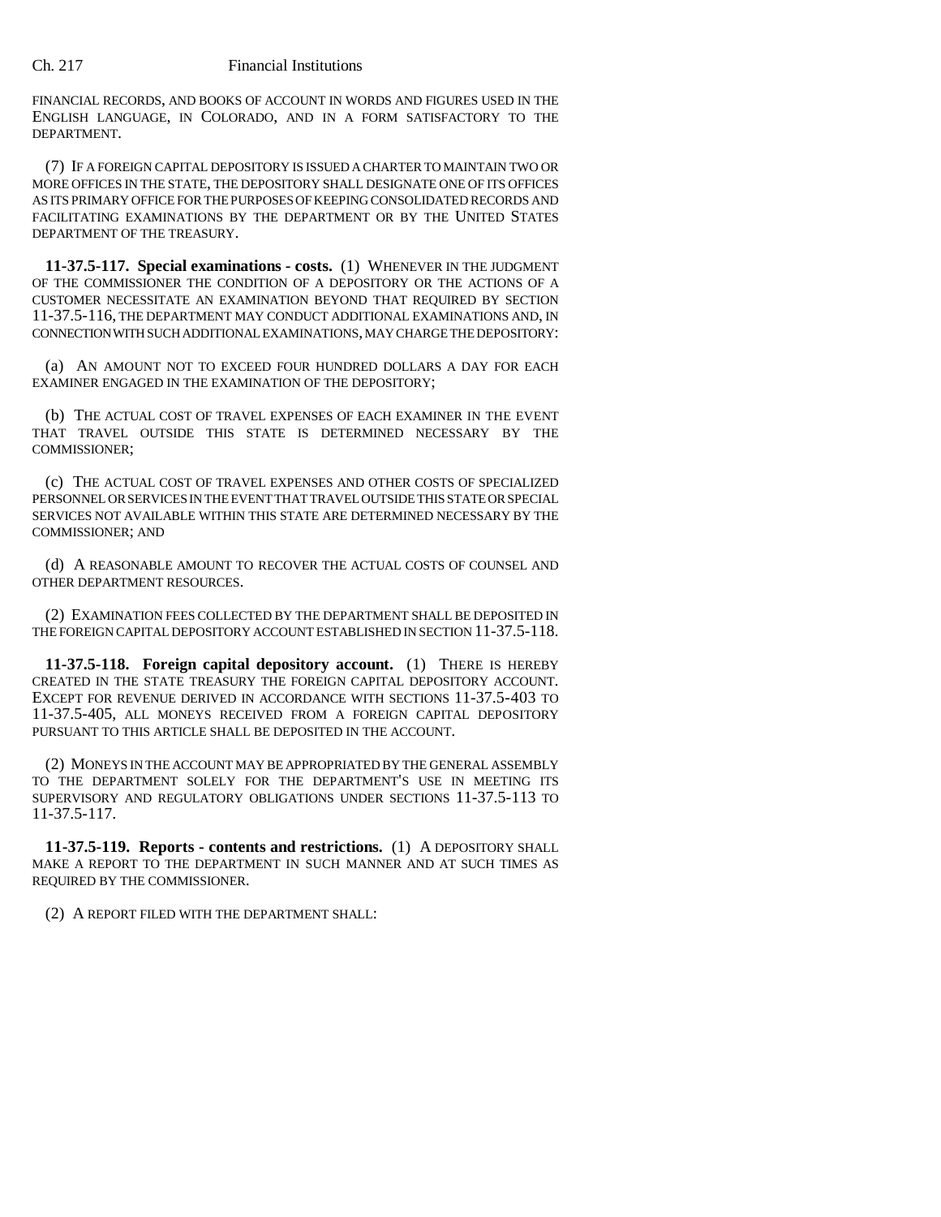FINANCIAL RECORDS, AND BOOKS OF ACCOUNT IN WORDS AND FIGURES USED IN THE ENGLISH LANGUAGE, IN COLORADO, AND IN A FORM SATISFACTORY TO THE DEPARTMENT.

(7) IF A FOREIGN CAPITAL DEPOSITORY IS ISSUED A CHARTER TO MAINTAIN TWO OR MORE OFFICES IN THE STATE, THE DEPOSITORY SHALL DESIGNATE ONE OF ITS OFFICES AS ITS PRIMARY OFFICE FOR THE PURPOSES OF KEEPING CONSOLIDATED RECORDS AND FACILITATING EXAMINATIONS BY THE DEPARTMENT OR BY THE UNITED STATES DEPARTMENT OF THE TREASURY.

**11-37.5-117. Special examinations - costs.** (1) WHENEVER IN THE JUDGMENT OF THE COMMISSIONER THE CONDITION OF A DEPOSITORY OR THE ACTIONS OF A CUSTOMER NECESSITATE AN EXAMINATION BEYOND THAT REQUIRED BY SECTION 11-37.5-116, THE DEPARTMENT MAY CONDUCT ADDITIONAL EXAMINATIONS AND, IN CONNECTION WITH SUCH ADDITIONAL EXAMINATIONS, MAY CHARGE THE DEPOSITORY:

(a) AN AMOUNT NOT TO EXCEED FOUR HUNDRED DOLLARS A DAY FOR EACH EXAMINER ENGAGED IN THE EXAMINATION OF THE DEPOSITORY;

(b) THE ACTUAL COST OF TRAVEL EXPENSES OF EACH EXAMINER IN THE EVENT THAT TRAVEL OUTSIDE THIS STATE IS DETERMINED NECESSARY BY THE COMMISSIONER;

(c) THE ACTUAL COST OF TRAVEL EXPENSES AND OTHER COSTS OF SPECIALIZED PERSONNEL OR SERVICES IN THE EVENT THAT TRAVEL OUTSIDE THIS STATE OR SPECIAL SERVICES NOT AVAILABLE WITHIN THIS STATE ARE DETERMINED NECESSARY BY THE COMMISSIONER; AND

(d) A REASONABLE AMOUNT TO RECOVER THE ACTUAL COSTS OF COUNSEL AND OTHER DEPARTMENT RESOURCES.

(2) EXAMINATION FEES COLLECTED BY THE DEPARTMENT SHALL BE DEPOSITED IN THE FOREIGN CAPITAL DEPOSITORY ACCOUNT ESTABLISHED IN SECTION 11-37.5-118.

**11-37.5-118. Foreign capital depository account.** (1) THERE IS HEREBY CREATED IN THE STATE TREASURY THE FOREIGN CAPITAL DEPOSITORY ACCOUNT. EXCEPT FOR REVENUE DERIVED IN ACCORDANCE WITH SECTIONS 11-37.5-403 TO 11-37.5-405, ALL MONEYS RECEIVED FROM A FOREIGN CAPITAL DEPOSITORY PURSUANT TO THIS ARTICLE SHALL BE DEPOSITED IN THE ACCOUNT.

(2) MONEYS IN THE ACCOUNT MAY BE APPROPRIATED BY THE GENERAL ASSEMBLY TO THE DEPARTMENT SOLELY FOR THE DEPARTMENT'S USE IN MEETING ITS SUPERVISORY AND REGULATORY OBLIGATIONS UNDER SECTIONS 11-37.5-113 TO 11-37.5-117.

**11-37.5-119. Reports - contents and restrictions.** (1) A DEPOSITORY SHALL MAKE A REPORT TO THE DEPARTMENT IN SUCH MANNER AND AT SUCH TIMES AS REQUIRED BY THE COMMISSIONER.

(2) A REPORT FILED WITH THE DEPARTMENT SHALL: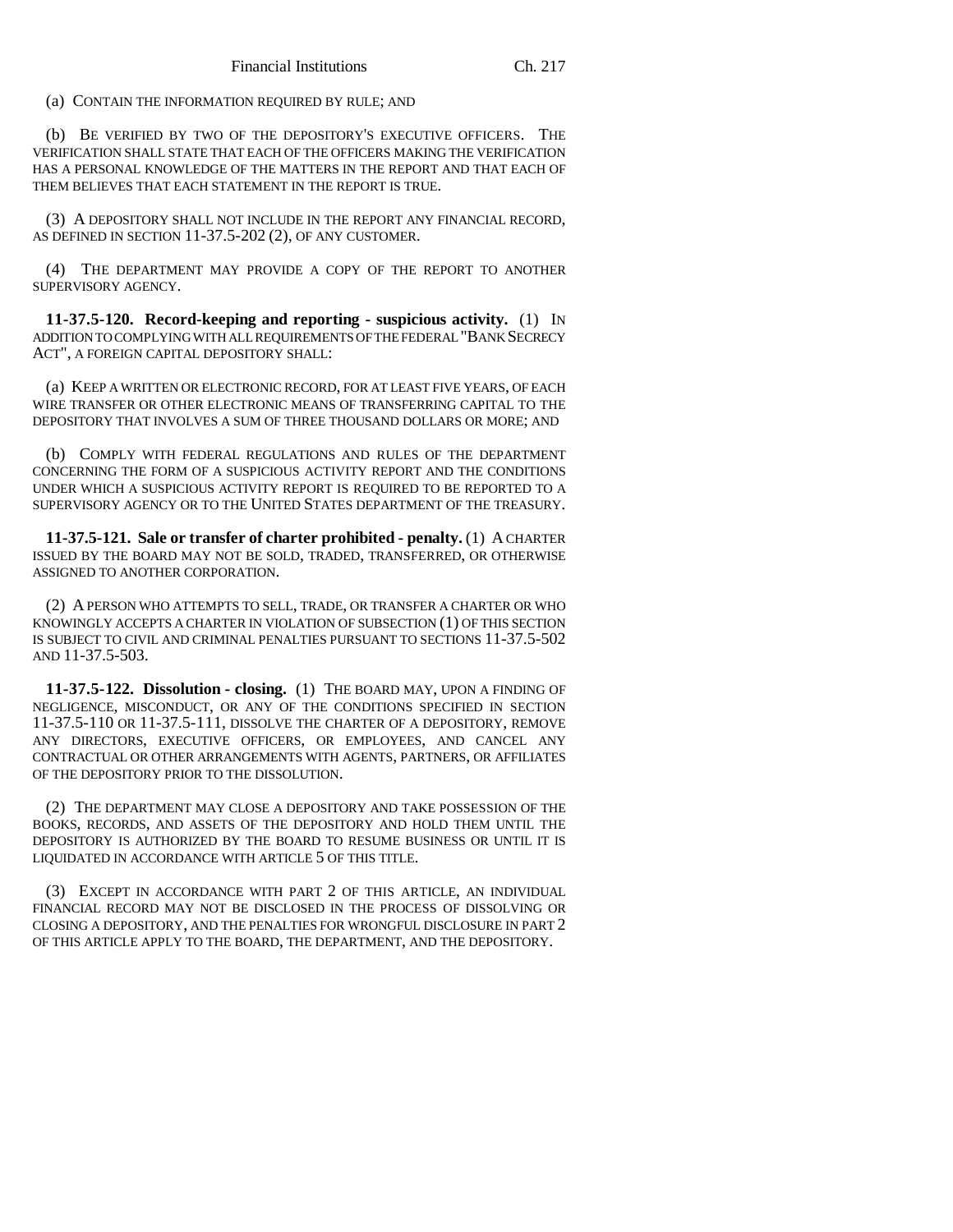(a) CONTAIN THE INFORMATION REQUIRED BY RULE; AND

(b) BE VERIFIED BY TWO OF THE DEPOSITORY'S EXECUTIVE OFFICERS. THE VERIFICATION SHALL STATE THAT EACH OF THE OFFICERS MAKING THE VERIFICATION HAS A PERSONAL KNOWLEDGE OF THE MATTERS IN THE REPORT AND THAT EACH OF THEM BELIEVES THAT EACH STATEMENT IN THE REPORT IS TRUE.

(3) A DEPOSITORY SHALL NOT INCLUDE IN THE REPORT ANY FINANCIAL RECORD, AS DEFINED IN SECTION 11-37.5-202 (2), OF ANY CUSTOMER.

(4) THE DEPARTMENT MAY PROVIDE A COPY OF THE REPORT TO ANOTHER SUPERVISORY AGENCY.

**11-37.5-120. Record-keeping and reporting - suspicious activity.** (1) IN ADDITION TO COMPLYING WITH ALL REQUIREMENTS OF THE FEDERAL "BANK SECRECY ACT", A FOREIGN CAPITAL DEPOSITORY SHALL:

(a) KEEP A WRITTEN OR ELECTRONIC RECORD, FOR AT LEAST FIVE YEARS, OF EACH WIRE TRANSFER OR OTHER ELECTRONIC MEANS OF TRANSFERRING CAPITAL TO THE DEPOSITORY THAT INVOLVES A SUM OF THREE THOUSAND DOLLARS OR MORE; AND

(b) COMPLY WITH FEDERAL REGULATIONS AND RULES OF THE DEPARTMENT CONCERNING THE FORM OF A SUSPICIOUS ACTIVITY REPORT AND THE CONDITIONS UNDER WHICH A SUSPICIOUS ACTIVITY REPORT IS REQUIRED TO BE REPORTED TO A SUPERVISORY AGENCY OR TO THE UNITED STATES DEPARTMENT OF THE TREASURY.

**11-37.5-121. Sale or transfer of charter prohibited - penalty.** (1) A CHARTER ISSUED BY THE BOARD MAY NOT BE SOLD, TRADED, TRANSFERRED, OR OTHERWISE ASSIGNED TO ANOTHER CORPORATION.

(2) A PERSON WHO ATTEMPTS TO SELL, TRADE, OR TRANSFER A CHARTER OR WHO KNOWINGLY ACCEPTS A CHARTER IN VIOLATION OF SUBSECTION (1) OF THIS SECTION IS SUBJECT TO CIVIL AND CRIMINAL PENALTIES PURSUANT TO SECTIONS 11-37.5-502 AND 11-37.5-503.

**11-37.5-122. Dissolution - closing.** (1) THE BOARD MAY, UPON A FINDING OF NEGLIGENCE, MISCONDUCT, OR ANY OF THE CONDITIONS SPECIFIED IN SECTION 11-37.5-110 OR 11-37.5-111, DISSOLVE THE CHARTER OF A DEPOSITORY, REMOVE ANY DIRECTORS, EXECUTIVE OFFICERS, OR EMPLOYEES, AND CANCEL ANY CONTRACTUAL OR OTHER ARRANGEMENTS WITH AGENTS, PARTNERS, OR AFFILIATES OF THE DEPOSITORY PRIOR TO THE DISSOLUTION.

(2) THE DEPARTMENT MAY CLOSE A DEPOSITORY AND TAKE POSSESSION OF THE BOOKS, RECORDS, AND ASSETS OF THE DEPOSITORY AND HOLD THEM UNTIL THE DEPOSITORY IS AUTHORIZED BY THE BOARD TO RESUME BUSINESS OR UNTIL IT IS LIQUIDATED IN ACCORDANCE WITH ARTICLE 5 OF THIS TITLE.

(3) EXCEPT IN ACCORDANCE WITH PART 2 OF THIS ARTICLE, AN INDIVIDUAL FINANCIAL RECORD MAY NOT BE DISCLOSED IN THE PROCESS OF DISSOLVING OR CLOSING A DEPOSITORY, AND THE PENALTIES FOR WRONGFUL DISCLOSURE IN PART 2 OF THIS ARTICLE APPLY TO THE BOARD, THE DEPARTMENT, AND THE DEPOSITORY.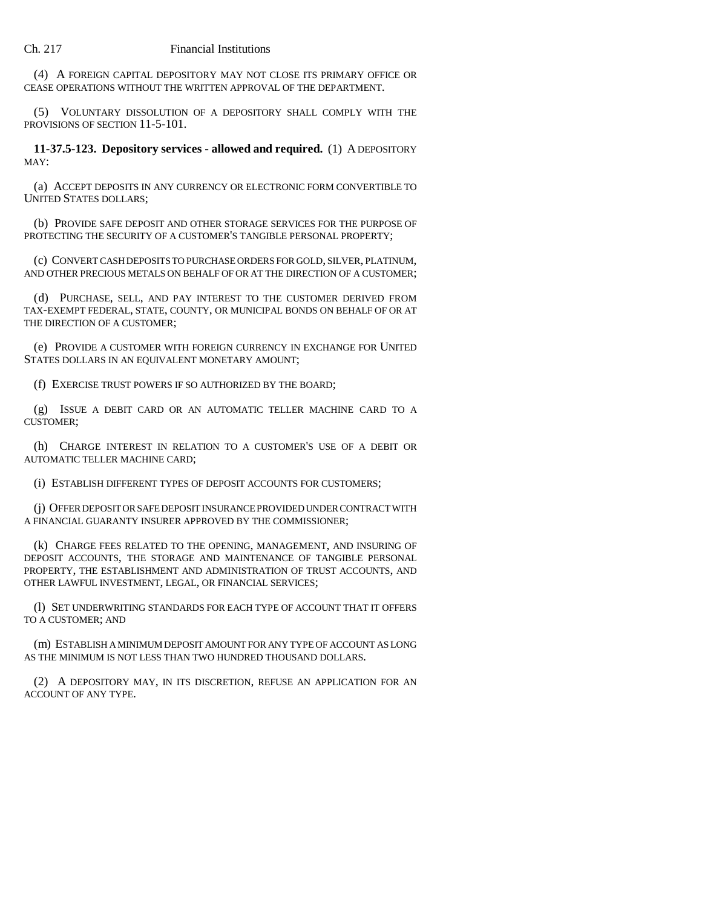(4) A FOREIGN CAPITAL DEPOSITORY MAY NOT CLOSE ITS PRIMARY OFFICE OR CEASE OPERATIONS WITHOUT THE WRITTEN APPROVAL OF THE DEPARTMENT.

(5) VOLUNTARY DISSOLUTION OF A DEPOSITORY SHALL COMPLY WITH THE PROVISIONS OF SECTION 11-5-101.

**11-37.5-123. Depository services - allowed and required.** (1) A DEPOSITORY MAY:

(a) ACCEPT DEPOSITS IN ANY CURRENCY OR ELECTRONIC FORM CONVERTIBLE TO UNITED STATES DOLLARS;

(b) PROVIDE SAFE DEPOSIT AND OTHER STORAGE SERVICES FOR THE PURPOSE OF PROTECTING THE SECURITY OF A CUSTOMER'S TANGIBLE PERSONAL PROPERTY;

(c) CONVERT CASH DEPOSITS TO PURCHASE ORDERS FOR GOLD, SILVER, PLATINUM, AND OTHER PRECIOUS METALS ON BEHALF OF OR AT THE DIRECTION OF A CUSTOMER;

(d) PURCHASE, SELL, AND PAY INTEREST TO THE CUSTOMER DERIVED FROM TAX-EXEMPT FEDERAL, STATE, COUNTY, OR MUNICIPAL BONDS ON BEHALF OF OR AT THE DIRECTION OF A CUSTOMER;

(e) PROVIDE A CUSTOMER WITH FOREIGN CURRENCY IN EXCHANGE FOR UNITED STATES DOLLARS IN AN EQUIVALENT MONETARY AMOUNT;

(f) EXERCISE TRUST POWERS IF SO AUTHORIZED BY THE BOARD;

(g) ISSUE A DEBIT CARD OR AN AUTOMATIC TELLER MACHINE CARD TO A CUSTOMER;

(h) CHARGE INTEREST IN RELATION TO A CUSTOMER'S USE OF A DEBIT OR AUTOMATIC TELLER MACHINE CARD;

(i) ESTABLISH DIFFERENT TYPES OF DEPOSIT ACCOUNTS FOR CUSTOMERS;

(j) OFFER DEPOSIT OR SAFE DEPOSIT INSURANCE PROVIDED UNDER CONTRACT WITH A FINANCIAL GUARANTY INSURER APPROVED BY THE COMMISSIONER;

(k) CHARGE FEES RELATED TO THE OPENING, MANAGEMENT, AND INSURING OF DEPOSIT ACCOUNTS, THE STORAGE AND MAINTENANCE OF TANGIBLE PERSONAL PROPERTY, THE ESTABLISHMENT AND ADMINISTRATION OF TRUST ACCOUNTS, AND OTHER LAWFUL INVESTMENT, LEGAL, OR FINANCIAL SERVICES;

(l) SET UNDERWRITING STANDARDS FOR EACH TYPE OF ACCOUNT THAT IT OFFERS TO A CUSTOMER; AND

(m) ESTABLISH A MINIMUM DEPOSIT AMOUNT FOR ANY TYPE OF ACCOUNT AS LONG AS THE MINIMUM IS NOT LESS THAN TWO HUNDRED THOUSAND DOLLARS.

(2) A DEPOSITORY MAY, IN ITS DISCRETION, REFUSE AN APPLICATION FOR AN ACCOUNT OF ANY TYPE.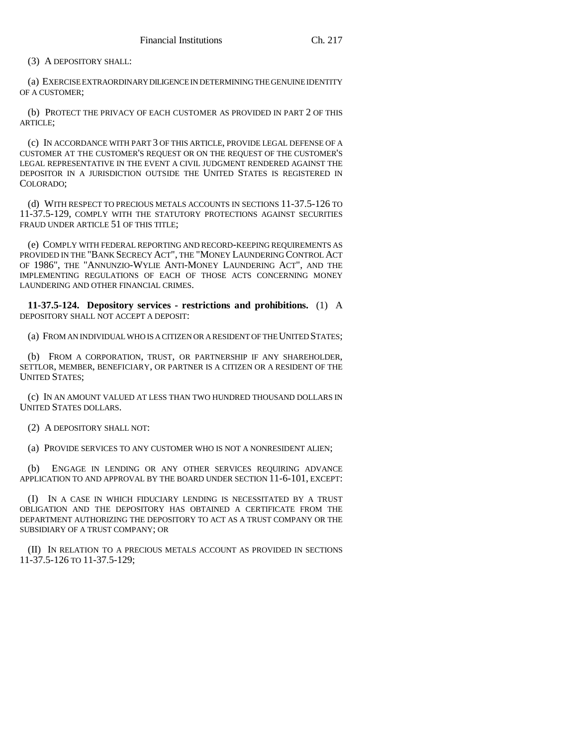(3) A DEPOSITORY SHALL:

(a) EXERCISE EXTRAORDINARY DILIGENCE IN DETERMINING THE GENUINE IDENTITY OF A CUSTOMER;

(b) PROTECT THE PRIVACY OF EACH CUSTOMER AS PROVIDED IN PART 2 OF THIS ARTICLE;

(c) IN ACCORDANCE WITH PART 3 OF THIS ARTICLE, PROVIDE LEGAL DEFENSE OF A CUSTOMER AT THE CUSTOMER'S REQUEST OR ON THE REQUEST OF THE CUSTOMER'S LEGAL REPRESENTATIVE IN THE EVENT A CIVIL JUDGMENT RENDERED AGAINST THE DEPOSITOR IN A JURISDICTION OUTSIDE THE UNITED STATES IS REGISTERED IN COLORADO;

(d) WITH RESPECT TO PRECIOUS METALS ACCOUNTS IN SECTIONS 11-37.5-126 TO 11-37.5-129, COMPLY WITH THE STATUTORY PROTECTIONS AGAINST SECURITIES FRAUD UNDER ARTICLE 51 OF THIS TITLE;

(e) COMPLY WITH FEDERAL REPORTING AND RECORD-KEEPING REQUIREMENTS AS PROVIDED IN THE "BANK SECRECY ACT", THE "MONEY LAUNDERING CONTROL ACT OF 1986", THE "ANNUNZIO-WYLIE ANTI-MONEY LAUNDERING ACT", AND THE IMPLEMENTING REGULATIONS OF EACH OF THOSE ACTS CONCERNING MONEY LAUNDERING AND OTHER FINANCIAL CRIMES.

**11-37.5-124. Depository services - restrictions and prohibitions.** (1) A DEPOSITORY SHALL NOT ACCEPT A DEPOSIT:

(a) FROM AN INDIVIDUAL WHO IS A CITIZEN OR A RESIDENT OF THE UNITED STATES;

(b) FROM A CORPORATION, TRUST, OR PARTNERSHIP IF ANY SHAREHOLDER, SETTLOR, MEMBER, BENEFICIARY, OR PARTNER IS A CITIZEN OR A RESIDENT OF THE UNITED STATES;

(c) IN AN AMOUNT VALUED AT LESS THAN TWO HUNDRED THOUSAND DOLLARS IN UNITED STATES DOLLARS.

(2) A DEPOSITORY SHALL NOT:

(a) PROVIDE SERVICES TO ANY CUSTOMER WHO IS NOT A NONRESIDENT ALIEN;

(b) ENGAGE IN LENDING OR ANY OTHER SERVICES REQUIRING ADVANCE APPLICATION TO AND APPROVAL BY THE BOARD UNDER SECTION 11-6-101, EXCEPT:

(I) IN A CASE IN WHICH FIDUCIARY LENDING IS NECESSITATED BY A TRUST OBLIGATION AND THE DEPOSITORY HAS OBTAINED A CERTIFICATE FROM THE DEPARTMENT AUTHORIZING THE DEPOSITORY TO ACT AS A TRUST COMPANY OR THE SUBSIDIARY OF A TRUST COMPANY; OR

(II) IN RELATION TO A PRECIOUS METALS ACCOUNT AS PROVIDED IN SECTIONS 11-37.5-126 TO 11-37.5-129;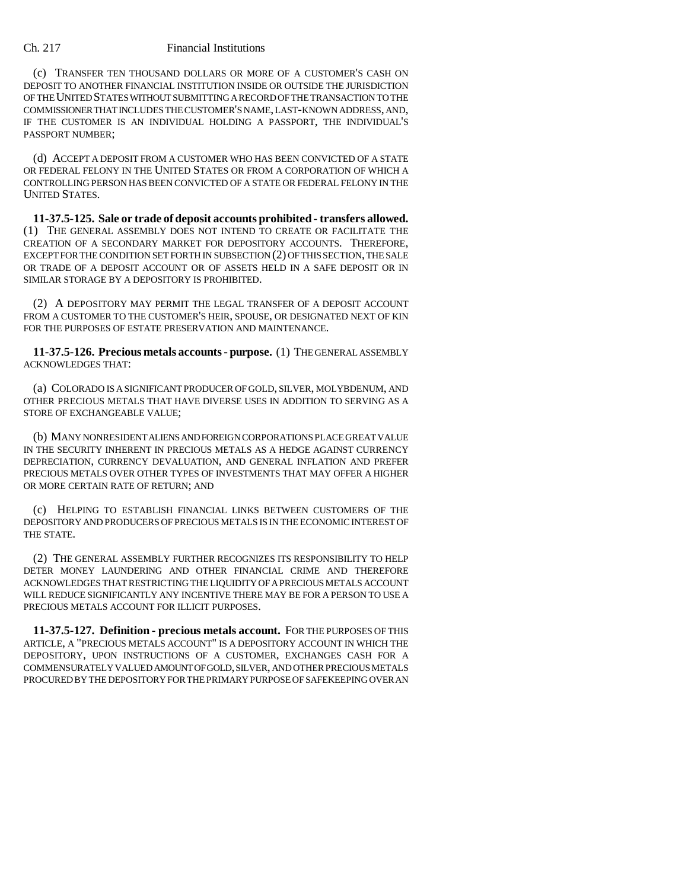(c) TRANSFER TEN THOUSAND DOLLARS OR MORE OF A CUSTOMER'S CASH ON DEPOSIT TO ANOTHER FINANCIAL INSTITUTION INSIDE OR OUTSIDE THE JURISDICTION OF THE UNITED STATES WITHOUT SUBMITTING A RECORD OF THE TRANSACTION TO THE COMMISSIONER THAT INCLUDES THE CUSTOMER'S NAME, LAST-KNOWN ADDRESS, AND, IF THE CUSTOMER IS AN INDIVIDUAL HOLDING A PASSPORT, THE INDIVIDUAL'S PASSPORT NUMBER;

(d) ACCEPT A DEPOSIT FROM A CUSTOMER WHO HAS BEEN CONVICTED OF A STATE OR FEDERAL FELONY IN THE UNITED STATES OR FROM A CORPORATION OF WHICH A CONTROLLING PERSON HAS BEEN CONVICTED OF A STATE OR FEDERAL FELONY IN THE UNITED STATES.

**11-37.5-125. Sale or trade of deposit accounts prohibited - transfers allowed.** (1) THE GENERAL ASSEMBLY DOES NOT INTEND TO CREATE OR FACILITATE THE CREATION OF A SECONDARY MARKET FOR DEPOSITORY ACCOUNTS. THEREFORE, EXCEPT FOR THE CONDITION SET FORTH IN SUBSECTION (2) OF THIS SECTION, THE SALE OR TRADE OF A DEPOSIT ACCOUNT OR OF ASSETS HELD IN A SAFE DEPOSIT OR IN SIMILAR STORAGE BY A DEPOSITORY IS PROHIBITED.

(2) A DEPOSITORY MAY PERMIT THE LEGAL TRANSFER OF A DEPOSIT ACCOUNT FROM A CUSTOMER TO THE CUSTOMER'S HEIR, SPOUSE, OR DESIGNATED NEXT OF KIN FOR THE PURPOSES OF ESTATE PRESERVATION AND MAINTENANCE.

**11-37.5-126. Precious metals accounts - purpose.** (1) THE GENERAL ASSEMBLY ACKNOWLEDGES THAT:

(a) COLORADO IS A SIGNIFICANT PRODUCER OF GOLD, SILVER, MOLYBDENUM, AND OTHER PRECIOUS METALS THAT HAVE DIVERSE USES IN ADDITION TO SERVING AS A STORE OF EXCHANGEABLE VALUE;

(b) MANY NONRESIDENT ALIENS AND FOREIGN CORPORATIONS PLACE GREAT VALUE IN THE SECURITY INHERENT IN PRECIOUS METALS AS A HEDGE AGAINST CURRENCY DEPRECIATION, CURRENCY DEVALUATION, AND GENERAL INFLATION AND PREFER PRECIOUS METALS OVER OTHER TYPES OF INVESTMENTS THAT MAY OFFER A HIGHER OR MORE CERTAIN RATE OF RETURN; AND

(c) HELPING TO ESTABLISH FINANCIAL LINKS BETWEEN CUSTOMERS OF THE DEPOSITORY AND PRODUCERS OF PRECIOUS METALS IS IN THE ECONOMIC INTEREST OF THE STATE.

(2) THE GENERAL ASSEMBLY FURTHER RECOGNIZES ITS RESPONSIBILITY TO HELP DETER MONEY LAUNDERING AND OTHER FINANCIAL CRIME AND THEREFORE ACKNOWLEDGES THAT RESTRICTING THE LIQUIDITY OF A PRECIOUS METALS ACCOUNT WILL REDUCE SIGNIFICANTLY ANY INCENTIVE THERE MAY BE FOR A PERSON TO USE A PRECIOUS METALS ACCOUNT FOR ILLICIT PURPOSES.

**11-37.5-127. Definition - precious metals account.** FOR THE PURPOSES OF THIS ARTICLE, A "PRECIOUS METALS ACCOUNT" IS A DEPOSITORY ACCOUNT IN WHICH THE DEPOSITORY, UPON INSTRUCTIONS OF A CUSTOMER, EXCHANGES CASH FOR A COMMENSURATELY VALUED AMOUNT OF GOLD, SILVER, AND OTHER PRECIOUS METALS PROCURED BY THE DEPOSITORY FOR THE PRIMARY PURPOSE OF SAFEKEEPING OVER AN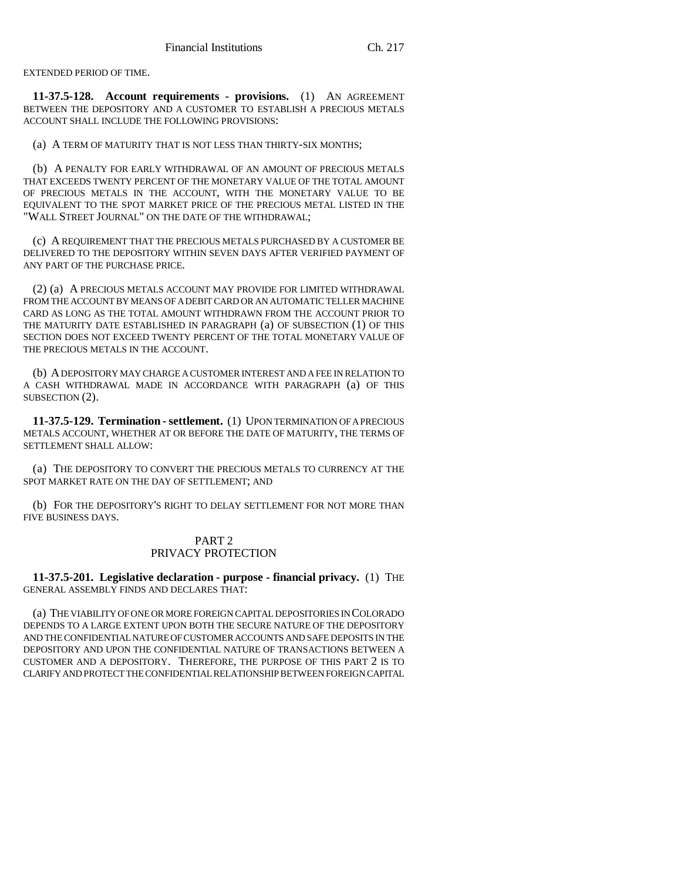EXTENDED PERIOD OF TIME.

**11-37.5-128. Account requirements - provisions.** (1) AN AGREEMENT BETWEEN THE DEPOSITORY AND A CUSTOMER TO ESTABLISH A PRECIOUS METALS ACCOUNT SHALL INCLUDE THE FOLLOWING PROVISIONS:

(a) A TERM OF MATURITY THAT IS NOT LESS THAN THIRTY-SIX MONTHS;

(b) A PENALTY FOR EARLY WITHDRAWAL OF AN AMOUNT OF PRECIOUS METALS THAT EXCEEDS TWENTY PERCENT OF THE MONETARY VALUE OF THE TOTAL AMOUNT OF PRECIOUS METALS IN THE ACCOUNT, WITH THE MONETARY VALUE TO BE EQUIVALENT TO THE SPOT MARKET PRICE OF THE PRECIOUS METAL LISTED IN THE "WALL STREET JOURNAL" ON THE DATE OF THE WITHDRAWAL;

(c) A REQUIREMENT THAT THE PRECIOUS METALS PURCHASED BY A CUSTOMER BE DELIVERED TO THE DEPOSITORY WITHIN SEVEN DAYS AFTER VERIFIED PAYMENT OF ANY PART OF THE PURCHASE PRICE.

(2) (a) A PRECIOUS METALS ACCOUNT MAY PROVIDE FOR LIMITED WITHDRAWAL FROM THE ACCOUNT BY MEANS OF A DEBIT CARD OR AN AUTOMATIC TELLER MACHINE CARD AS LONG AS THE TOTAL AMOUNT WITHDRAWN FROM THE ACCOUNT PRIOR TO THE MATURITY DATE ESTABLISHED IN PARAGRAPH (a) OF SUBSECTION (1) OF THIS SECTION DOES NOT EXCEED TWENTY PERCENT OF THE TOTAL MONETARY VALUE OF THE PRECIOUS METALS IN THE ACCOUNT.

(b) A DEPOSITORY MAY CHARGE A CUSTOMER INTEREST AND A FEE IN RELATION TO A CASH WITHDRAWAL MADE IN ACCORDANCE WITH PARAGRAPH (a) OF THIS SUBSECTION (2).

**11-37.5-129. Termination - settlement.** (1) UPON TERMINATION OF A PRECIOUS METALS ACCOUNT, WHETHER AT OR BEFORE THE DATE OF MATURITY, THE TERMS OF SETTLEMENT SHALL ALLOW:

(a) THE DEPOSITORY TO CONVERT THE PRECIOUS METALS TO CURRENCY AT THE SPOT MARKET RATE ON THE DAY OF SETTLEMENT; AND

(b) FOR THE DEPOSITORY'S RIGHT TO DELAY SETTLEMENT FOR NOT MORE THAN FIVE BUSINESS DAYS.

## PART 2
## PRIVACY PROTECTION

**11-37.5-201. Legislative declaration - purpose - financial privacy.** (1) THE GENERAL ASSEMBLY FINDS AND DECLARES THAT:

(a) THE VIABILITY OF ONE OR MORE FOREIGN CAPITAL DEPOSITORIES IN COLORADO DEPENDS TO A LARGE EXTENT UPON BOTH THE SECURE NATURE OF THE DEPOSITORY AND THE CONFIDENTIAL NATURE OF CUSTOMER ACCOUNTS AND SAFE DEPOSITS IN THE DEPOSITORY AND UPON THE CONFIDENTIAL NATURE OF TRANSACTIONS BETWEEN A CUSTOMER AND A DEPOSITORY. THEREFORE, THE PURPOSE OF THIS PART 2 IS TO CLARIFY AND PROTECT THE CONFIDENTIAL RELATIONSHIP BETWEEN FOREIGN CAPITAL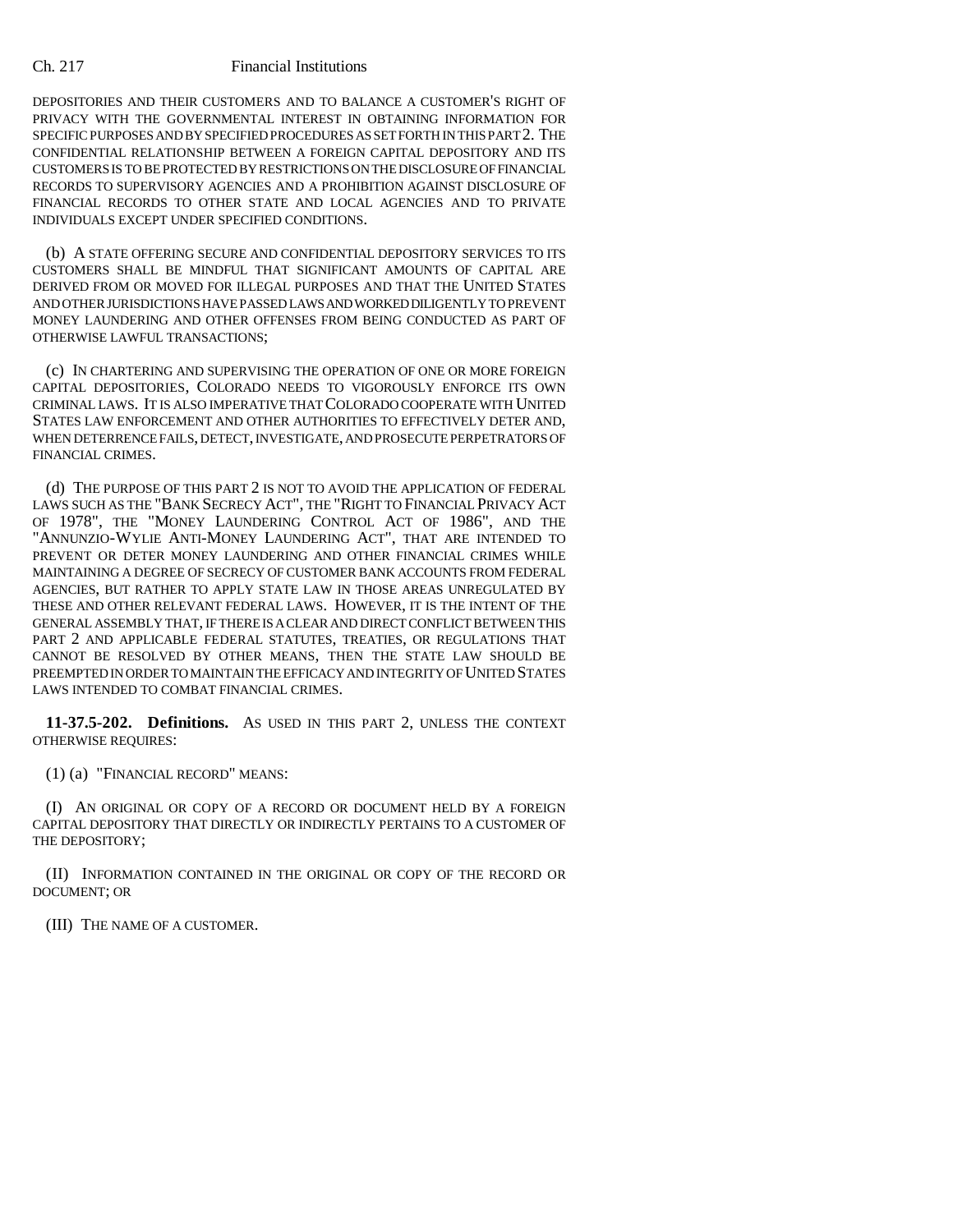DEPOSITORIES AND THEIR CUSTOMERS AND TO BALANCE A CUSTOMER'S RIGHT OF PRIVACY WITH THE GOVERNMENTAL INTEREST IN OBTAINING INFORMATION FOR SPECIFIC PURPOSES AND BY SPECIFIED PROCEDURES AS SET FORTH IN THIS PART 2. THE CONFIDENTIAL RELATIONSHIP BETWEEN A FOREIGN CAPITAL DEPOSITORY AND ITS CUSTOMERS IS TO BE PROTECTED BY RESTRICTIONS ON THE DISCLOSURE OF FINANCIAL RECORDS TO SUPERVISORY AGENCIES AND A PROHIBITION AGAINST DISCLOSURE OF FINANCIAL RECORDS TO OTHER STATE AND LOCAL AGENCIES AND TO PRIVATE INDIVIDUALS EXCEPT UNDER SPECIFIED CONDITIONS.

(b) A STATE OFFERING SECURE AND CONFIDENTIAL DEPOSITORY SERVICES TO ITS CUSTOMERS SHALL BE MINDFUL THAT SIGNIFICANT AMOUNTS OF CAPITAL ARE DERIVED FROM OR MOVED FOR ILLEGAL PURPOSES AND THAT THE UNITED STATES AND OTHER JURISDICTIONS HAVE PASSED LAWS AND WORKED DILIGENTLY TO PREVENT MONEY LAUNDERING AND OTHER OFFENSES FROM BEING CONDUCTED AS PART OF OTHERWISE LAWFUL TRANSACTIONS;

(c) IN CHARTERING AND SUPERVISING THE OPERATION OF ONE OR MORE FOREIGN CAPITAL DEPOSITORIES, COLORADO NEEDS TO VIGOROUSLY ENFORCE ITS OWN CRIMINAL LAWS. IT IS ALSO IMPERATIVE THAT COLORADO COOPERATE WITH UNITED STATES LAW ENFORCEMENT AND OTHER AUTHORITIES TO EFFECTIVELY DETER AND, WHEN DETERRENCE FAILS, DETECT, INVESTIGATE, AND PROSECUTE PERPETRATORS OF FINANCIAL CRIMES.

(d) THE PURPOSE OF THIS PART 2 IS NOT TO AVOID THE APPLICATION OF FEDERAL LAWS SUCH AS THE "BANK SECRECY ACT", THE "RIGHT TO FINANCIAL PRIVACY ACT OF 1978", THE "MONEY LAUNDERING CONTROL ACT OF 1986", AND THE "ANNUNZIO-WYLIE ANTI-MONEY LAUNDERING ACT", THAT ARE INTENDED TO PREVENT OR DETER MONEY LAUNDERING AND OTHER FINANCIAL CRIMES WHILE MAINTAINING A DEGREE OF SECRECY OF CUSTOMER BANK ACCOUNTS FROM FEDERAL AGENCIES, BUT RATHER TO APPLY STATE LAW IN THOSE AREAS UNREGULATED BY THESE AND OTHER RELEVANT FEDERAL LAWS. HOWEVER, IT IS THE INTENT OF THE GENERAL ASSEMBLY THAT, IF THERE IS A CLEAR AND DIRECT CONFLICT BETWEEN THIS PART 2 AND APPLICABLE FEDERAL STATUTES, TREATIES, OR REGULATIONS THAT CANNOT BE RESOLVED BY OTHER MEANS, THEN THE STATE LAW SHOULD BE PREEMPTED IN ORDER TO MAINTAIN THE EFFICACY AND INTEGRITY OF UNITED STATES LAWS INTENDED TO COMBAT FINANCIAL CRIMES.

**11-37.5-202. Definitions.** AS USED IN THIS PART 2, UNLESS THE CONTEXT OTHERWISE REQUIRES:

(1) (a) "FINANCIAL RECORD" MEANS:

(I) AN ORIGINAL OR COPY OF A RECORD OR DOCUMENT HELD BY A FOREIGN CAPITAL DEPOSITORY THAT DIRECTLY OR INDIRECTLY PERTAINS TO A CUSTOMER OF THE DEPOSITORY;

(II) INFORMATION CONTAINED IN THE ORIGINAL OR COPY OF THE RECORD OR DOCUMENT; OR

(III) THE NAME OF A CUSTOMER.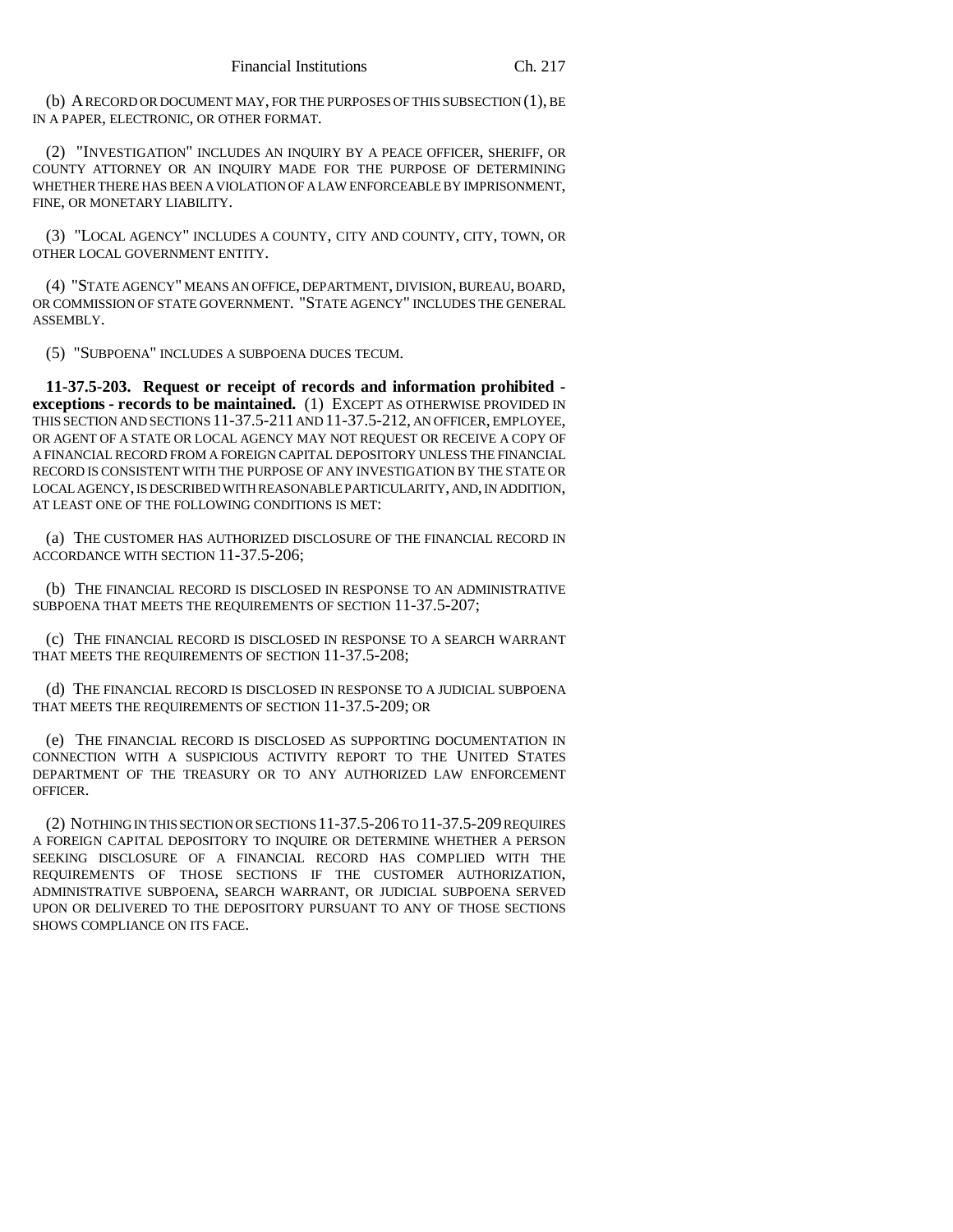(b) A RECORD OR DOCUMENT MAY, FOR THE PURPOSES OF THIS SUBSECTION (1), BE IN A PAPER, ELECTRONIC, OR OTHER FORMAT.

(2) "INVESTIGATION" INCLUDES AN INQUIRY BY A PEACE OFFICER, SHERIFF, OR COUNTY ATTORNEY OR AN INQUIRY MADE FOR THE PURPOSE OF DETERMINING WHETHER THERE HAS BEEN A VIOLATION OF A LAW ENFORCEABLE BY IMPRISONMENT, FINE, OR MONETARY LIABILITY.

(3) "LOCAL AGENCY" INCLUDES A COUNTY, CITY AND COUNTY, CITY, TOWN, OR OTHER LOCAL GOVERNMENT ENTITY.

(4) "STATE AGENCY" MEANS AN OFFICE, DEPARTMENT, DIVISION, BUREAU, BOARD, OR COMMISSION OF STATE GOVERNMENT. "STATE AGENCY" INCLUDES THE GENERAL ASSEMBLY.

(5) "SUBPOENA" INCLUDES A SUBPOENA DUCES TECUM.

**11-37.5-203. Request or receipt of records and information prohibited - exceptions - records to be maintained.** (1) EXCEPT AS OTHERWISE PROVIDED IN THIS SECTION AND SECTIONS 11-37.5-211 AND 11-37.5-212, AN OFFICER, EMPLOYEE, OR AGENT OF A STATE OR LOCAL AGENCY MAY NOT REQUEST OR RECEIVE A COPY OF A FINANCIAL RECORD FROM A FOREIGN CAPITAL DEPOSITORY UNLESS THE FINANCIAL RECORD IS CONSISTENT WITH THE PURPOSE OF ANY INVESTIGATION BY THE STATE OR LOCAL AGENCY, IS DESCRIBED WITH REASONABLE PARTICULARITY, AND, IN ADDITION, AT LEAST ONE OF THE FOLLOWING CONDITIONS IS MET:

(a) THE CUSTOMER HAS AUTHORIZED DISCLOSURE OF THE FINANCIAL RECORD IN ACCORDANCE WITH SECTION 11-37.5-206;

(b) THE FINANCIAL RECORD IS DISCLOSED IN RESPONSE TO AN ADMINISTRATIVE SUBPOENA THAT MEETS THE REQUIREMENTS OF SECTION 11-37.5-207;

(c) THE FINANCIAL RECORD IS DISCLOSED IN RESPONSE TO A SEARCH WARRANT THAT MEETS THE REQUIREMENTS OF SECTION 11-37.5-208;

(d) THE FINANCIAL RECORD IS DISCLOSED IN RESPONSE TO A JUDICIAL SUBPOENA THAT MEETS THE REQUIREMENTS OF SECTION 11-37.5-209; OR

(e) THE FINANCIAL RECORD IS DISCLOSED AS SUPPORTING DOCUMENTATION IN CONNECTION WITH A SUSPICIOUS ACTIVITY REPORT TO THE UNITED STATES DEPARTMENT OF THE TREASURY OR TO ANY AUTHORIZED LAW ENFORCEMENT OFFICER.

(2) NOTHING IN THIS SECTION OR SECTIONS 11-37.5-206 TO 11-37.5-209 REQUIRES A FOREIGN CAPITAL DEPOSITORY TO INQUIRE OR DETERMINE WHETHER A PERSON SEEKING DISCLOSURE OF A FINANCIAL RECORD HAS COMPLIED WITH THE REQUIREMENTS OF THOSE SECTIONS IF THE CUSTOMER AUTHORIZATION, ADMINISTRATIVE SUBPOENA, SEARCH WARRANT, OR JUDICIAL SUBPOENA SERVED UPON OR DELIVERED TO THE DEPOSITORY PURSUANT TO ANY OF THOSE SECTIONS SHOWS COMPLIANCE ON ITS FACE.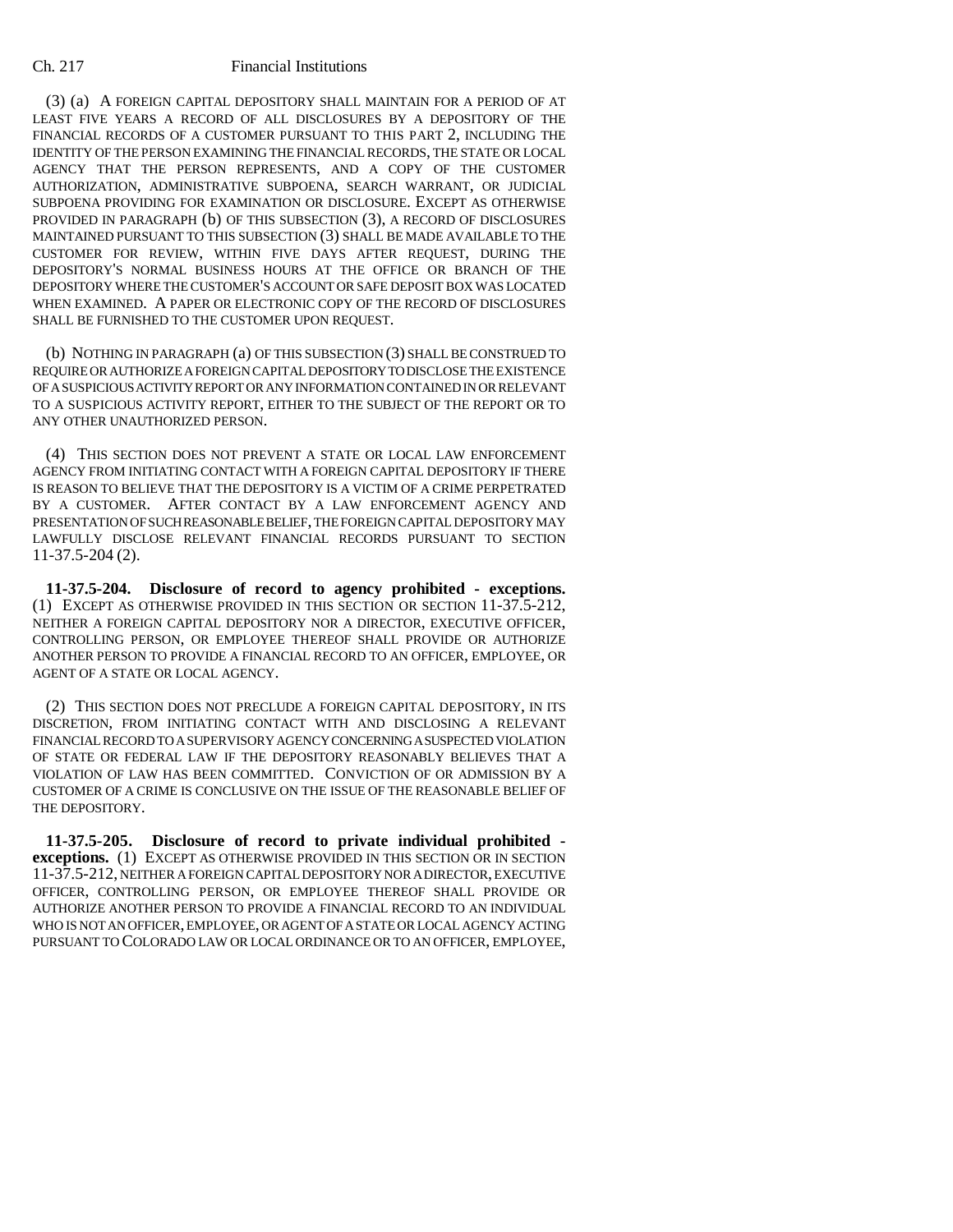(3) (a) A FOREIGN CAPITAL DEPOSITORY SHALL MAINTAIN FOR A PERIOD OF AT LEAST FIVE YEARS A RECORD OF ALL DISCLOSURES BY A DEPOSITORY OF THE FINANCIAL RECORDS OF A CUSTOMER PURSUANT TO THIS PART 2, INCLUDING THE IDENTITY OF THE PERSON EXAMINING THE FINANCIAL RECORDS, THE STATE OR LOCAL AGENCY THAT THE PERSON REPRESENTS, AND A COPY OF THE CUSTOMER AUTHORIZATION, ADMINISTRATIVE SUBPOENA, SEARCH WARRANT, OR JUDICIAL SUBPOENA PROVIDING FOR EXAMINATION OR DISCLOSURE. EXCEPT AS OTHERWISE PROVIDED IN PARAGRAPH (b) OF THIS SUBSECTION (3), A RECORD OF DISCLOSURES MAINTAINED PURSUANT TO THIS SUBSECTION (3) SHALL BE MADE AVAILABLE TO THE CUSTOMER FOR REVIEW, WITHIN FIVE DAYS AFTER REQUEST, DURING THE DEPOSITORY'S NORMAL BUSINESS HOURS AT THE OFFICE OR BRANCH OF THE DEPOSITORY WHERE THE CUSTOMER'S ACCOUNT OR SAFE DEPOSIT BOX WAS LOCATED WHEN EXAMINED. A PAPER OR ELECTRONIC COPY OF THE RECORD OF DISCLOSURES SHALL BE FURNISHED TO THE CUSTOMER UPON REQUEST.

(b) NOTHING IN PARAGRAPH (a) OF THIS SUBSECTION (3) SHALL BE CONSTRUED TO REQUIRE OR AUTHORIZE A FOREIGN CAPITAL DEPOSITORY TO DISCLOSE THE EXISTENCE OF A SUSPICIOUS ACTIVITY REPORT OR ANY INFORMATION CONTAINED IN OR RELEVANT TO A SUSPICIOUS ACTIVITY REPORT, EITHER TO THE SUBJECT OF THE REPORT OR TO ANY OTHER UNAUTHORIZED PERSON.

(4) THIS SECTION DOES NOT PREVENT A STATE OR LOCAL LAW ENFORCEMENT AGENCY FROM INITIATING CONTACT WITH A FOREIGN CAPITAL DEPOSITORY IF THERE IS REASON TO BELIEVE THAT THE DEPOSITORY IS A VICTIM OF A CRIME PERPETRATED BY A CUSTOMER. AFTER CONTACT BY A LAW ENFORCEMENT AGENCY AND PRESENTATION OF SUCH REASONABLE BELIEF, THE FOREIGN CAPITAL DEPOSITORY MAY LAWFULLY DISCLOSE RELEVANT FINANCIAL RECORDS PURSUANT TO SECTION 11-37.5-204 (2).

**11-37.5-204. Disclosure of record to agency prohibited - exceptions.** (1) EXCEPT AS OTHERWISE PROVIDED IN THIS SECTION OR SECTION 11-37.5-212, NEITHER A FOREIGN CAPITAL DEPOSITORY NOR A DIRECTOR, EXECUTIVE OFFICER, CONTROLLING PERSON, OR EMPLOYEE THEREOF SHALL PROVIDE OR AUTHORIZE ANOTHER PERSON TO PROVIDE A FINANCIAL RECORD TO AN OFFICER, EMPLOYEE, OR AGENT OF A STATE OR LOCAL AGENCY.

(2) THIS SECTION DOES NOT PRECLUDE A FOREIGN CAPITAL DEPOSITORY, IN ITS DISCRETION, FROM INITIATING CONTACT WITH AND DISCLOSING A RELEVANT FINANCIAL RECORD TO A SUPERVISORY AGENCY CONCERNING A SUSPECTED VIOLATION OF STATE OR FEDERAL LAW IF THE DEPOSITORY REASONABLY BELIEVES THAT A VIOLATION OF LAW HAS BEEN COMMITTED. CONVICTION OF OR ADMISSION BY A CUSTOMER OF A CRIME IS CONCLUSIVE ON THE ISSUE OF THE REASONABLE BELIEF OF THE DEPOSITORY.

**11-37.5-205. Disclosure of record to private individual prohibited - exceptions.** (1) EXCEPT AS OTHERWISE PROVIDED IN THIS SECTION OR IN SECTION 11-37.5-212, NEITHER A FOREIGN CAPITAL DEPOSITORY NOR A DIRECTOR, EXECUTIVE OFFICER, CONTROLLING PERSON, OR EMPLOYEE THEREOF SHALL PROVIDE OR AUTHORIZE ANOTHER PERSON TO PROVIDE A FINANCIAL RECORD TO AN INDIVIDUAL WHO IS NOT AN OFFICER, EMPLOYEE, OR AGENT OF A STATE OR LOCAL AGENCY ACTING PURSUANT TO COLORADO LAW OR LOCAL ORDINANCE OR TO AN OFFICER, EMPLOYEE,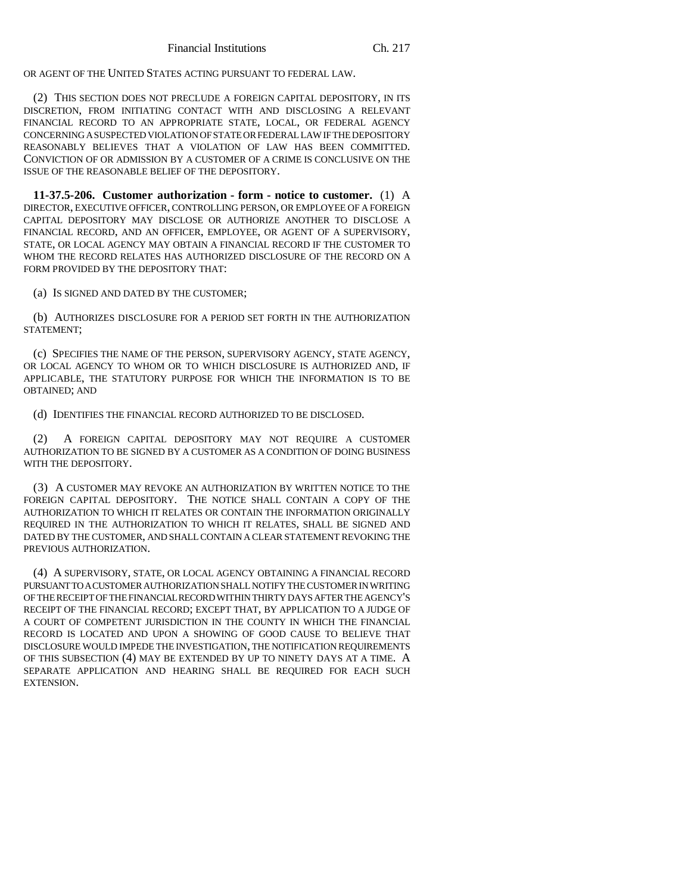OR AGENT OF THE UNITED STATES ACTING PURSUANT TO FEDERAL LAW.

(2) THIS SECTION DOES NOT PRECLUDE A FOREIGN CAPITAL DEPOSITORY, IN ITS DISCRETION, FROM INITIATING CONTACT WITH AND DISCLOSING A RELEVANT FINANCIAL RECORD TO AN APPROPRIATE STATE, LOCAL, OR FEDERAL AGENCY CONCERNING A SUSPECTED VIOLATION OF STATE OR FEDERAL LAW IF THE DEPOSITORY REASONABLY BELIEVES THAT A VIOLATION OF LAW HAS BEEN COMMITTED. CONVICTION OF OR ADMISSION BY A CUSTOMER OF A CRIME IS CONCLUSIVE ON THE ISSUE OF THE REASONABLE BELIEF OF THE DEPOSITORY.

**11-37.5-206. Customer authorization - form - notice to customer.** (1) A DIRECTOR, EXECUTIVE OFFICER, CONTROLLING PERSON, OR EMPLOYEE OF A FOREIGN CAPITAL DEPOSITORY MAY DISCLOSE OR AUTHORIZE ANOTHER TO DISCLOSE A FINANCIAL RECORD, AND AN OFFICER, EMPLOYEE, OR AGENT OF A SUPERVISORY, STATE, OR LOCAL AGENCY MAY OBTAIN A FINANCIAL RECORD IF THE CUSTOMER TO WHOM THE RECORD RELATES HAS AUTHORIZED DISCLOSURE OF THE RECORD ON A FORM PROVIDED BY THE DEPOSITORY THAT:

(a) IS SIGNED AND DATED BY THE CUSTOMER;

(b) AUTHORIZES DISCLOSURE FOR A PERIOD SET FORTH IN THE AUTHORIZATION STATEMENT;

(c) SPECIFIES THE NAME OF THE PERSON, SUPERVISORY AGENCY, STATE AGENCY, OR LOCAL AGENCY TO WHOM OR TO WHICH DISCLOSURE IS AUTHORIZED AND, IF APPLICABLE, THE STATUTORY PURPOSE FOR WHICH THE INFORMATION IS TO BE OBTAINED; AND

(d) IDENTIFIES THE FINANCIAL RECORD AUTHORIZED TO BE DISCLOSED.

(2) A FOREIGN CAPITAL DEPOSITORY MAY NOT REQUIRE A CUSTOMER AUTHORIZATION TO BE SIGNED BY A CUSTOMER AS A CONDITION OF DOING BUSINESS WITH THE DEPOSITORY.

(3) A CUSTOMER MAY REVOKE AN AUTHORIZATION BY WRITTEN NOTICE TO THE FOREIGN CAPITAL DEPOSITORY. THE NOTICE SHALL CONTAIN A COPY OF THE AUTHORIZATION TO WHICH IT RELATES OR CONTAIN THE INFORMATION ORIGINALLY REQUIRED IN THE AUTHORIZATION TO WHICH IT RELATES, SHALL BE SIGNED AND DATED BY THE CUSTOMER, AND SHALL CONTAIN A CLEAR STATEMENT REVOKING THE PREVIOUS AUTHORIZATION.

(4) A SUPERVISORY, STATE, OR LOCAL AGENCY OBTAINING A FINANCIAL RECORD PURSUANT TO A CUSTOMER AUTHORIZATION SHALL NOTIFY THE CUSTOMER IN WRITING OF THE RECEIPT OF THE FINANCIAL RECORD WITHIN THIRTY DAYS AFTER THE AGENCY'S RECEIPT OF THE FINANCIAL RECORD; EXCEPT THAT, BY APPLICATION TO A JUDGE OF A COURT OF COMPETENT JURISDICTION IN THE COUNTY IN WHICH THE FINANCIAL RECORD IS LOCATED AND UPON A SHOWING OF GOOD CAUSE TO BELIEVE THAT DISCLOSURE WOULD IMPEDE THE INVESTIGATION, THE NOTIFICATION REQUIREMENTS OF THIS SUBSECTION (4) MAY BE EXTENDED BY UP TO NINETY DAYS AT A TIME. A SEPARATE APPLICATION AND HEARING SHALL BE REQUIRED FOR EACH SUCH EXTENSION.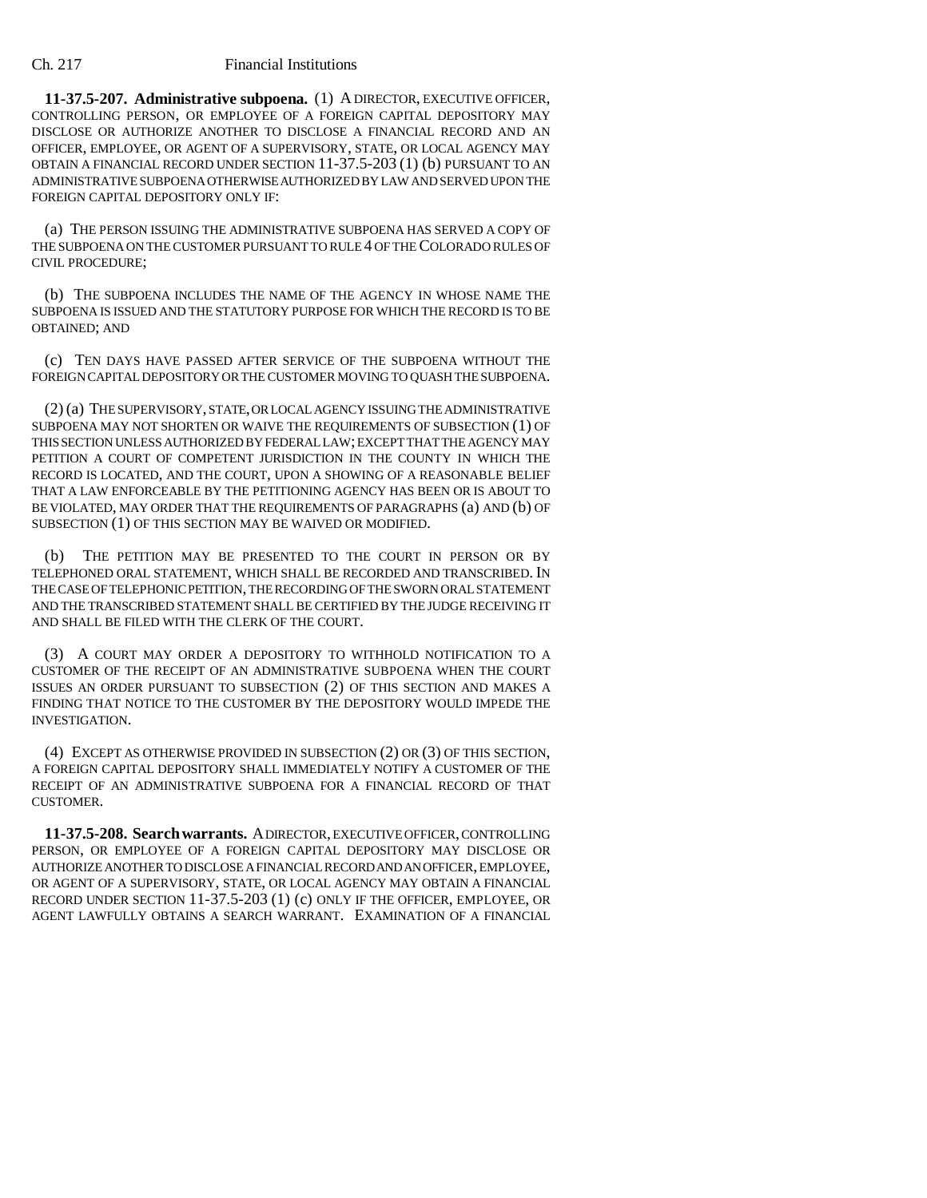**11-37.5-207. Administrative subpoena.** (1) A DIRECTOR, EXECUTIVE OFFICER, CONTROLLING PERSON, OR EMPLOYEE OF A FOREIGN CAPITAL DEPOSITORY MAY DISCLOSE OR AUTHORIZE ANOTHER TO DISCLOSE A FINANCIAL RECORD AND AN OFFICER, EMPLOYEE, OR AGENT OF A SUPERVISORY, STATE, OR LOCAL AGENCY MAY OBTAIN A FINANCIAL RECORD UNDER SECTION 11-37.5-203 (1) (b) PURSUANT TO AN ADMINISTRATIVE SUBPOENA OTHERWISE AUTHORIZED BY LAW AND SERVED UPON THE FOREIGN CAPITAL DEPOSITORY ONLY IF:

(a) THE PERSON ISSUING THE ADMINISTRATIVE SUBPOENA HAS SERVED A COPY OF THE SUBPOENA ON THE CUSTOMER PURSUANT TO RULE 4 OF THE COLORADO RULES OF CIVIL PROCEDURE;

(b) THE SUBPOENA INCLUDES THE NAME OF THE AGENCY IN WHOSE NAME THE SUBPOENA IS ISSUED AND THE STATUTORY PURPOSE FOR WHICH THE RECORD IS TO BE OBTAINED; AND

(c) TEN DAYS HAVE PASSED AFTER SERVICE OF THE SUBPOENA WITHOUT THE FOREIGN CAPITAL DEPOSITORY OR THE CUSTOMER MOVING TO QUASH THE SUBPOENA.

(2) (a) THE SUPERVISORY, STATE, OR LOCAL AGENCY ISSUING THE ADMINISTRATIVE SUBPOENA MAY NOT SHORTEN OR WAIVE THE REQUIREMENTS OF SUBSECTION (1) OF THIS SECTION UNLESS AUTHORIZED BY FEDERAL LAW; EXCEPT THAT THE AGENCY MAY PETITION A COURT OF COMPETENT JURISDICTION IN THE COUNTY IN WHICH THE RECORD IS LOCATED, AND THE COURT, UPON A SHOWING OF A REASONABLE BELIEF THAT A LAW ENFORCEABLE BY THE PETITIONING AGENCY HAS BEEN OR IS ABOUT TO BE VIOLATED, MAY ORDER THAT THE REQUIREMENTS OF PARAGRAPHS (a) AND (b) OF SUBSECTION (1) OF THIS SECTION MAY BE WAIVED OR MODIFIED.

(b) THE PETITION MAY BE PRESENTED TO THE COURT IN PERSON OR BY TELEPHONED ORAL STATEMENT, WHICH SHALL BE RECORDED AND TRANSCRIBED. IN THE CASE OF TELEPHONIC PETITION, THE RECORDING OF THE SWORN ORAL STATEMENT AND THE TRANSCRIBED STATEMENT SHALL BE CERTIFIED BY THE JUDGE RECEIVING IT AND SHALL BE FILED WITH THE CLERK OF THE COURT.

(3) A COURT MAY ORDER A DEPOSITORY TO WITHHOLD NOTIFICATION TO A CUSTOMER OF THE RECEIPT OF AN ADMINISTRATIVE SUBPOENA WHEN THE COURT ISSUES AN ORDER PURSUANT TO SUBSECTION (2) OF THIS SECTION AND MAKES A FINDING THAT NOTICE TO THE CUSTOMER BY THE DEPOSITORY WOULD IMPEDE THE INVESTIGATION.

(4) EXCEPT AS OTHERWISE PROVIDED IN SUBSECTION (2) OR (3) OF THIS SECTION, A FOREIGN CAPITAL DEPOSITORY SHALL IMMEDIATELY NOTIFY A CUSTOMER OF THE RECEIPT OF AN ADMINISTRATIVE SUBPOENA FOR A FINANCIAL RECORD OF THAT CUSTOMER.

**11-37.5-208. Search warrants.** A DIRECTOR, EXECUTIVE OFFICER, CONTROLLING PERSON, OR EMPLOYEE OF A FOREIGN CAPITAL DEPOSITORY MAY DISCLOSE OR AUTHORIZE ANOTHER TO DISCLOSE A FINANCIAL RECORD AND AN OFFICER, EMPLOYEE, OR AGENT OF A SUPERVISORY, STATE, OR LOCAL AGENCY MAY OBTAIN A FINANCIAL RECORD UNDER SECTION 11-37.5-203 (1) (c) ONLY IF THE OFFICER, EMPLOYEE, OR AGENT LAWFULLY OBTAINS A SEARCH WARRANT. EXAMINATION OF A FINANCIAL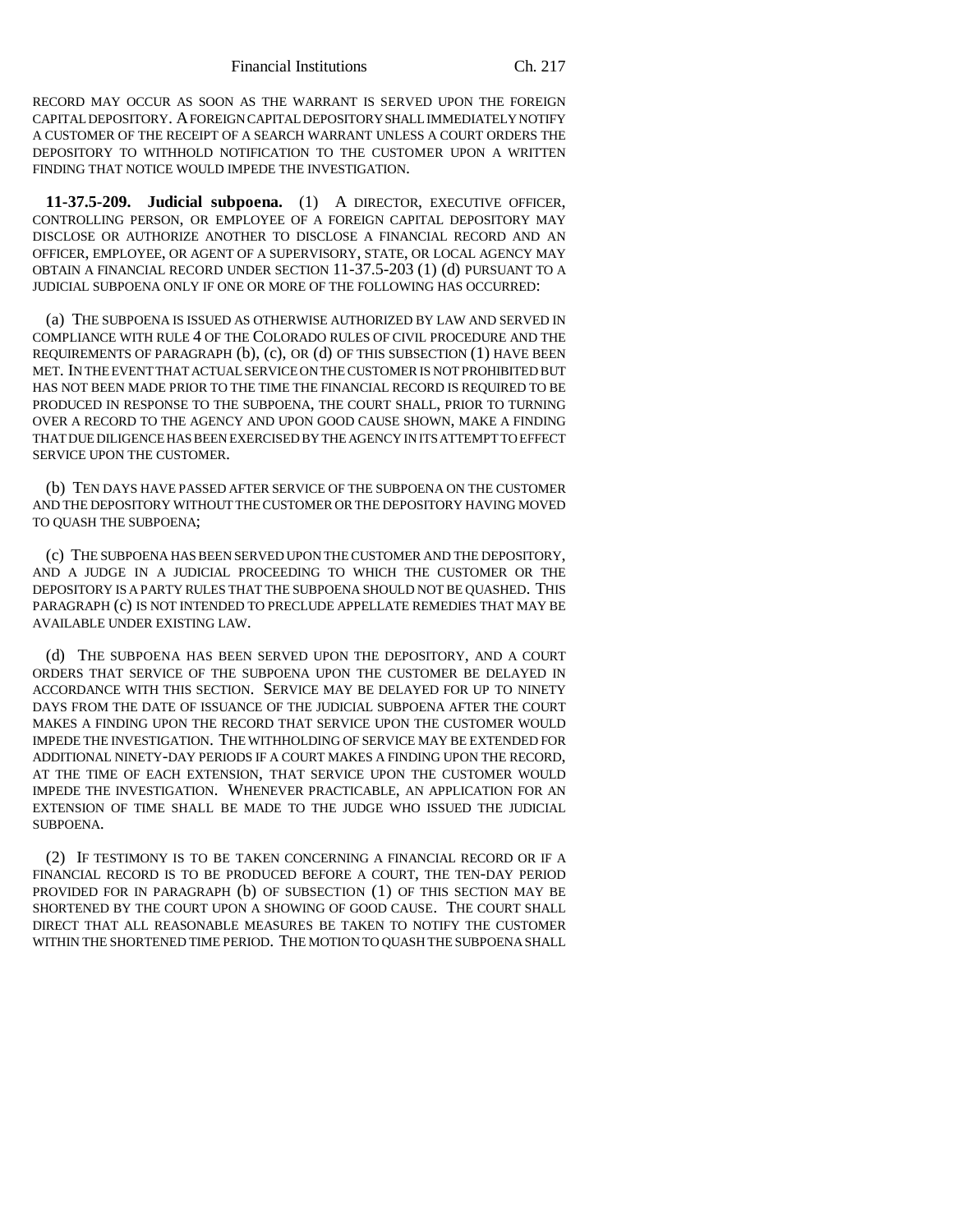RECORD MAY OCCUR AS SOON AS THE WARRANT IS SERVED UPON THE FOREIGN CAPITAL DEPOSITORY. A FOREIGN CAPITAL DEPOSITORY SHALL IMMEDIATELY NOTIFY A CUSTOMER OF THE RECEIPT OF A SEARCH WARRANT UNLESS A COURT ORDERS THE DEPOSITORY TO WITHHOLD NOTIFICATION TO THE CUSTOMER UPON A WRITTEN FINDING THAT NOTICE WOULD IMPEDE THE INVESTIGATION.

**11-37.5-209. Judicial subpoena.** (1) A DIRECTOR, EXECUTIVE OFFICER, CONTROLLING PERSON, OR EMPLOYEE OF A FOREIGN CAPITAL DEPOSITORY MAY DISCLOSE OR AUTHORIZE ANOTHER TO DISCLOSE A FINANCIAL RECORD AND AN OFFICER, EMPLOYEE, OR AGENT OF A SUPERVISORY, STATE, OR LOCAL AGENCY MAY OBTAIN A FINANCIAL RECORD UNDER SECTION 11-37.5-203 (1) (d) PURSUANT TO A JUDICIAL SUBPOENA ONLY IF ONE OR MORE OF THE FOLLOWING HAS OCCURRED:

(a) THE SUBPOENA IS ISSUED AS OTHERWISE AUTHORIZED BY LAW AND SERVED IN COMPLIANCE WITH RULE 4 OF THE COLORADO RULES OF CIVIL PROCEDURE AND THE REQUIREMENTS OF PARAGRAPH (b), (c), OR (d) OF THIS SUBSECTION (1) HAVE BEEN MET. IN THE EVENT THAT ACTUAL SERVICE ON THE CUSTOMER IS NOT PROHIBITED BUT HAS NOT BEEN MADE PRIOR TO THE TIME THE FINANCIAL RECORD IS REQUIRED TO BE PRODUCED IN RESPONSE TO THE SUBPOENA, THE COURT SHALL, PRIOR TO TURNING OVER A RECORD TO THE AGENCY AND UPON GOOD CAUSE SHOWN, MAKE A FINDING THAT DUE DILIGENCE HAS BEEN EXERCISED BY THE AGENCY IN ITS ATTEMPT TO EFFECT SERVICE UPON THE CUSTOMER.

(b) TEN DAYS HAVE PASSED AFTER SERVICE OF THE SUBPOENA ON THE CUSTOMER AND THE DEPOSITORY WITHOUT THE CUSTOMER OR THE DEPOSITORY HAVING MOVED TO QUASH THE SUBPOENA;

(c) THE SUBPOENA HAS BEEN SERVED UPON THE CUSTOMER AND THE DEPOSITORY, AND A JUDGE IN A JUDICIAL PROCEEDING TO WHICH THE CUSTOMER OR THE DEPOSITORY IS A PARTY RULES THAT THE SUBPOENA SHOULD NOT BE QUASHED. THIS PARAGRAPH (c) IS NOT INTENDED TO PRECLUDE APPELLATE REMEDIES THAT MAY BE AVAILABLE UNDER EXISTING LAW.

(d) THE SUBPOENA HAS BEEN SERVED UPON THE DEPOSITORY, AND A COURT ORDERS THAT SERVICE OF THE SUBPOENA UPON THE CUSTOMER BE DELAYED IN ACCORDANCE WITH THIS SECTION. SERVICE MAY BE DELAYED FOR UP TO NINETY DAYS FROM THE DATE OF ISSUANCE OF THE JUDICIAL SUBPOENA AFTER THE COURT MAKES A FINDING UPON THE RECORD THAT SERVICE UPON THE CUSTOMER WOULD IMPEDE THE INVESTIGATION. THE WITHHOLDING OF SERVICE MAY BE EXTENDED FOR ADDITIONAL NINETY-DAY PERIODS IF A COURT MAKES A FINDING UPON THE RECORD, AT THE TIME OF EACH EXTENSION, THAT SERVICE UPON THE CUSTOMER WOULD IMPEDE THE INVESTIGATION. WHENEVER PRACTICABLE, AN APPLICATION FOR AN EXTENSION OF TIME SHALL BE MADE TO THE JUDGE WHO ISSUED THE JUDICIAL SUBPOENA.

(2) IF TESTIMONY IS TO BE TAKEN CONCERNING A FINANCIAL RECORD OR IF A FINANCIAL RECORD IS TO BE PRODUCED BEFORE A COURT, THE TEN-DAY PERIOD PROVIDED FOR IN PARAGRAPH (b) OF SUBSECTION (1) OF THIS SECTION MAY BE SHORTENED BY THE COURT UPON A SHOWING OF GOOD CAUSE. THE COURT SHALL DIRECT THAT ALL REASONABLE MEASURES BE TAKEN TO NOTIFY THE CUSTOMER WITHIN THE SHORTENED TIME PERIOD. THE MOTION TO QUASH THE SUBPOENA SHALL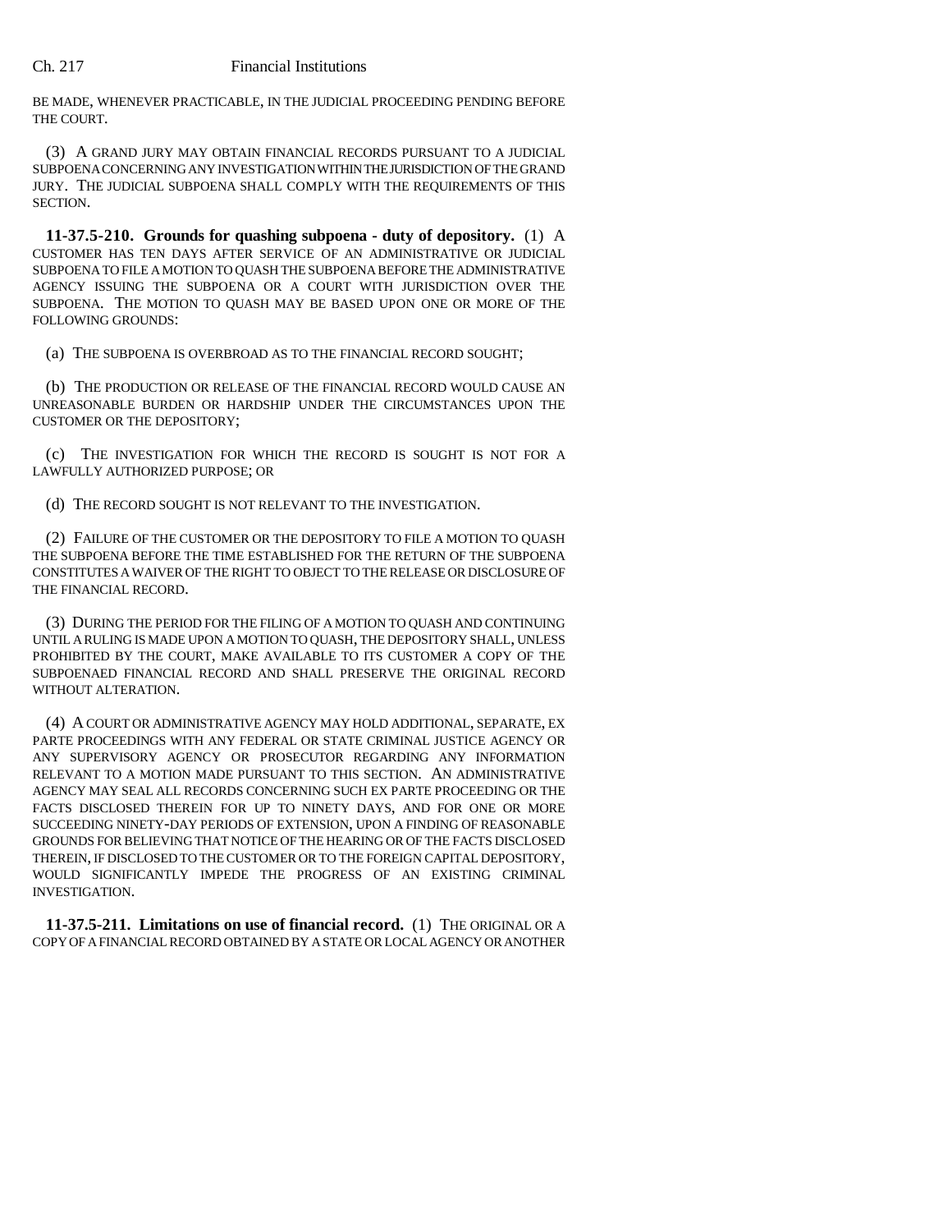BE MADE, WHENEVER PRACTICABLE, IN THE JUDICIAL PROCEEDING PENDING BEFORE THE COURT.

(3) A GRAND JURY MAY OBTAIN FINANCIAL RECORDS PURSUANT TO A JUDICIAL SUBPOENA CONCERNING ANY INVESTIGATION WITHIN THE JURISDICTION OF THE GRAND JURY. THE JUDICIAL SUBPOENA SHALL COMPLY WITH THE REQUIREMENTS OF THIS SECTION.

**11-37.5-210. Grounds for quashing subpoena - duty of depository.** (1) A CUSTOMER HAS TEN DAYS AFTER SERVICE OF AN ADMINISTRATIVE OR JUDICIAL SUBPOENA TO FILE A MOTION TO QUASH THE SUBPOENA BEFORE THE ADMINISTRATIVE AGENCY ISSUING THE SUBPOENA OR A COURT WITH JURISDICTION OVER THE SUBPOENA. THE MOTION TO QUASH MAY BE BASED UPON ONE OR MORE OF THE FOLLOWING GROUNDS:

(a) THE SUBPOENA IS OVERBROAD AS TO THE FINANCIAL RECORD SOUGHT;

(b) THE PRODUCTION OR RELEASE OF THE FINANCIAL RECORD WOULD CAUSE AN UNREASONABLE BURDEN OR HARDSHIP UNDER THE CIRCUMSTANCES UPON THE CUSTOMER OR THE DEPOSITORY;

(c) THE INVESTIGATION FOR WHICH THE RECORD IS SOUGHT IS NOT FOR A LAWFULLY AUTHORIZED PURPOSE; OR

(d) THE RECORD SOUGHT IS NOT RELEVANT TO THE INVESTIGATION.

(2) FAILURE OF THE CUSTOMER OR THE DEPOSITORY TO FILE A MOTION TO QUASH THE SUBPOENA BEFORE THE TIME ESTABLISHED FOR THE RETURN OF THE SUBPOENA CONSTITUTES A WAIVER OF THE RIGHT TO OBJECT TO THE RELEASE OR DISCLOSURE OF THE FINANCIAL RECORD.

(3) DURING THE PERIOD FOR THE FILING OF A MOTION TO QUASH AND CONTINUING UNTIL A RULING IS MADE UPON A MOTION TO QUASH, THE DEPOSITORY SHALL, UNLESS PROHIBITED BY THE COURT, MAKE AVAILABLE TO ITS CUSTOMER A COPY OF THE SUBPOENAED FINANCIAL RECORD AND SHALL PRESERVE THE ORIGINAL RECORD WITHOUT ALTERATION.

(4) A COURT OR ADMINISTRATIVE AGENCY MAY HOLD ADDITIONAL, SEPARATE, EX PARTE PROCEEDINGS WITH ANY FEDERAL OR STATE CRIMINAL JUSTICE AGENCY OR ANY SUPERVISORY AGENCY OR PROSECUTOR REGARDING ANY INFORMATION RELEVANT TO A MOTION MADE PURSUANT TO THIS SECTION. AN ADMINISTRATIVE AGENCY MAY SEAL ALL RECORDS CONCERNING SUCH EX PARTE PROCEEDING OR THE FACTS DISCLOSED THEREIN FOR UP TO NINETY DAYS, AND FOR ONE OR MORE SUCCEEDING NINETY-DAY PERIODS OF EXTENSION, UPON A FINDING OF REASONABLE GROUNDS FOR BELIEVING THAT NOTICE OF THE HEARING OR OF THE FACTS DISCLOSED THEREIN, IF DISCLOSED TO THE CUSTOMER OR TO THE FOREIGN CAPITAL DEPOSITORY, WOULD SIGNIFICANTLY IMPEDE THE PROGRESS OF AN EXISTING CRIMINAL INVESTIGATION.

**11-37.5-211. Limitations on use of financial record.** (1) THE ORIGINAL OR A COPY OF A FINANCIAL RECORD OBTAINED BY A STATE OR LOCAL AGENCY OR ANOTHER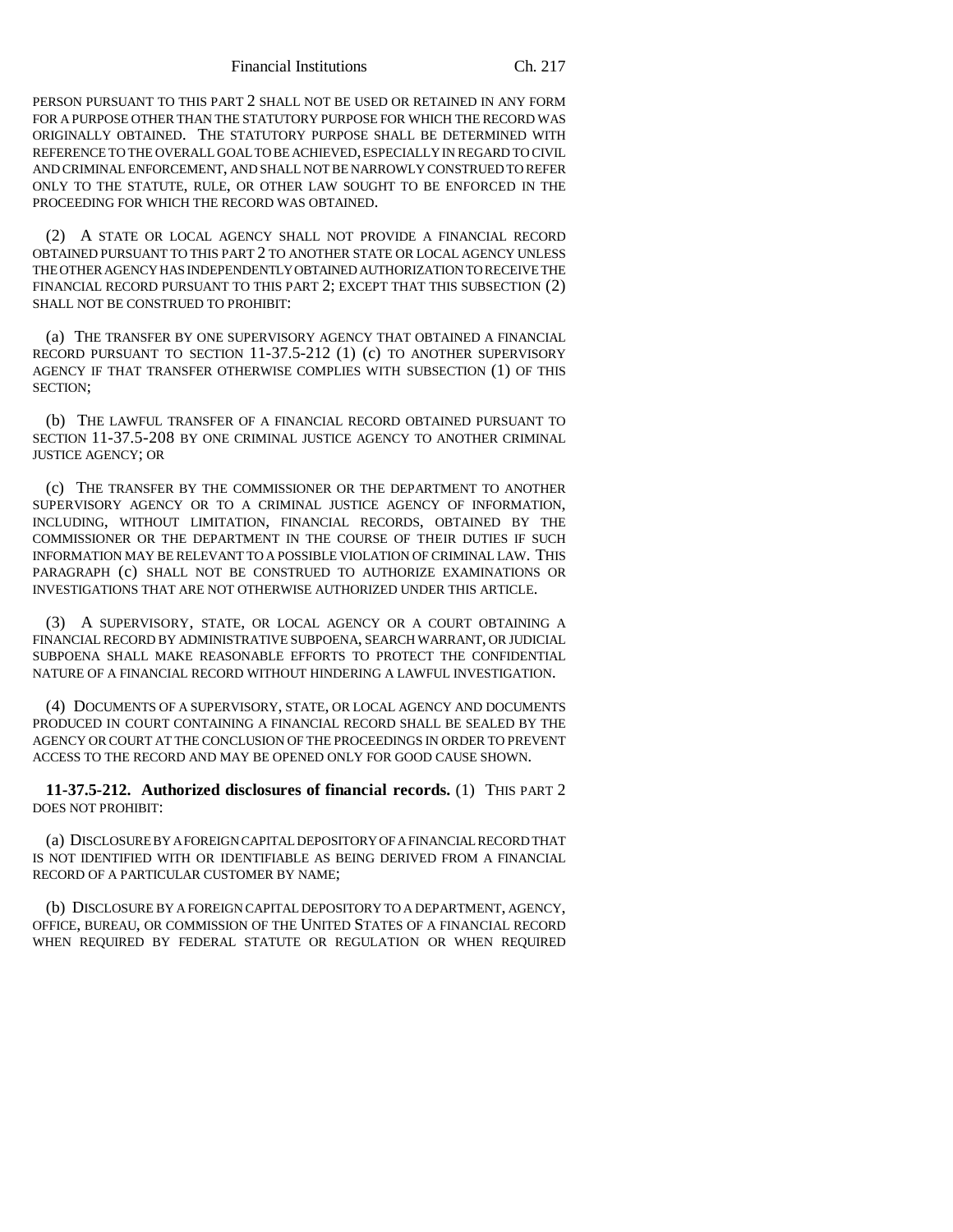PERSON PURSUANT TO THIS PART 2 SHALL NOT BE USED OR RETAINED IN ANY FORM FOR A PURPOSE OTHER THAN THE STATUTORY PURPOSE FOR WHICH THE RECORD WAS ORIGINALLY OBTAINED. THE STATUTORY PURPOSE SHALL BE DETERMINED WITH REFERENCE TO THE OVERALL GOAL TO BE ACHIEVED, ESPECIALLY IN REGARD TO CIVIL AND CRIMINAL ENFORCEMENT, AND SHALL NOT BE NARROWLY CONSTRUED TO REFER ONLY TO THE STATUTE, RULE, OR OTHER LAW SOUGHT TO BE ENFORCED IN THE PROCEEDING FOR WHICH THE RECORD WAS OBTAINED.

(2) A STATE OR LOCAL AGENCY SHALL NOT PROVIDE A FINANCIAL RECORD OBTAINED PURSUANT TO THIS PART 2 TO ANOTHER STATE OR LOCAL AGENCY UNLESS THE OTHER AGENCY HAS INDEPENDENTLY OBTAINED AUTHORIZATION TO RECEIVE THE FINANCIAL RECORD PURSUANT TO THIS PART 2; EXCEPT THAT THIS SUBSECTION (2) SHALL NOT BE CONSTRUED TO PROHIBIT:

(a) THE TRANSFER BY ONE SUPERVISORY AGENCY THAT OBTAINED A FINANCIAL RECORD PURSUANT TO SECTION 11-37.5-212 (1) (c) TO ANOTHER SUPERVISORY AGENCY IF THAT TRANSFER OTHERWISE COMPLIES WITH SUBSECTION (1) OF THIS SECTION;

(b) THE LAWFUL TRANSFER OF A FINANCIAL RECORD OBTAINED PURSUANT TO SECTION 11-37.5-208 BY ONE CRIMINAL JUSTICE AGENCY TO ANOTHER CRIMINAL JUSTICE AGENCY; OR

(c) THE TRANSFER BY THE COMMISSIONER OR THE DEPARTMENT TO ANOTHER SUPERVISORY AGENCY OR TO A CRIMINAL JUSTICE AGENCY OF INFORMATION, INCLUDING, WITHOUT LIMITATION, FINANCIAL RECORDS, OBTAINED BY THE COMMISSIONER OR THE DEPARTMENT IN THE COURSE OF THEIR DUTIES IF SUCH INFORMATION MAY BE RELEVANT TO A POSSIBLE VIOLATION OF CRIMINAL LAW. THIS PARAGRAPH (c) SHALL NOT BE CONSTRUED TO AUTHORIZE EXAMINATIONS OR INVESTIGATIONS THAT ARE NOT OTHERWISE AUTHORIZED UNDER THIS ARTICLE.

(3) A SUPERVISORY, STATE, OR LOCAL AGENCY OR A COURT OBTAINING A FINANCIAL RECORD BY ADMINISTRATIVE SUBPOENA, SEARCH WARRANT, OR JUDICIAL SUBPOENA SHALL MAKE REASONABLE EFFORTS TO PROTECT THE CONFIDENTIAL NATURE OF A FINANCIAL RECORD WITHOUT HINDERING A LAWFUL INVESTIGATION.

(4) DOCUMENTS OF A SUPERVISORY, STATE, OR LOCAL AGENCY AND DOCUMENTS PRODUCED IN COURT CONTAINING A FINANCIAL RECORD SHALL BE SEALED BY THE AGENCY OR COURT AT THE CONCLUSION OF THE PROCEEDINGS IN ORDER TO PREVENT ACCESS TO THE RECORD AND MAY BE OPENED ONLY FOR GOOD CAUSE SHOWN.

**11-37.5-212. Authorized disclosures of financial records.** (1) THIS PART 2 DOES NOT PROHIBIT:

(a) DISCLOSURE BY A FOREIGN CAPITAL DEPOSITORY OF A FINANCIAL RECORD THAT IS NOT IDENTIFIED WITH OR IDENTIFIABLE AS BEING DERIVED FROM A FINANCIAL RECORD OF A PARTICULAR CUSTOMER BY NAME;

(b) DISCLOSURE BY A FOREIGN CAPITAL DEPOSITORY TO A DEPARTMENT, AGENCY, OFFICE, BUREAU, OR COMMISSION OF THE UNITED STATES OF A FINANCIAL RECORD WHEN REQUIRED BY FEDERAL STATUTE OR REGULATION OR WHEN REQUIRED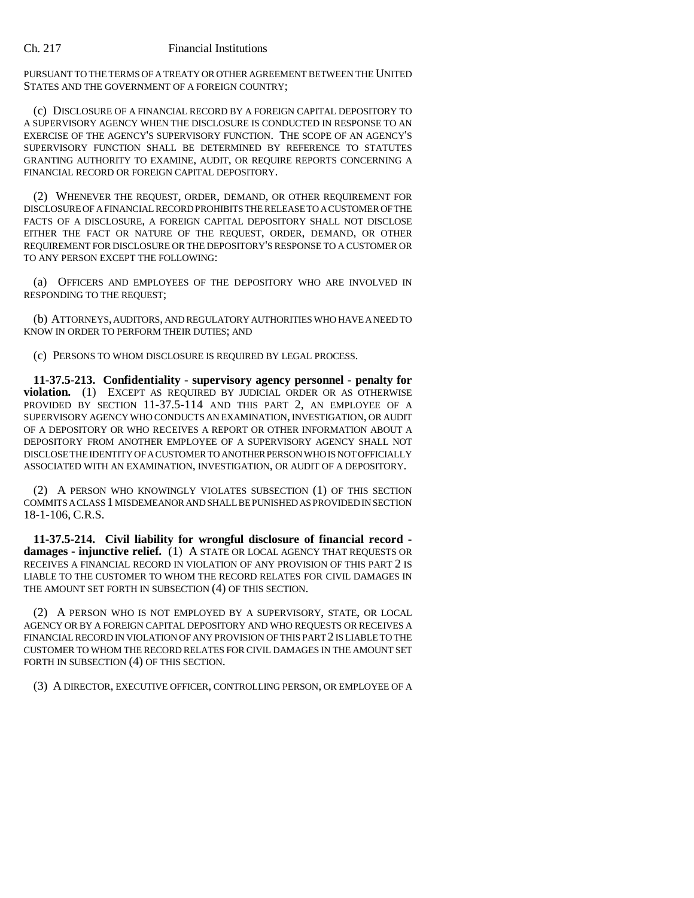PURSUANT TO THE TERMS OF A TREATY OR OTHER AGREEMENT BETWEEN THE UNITED STATES AND THE GOVERNMENT OF A FOREIGN COUNTRY;

(c) DISCLOSURE OF A FINANCIAL RECORD BY A FOREIGN CAPITAL DEPOSITORY TO A SUPERVISORY AGENCY WHEN THE DISCLOSURE IS CONDUCTED IN RESPONSE TO AN EXERCISE OF THE AGENCY'S SUPERVISORY FUNCTION. THE SCOPE OF AN AGENCY'S SUPERVISORY FUNCTION SHALL BE DETERMINED BY REFERENCE TO STATUTES GRANTING AUTHORITY TO EXAMINE, AUDIT, OR REQUIRE REPORTS CONCERNING A FINANCIAL RECORD OR FOREIGN CAPITAL DEPOSITORY.

(2) WHENEVER THE REQUEST, ORDER, DEMAND, OR OTHER REQUIREMENT FOR DISCLOSURE OF A FINANCIAL RECORD PROHIBITS THE RELEASE TO A CUSTOMER OF THE FACTS OF A DISCLOSURE, A FOREIGN CAPITAL DEPOSITORY SHALL NOT DISCLOSE EITHER THE FACT OR NATURE OF THE REQUEST, ORDER, DEMAND, OR OTHER REQUIREMENT FOR DISCLOSURE OR THE DEPOSITORY'S RESPONSE TO A CUSTOMER OR TO ANY PERSON EXCEPT THE FOLLOWING:

(a) OFFICERS AND EMPLOYEES OF THE DEPOSITORY WHO ARE INVOLVED IN RESPONDING TO THE REQUEST;

(b) ATTORNEYS, AUDITORS, AND REGULATORY AUTHORITIES WHO HAVE A NEED TO KNOW IN ORDER TO PERFORM THEIR DUTIES; AND

(c) PERSONS TO WHOM DISCLOSURE IS REQUIRED BY LEGAL PROCESS.

**11-37.5-213. Confidentiality - supervisory agency personnel - penalty for violation.** (1) EXCEPT AS REQUIRED BY JUDICIAL ORDER OR AS OTHERWISE PROVIDED BY SECTION 11-37.5-114 AND THIS PART 2, AN EMPLOYEE OF A SUPERVISORY AGENCY WHO CONDUCTS AN EXAMINATION, INVESTIGATION, OR AUDIT OF A DEPOSITORY OR WHO RECEIVES A REPORT OR OTHER INFORMATION ABOUT A DEPOSITORY FROM ANOTHER EMPLOYEE OF A SUPERVISORY AGENCY SHALL NOT DISCLOSE THE IDENTITY OF A CUSTOMER TO ANOTHER PERSON WHO IS NOT OFFICIALLY ASSOCIATED WITH AN EXAMINATION, INVESTIGATION, OR AUDIT OF A DEPOSITORY.

(2) A PERSON WHO KNOWINGLY VIOLATES SUBSECTION (1) OF THIS SECTION COMMITS A CLASS 1 MISDEMEANOR AND SHALL BE PUNISHED AS PROVIDED IN SECTION 18-1-106, C.R.S.

**11-37.5-214. Civil liability for wrongful disclosure of financial record - damages - injunctive relief.** (1) A STATE OR LOCAL AGENCY THAT REQUESTS OR RECEIVES A FINANCIAL RECORD IN VIOLATION OF ANY PROVISION OF THIS PART 2 IS LIABLE TO THE CUSTOMER TO WHOM THE RECORD RELATES FOR CIVIL DAMAGES IN THE AMOUNT SET FORTH IN SUBSECTION (4) OF THIS SECTION.

(2) A PERSON WHO IS NOT EMPLOYED BY A SUPERVISORY, STATE, OR LOCAL AGENCY OR BY A FOREIGN CAPITAL DEPOSITORY AND WHO REQUESTS OR RECEIVES A FINANCIAL RECORD IN VIOLATION OF ANY PROVISION OF THIS PART 2 IS LIABLE TO THE CUSTOMER TO WHOM THE RECORD RELATES FOR CIVIL DAMAGES IN THE AMOUNT SET FORTH IN SUBSECTION (4) OF THIS SECTION.

(3) A DIRECTOR, EXECUTIVE OFFICER, CONTROLLING PERSON, OR EMPLOYEE OF A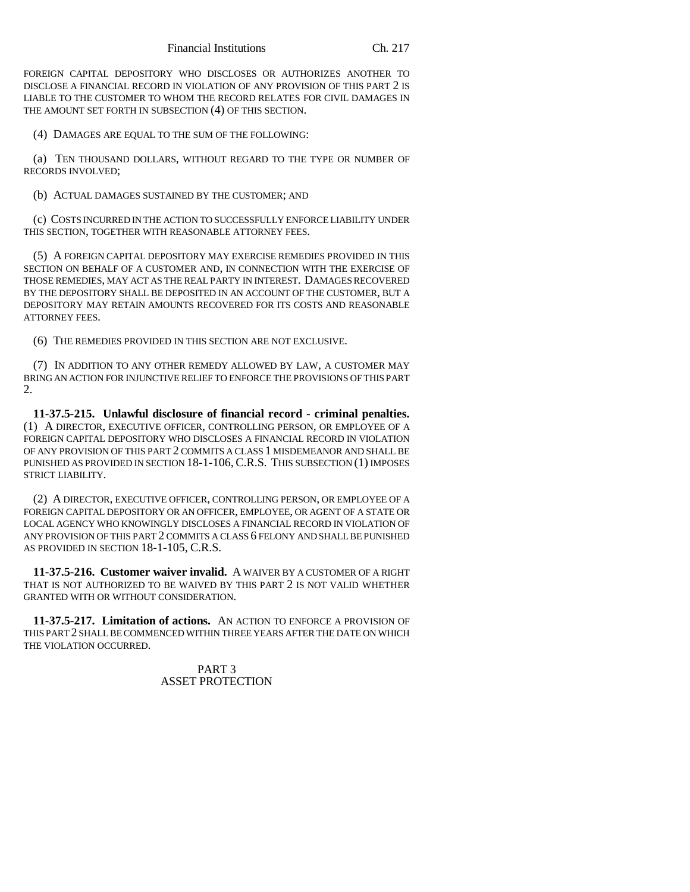FOREIGN CAPITAL DEPOSITORY WHO DISCLOSES OR AUTHORIZES ANOTHER TO DISCLOSE A FINANCIAL RECORD IN VIOLATION OF ANY PROVISION OF THIS PART 2 IS LIABLE TO THE CUSTOMER TO WHOM THE RECORD RELATES FOR CIVIL DAMAGES IN THE AMOUNT SET FORTH IN SUBSECTION (4) OF THIS SECTION.

(4) DAMAGES ARE EQUAL TO THE SUM OF THE FOLLOWING:

(a) TEN THOUSAND DOLLARS, WITHOUT REGARD TO THE TYPE OR NUMBER OF RECORDS INVOLVED;

(b) ACTUAL DAMAGES SUSTAINED BY THE CUSTOMER; AND

(c) COSTS INCURRED IN THE ACTION TO SUCCESSFULLY ENFORCE LIABILITY UNDER THIS SECTION, TOGETHER WITH REASONABLE ATTORNEY FEES.

(5) A FOREIGN CAPITAL DEPOSITORY MAY EXERCISE REMEDIES PROVIDED IN THIS SECTION ON BEHALF OF A CUSTOMER AND, IN CONNECTION WITH THE EXERCISE OF THOSE REMEDIES, MAY ACT AS THE REAL PARTY IN INTEREST. DAMAGES RECOVERED BY THE DEPOSITORY SHALL BE DEPOSITED IN AN ACCOUNT OF THE CUSTOMER, BUT A DEPOSITORY MAY RETAIN AMOUNTS RECOVERED FOR ITS COSTS AND REASONABLE ATTORNEY FEES.

(6) THE REMEDIES PROVIDED IN THIS SECTION ARE NOT EXCLUSIVE.

(7) IN ADDITION TO ANY OTHER REMEDY ALLOWED BY LAW, A CUSTOMER MAY BRING AN ACTION FOR INJUNCTIVE RELIEF TO ENFORCE THE PROVISIONS OF THIS PART 2.

**11-37.5-215. Unlawful disclosure of financial record - criminal penalties.** (1) A DIRECTOR, EXECUTIVE OFFICER, CONTROLLING PERSON, OR EMPLOYEE OF A FOREIGN CAPITAL DEPOSITORY WHO DISCLOSES A FINANCIAL RECORD IN VIOLATION OF ANY PROVISION OF THIS PART 2 COMMITS A CLASS 1 MISDEMEANOR AND SHALL BE PUNISHED AS PROVIDED IN SECTION 18-1-106, C.R.S. THIS SUBSECTION (1) IMPOSES STRICT LIABILITY.

(2) A DIRECTOR, EXECUTIVE OFFICER, CONTROLLING PERSON, OR EMPLOYEE OF A FOREIGN CAPITAL DEPOSITORY OR AN OFFICER, EMPLOYEE, OR AGENT OF A STATE OR LOCAL AGENCY WHO KNOWINGLY DISCLOSES A FINANCIAL RECORD IN VIOLATION OF ANY PROVISION OF THIS PART 2 COMMITS A CLASS 6 FELONY AND SHALL BE PUNISHED AS PROVIDED IN SECTION 18-1-105, C.R.S.

**11-37.5-216. Customer waiver invalid.** A WAIVER BY A CUSTOMER OF A RIGHT THAT IS NOT AUTHORIZED TO BE WAIVED BY THIS PART 2 IS NOT VALID WHETHER GRANTED WITH OR WITHOUT CONSIDERATION.

**11-37.5-217. Limitation of actions.** AN ACTION TO ENFORCE A PROVISION OF THIS PART 2 SHALL BE COMMENCED WITHIN THREE YEARS AFTER THE DATE ON WHICH THE VIOLATION OCCURRED.

## PART 3
## ASSET PROTECTION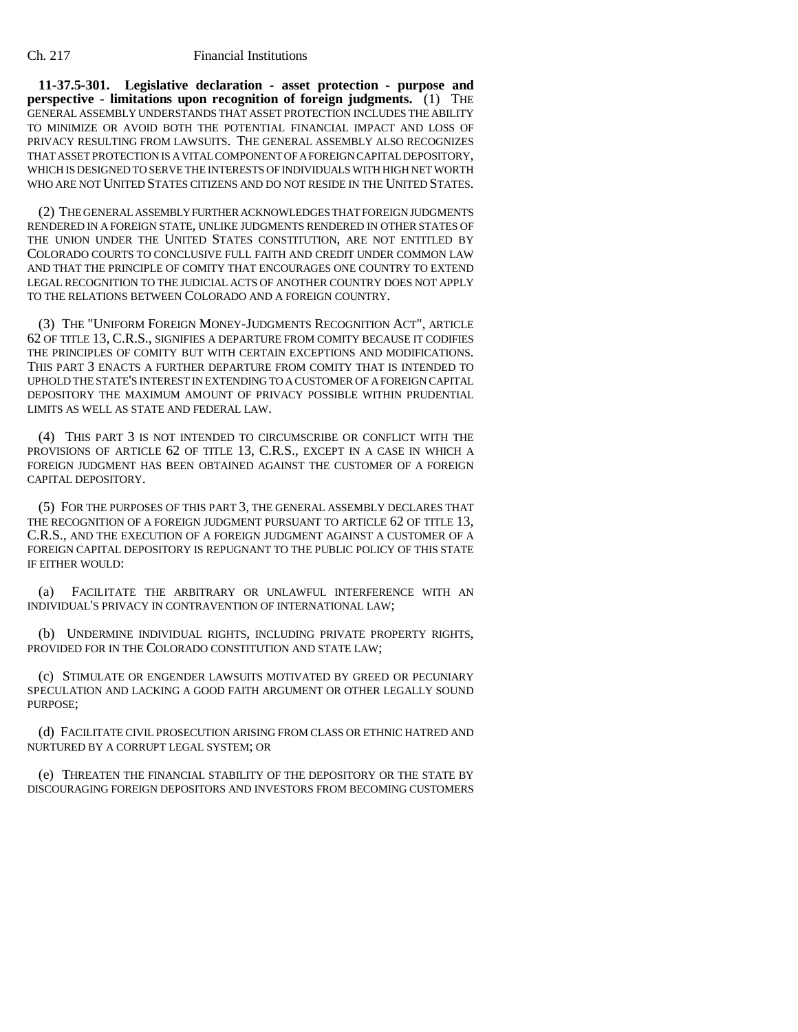**11-37.5-301. Legislative declaration - asset protection - purpose and perspective - limitations upon recognition of foreign judgments.** (1) THE GENERAL ASSEMBLY UNDERSTANDS THAT ASSET PROTECTION INCLUDES THE ABILITY TO MINIMIZE OR AVOID BOTH THE POTENTIAL FINANCIAL IMPACT AND LOSS OF PRIVACY RESULTING FROM LAWSUITS. THE GENERAL ASSEMBLY ALSO RECOGNIZES THAT ASSET PROTECTION IS A VITAL COMPONENT OF A FOREIGN CAPITAL DEPOSITORY, WHICH IS DESIGNED TO SERVE THE INTERESTS OF INDIVIDUALS WITH HIGH NET WORTH WHO ARE NOT UNITED STATES CITIZENS AND DO NOT RESIDE IN THE UNITED STATES.

(2) THE GENERAL ASSEMBLY FURTHER ACKNOWLEDGES THAT FOREIGN JUDGMENTS RENDERED IN A FOREIGN STATE, UNLIKE JUDGMENTS RENDERED IN OTHER STATES OF THE UNION UNDER THE UNITED STATES CONSTITUTION, ARE NOT ENTITLED BY COLORADO COURTS TO CONCLUSIVE FULL FAITH AND CREDIT UNDER COMMON LAW AND THAT THE PRINCIPLE OF COMITY THAT ENCOURAGES ONE COUNTRY TO EXTEND LEGAL RECOGNITION TO THE JUDICIAL ACTS OF ANOTHER COUNTRY DOES NOT APPLY TO THE RELATIONS BETWEEN COLORADO AND A FOREIGN COUNTRY.

(3) THE "UNIFORM FOREIGN MONEY-JUDGMENTS RECOGNITION ACT", ARTICLE 62 OF TITLE 13, C.R.S., SIGNIFIES A DEPARTURE FROM COMITY BECAUSE IT CODIFIES THE PRINCIPLES OF COMITY BUT WITH CERTAIN EXCEPTIONS AND MODIFICATIONS. THIS PART 3 ENACTS A FURTHER DEPARTURE FROM COMITY THAT IS INTENDED TO UPHOLD THE STATE'S INTEREST IN EXTENDING TO A CUSTOMER OF A FOREIGN CAPITAL DEPOSITORY THE MAXIMUM AMOUNT OF PRIVACY POSSIBLE WITHIN PRUDENTIAL LIMITS AS WELL AS STATE AND FEDERAL LAW.

(4) THIS PART 3 IS NOT INTENDED TO CIRCUMSCRIBE OR CONFLICT WITH THE PROVISIONS OF ARTICLE 62 OF TITLE 13, C.R.S., EXCEPT IN A CASE IN WHICH A FOREIGN JUDGMENT HAS BEEN OBTAINED AGAINST THE CUSTOMER OF A FOREIGN CAPITAL DEPOSITORY.

(5) FOR THE PURPOSES OF THIS PART 3, THE GENERAL ASSEMBLY DECLARES THAT THE RECOGNITION OF A FOREIGN JUDGMENT PURSUANT TO ARTICLE 62 OF TITLE 13, C.R.S., AND THE EXECUTION OF A FOREIGN JUDGMENT AGAINST A CUSTOMER OF A FOREIGN CAPITAL DEPOSITORY IS REPUGNANT TO THE PUBLIC POLICY OF THIS STATE IF EITHER WOULD:

(a) FACILITATE THE ARBITRARY OR UNLAWFUL INTERFERENCE WITH AN INDIVIDUAL'S PRIVACY IN CONTRAVENTION OF INTERNATIONAL LAW;

(b) UNDERMINE INDIVIDUAL RIGHTS, INCLUDING PRIVATE PROPERTY RIGHTS, PROVIDED FOR IN THE COLORADO CONSTITUTION AND STATE LAW;

(c) STIMULATE OR ENGENDER LAWSUITS MOTIVATED BY GREED OR PECUNIARY SPECULATION AND LACKING A GOOD FAITH ARGUMENT OR OTHER LEGALLY SOUND PURPOSE;

(d) FACILITATE CIVIL PROSECUTION ARISING FROM CLASS OR ETHNIC HATRED AND NURTURED BY A CORRUPT LEGAL SYSTEM; OR

(e) THREATEN THE FINANCIAL STABILITY OF THE DEPOSITORY OR THE STATE BY DISCOURAGING FOREIGN DEPOSITORS AND INVESTORS FROM BECOMING CUSTOMERS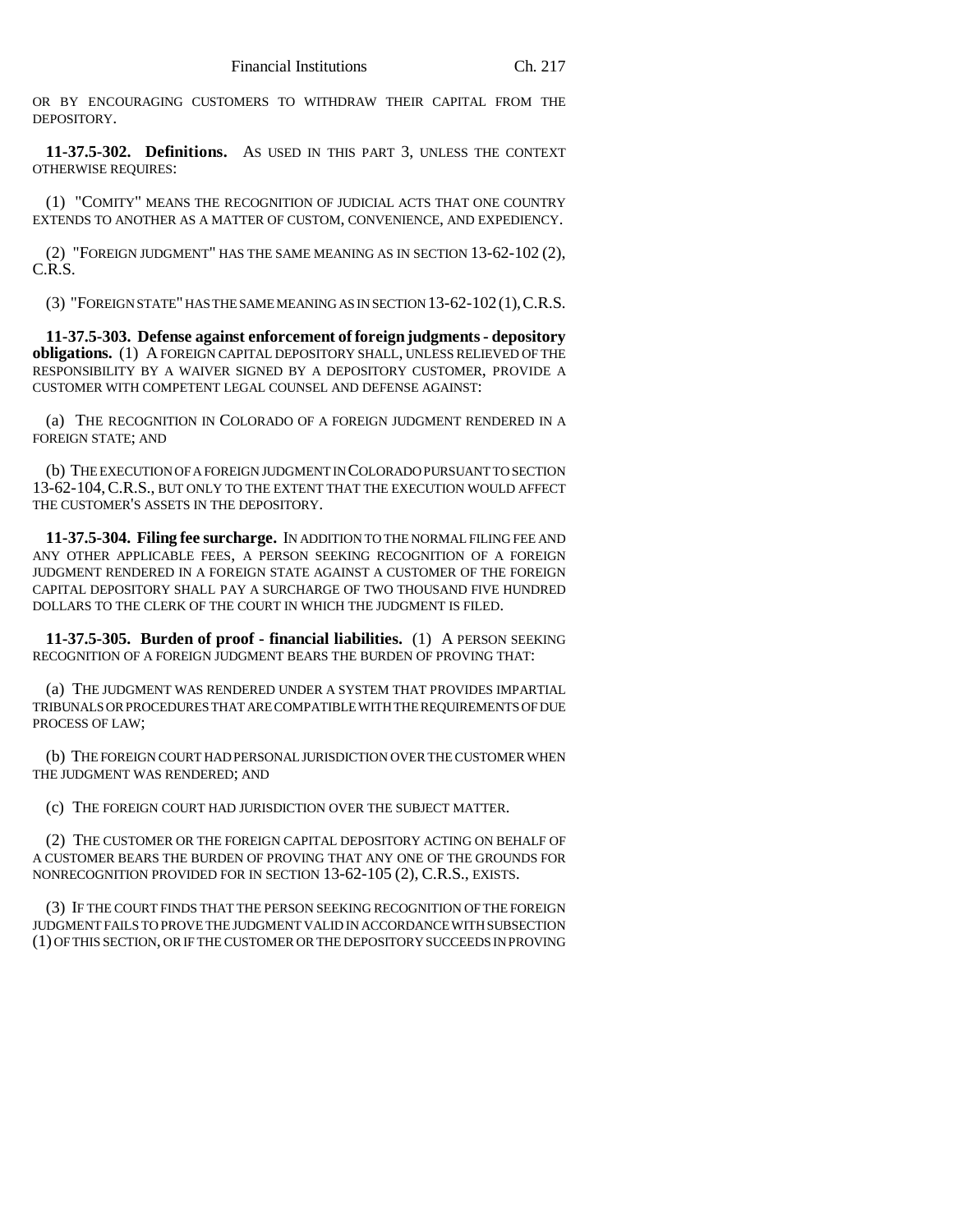OR BY ENCOURAGING CUSTOMERS TO WITHDRAW THEIR CAPITAL FROM THE DEPOSITORY.

**11-37.5-302. Definitions.** AS USED IN THIS PART 3, UNLESS THE CONTEXT OTHERWISE REQUIRES:

(1) "COMITY" MEANS THE RECOGNITION OF JUDICIAL ACTS THAT ONE COUNTRY EXTENDS TO ANOTHER AS A MATTER OF CUSTOM, CONVENIENCE, AND EXPEDIENCY.

(2) "FOREIGN JUDGMENT" HAS THE SAME MEANING AS IN SECTION 13-62-102 (2), C.R.S.

(3) "FOREIGN STATE" HAS THE SAME MEANING AS IN SECTION 13-62-102 (1), C.R.S.

**11-37.5-303. Defense against enforcement of foreign judgments - depository obligations.** (1) A FOREIGN CAPITAL DEPOSITORY SHALL, UNLESS RELIEVED OF THE RESPONSIBILITY BY A WAIVER SIGNED BY A DEPOSITORY CUSTOMER, PROVIDE A CUSTOMER WITH COMPETENT LEGAL COUNSEL AND DEFENSE AGAINST:

(a) THE RECOGNITION IN COLORADO OF A FOREIGN JUDGMENT RENDERED IN A FOREIGN STATE; AND

(b) THE EXECUTION OF A FOREIGN JUDGMENT IN COLORADO PURSUANT TO SECTION 13-62-104, C.R.S., BUT ONLY TO THE EXTENT THAT THE EXECUTION WOULD AFFECT THE CUSTOMER'S ASSETS IN THE DEPOSITORY.

**11-37.5-304. Filing fee surcharge.** IN ADDITION TO THE NORMAL FILING FEE AND ANY OTHER APPLICABLE FEES, A PERSON SEEKING RECOGNITION OF A FOREIGN JUDGMENT RENDERED IN A FOREIGN STATE AGAINST A CUSTOMER OF THE FOREIGN CAPITAL DEPOSITORY SHALL PAY A SURCHARGE OF TWO THOUSAND FIVE HUNDRED DOLLARS TO THE CLERK OF THE COURT IN WHICH THE JUDGMENT IS FILED.

**11-37.5-305. Burden of proof - financial liabilities.** (1) A PERSON SEEKING RECOGNITION OF A FOREIGN JUDGMENT BEARS THE BURDEN OF PROVING THAT:

(a) THE JUDGMENT WAS RENDERED UNDER A SYSTEM THAT PROVIDES IMPARTIAL TRIBUNALS OR PROCEDURES THAT ARE COMPATIBLE WITH THE REQUIREMENTS OF DUE PROCESS OF LAW;

(b) THE FOREIGN COURT HAD PERSONAL JURISDICTION OVER THE CUSTOMER WHEN THE JUDGMENT WAS RENDERED; AND

(c) THE FOREIGN COURT HAD JURISDICTION OVER THE SUBJECT MATTER.

(2) THE CUSTOMER OR THE FOREIGN CAPITAL DEPOSITORY ACTING ON BEHALF OF A CUSTOMER BEARS THE BURDEN OF PROVING THAT ANY ONE OF THE GROUNDS FOR NONRECOGNITION PROVIDED FOR IN SECTION 13-62-105 (2), C.R.S., EXISTS.

(3) IF THE COURT FINDS THAT THE PERSON SEEKING RECOGNITION OF THE FOREIGN JUDGMENT FAILS TO PROVE THE JUDGMENT VALID IN ACCORDANCE WITH SUBSECTION (1) OF THIS SECTION, OR IF THE CUSTOMER OR THE DEPOSITORY SUCCEEDS IN PROVING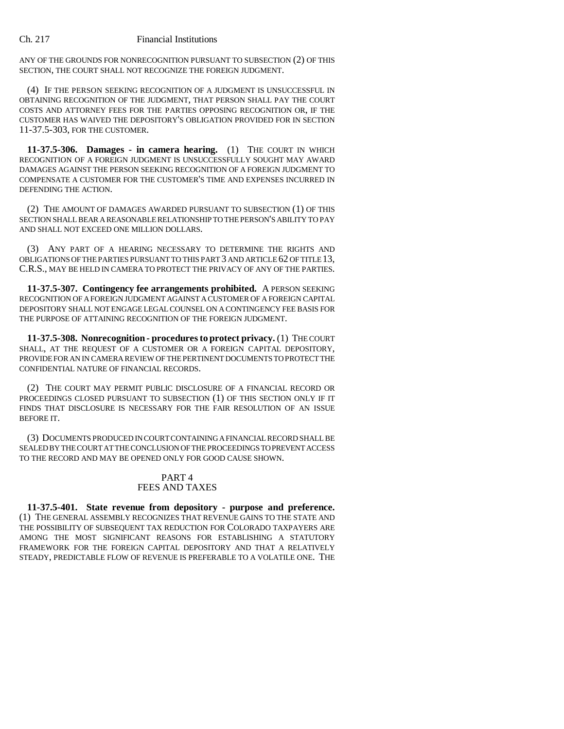ANY OF THE GROUNDS FOR NONRECOGNITION PURSUANT TO SUBSECTION (2) OF THIS SECTION, THE COURT SHALL NOT RECOGNIZE THE FOREIGN JUDGMENT.

(4) IF THE PERSON SEEKING RECOGNITION OF A JUDGMENT IS UNSUCCESSFUL IN OBTAINING RECOGNITION OF THE JUDGMENT, THAT PERSON SHALL PAY THE COURT COSTS AND ATTORNEY FEES FOR THE PARTIES OPPOSING RECOGNITION OR, IF THE CUSTOMER HAS WAIVED THE DEPOSITORY'S OBLIGATION PROVIDED FOR IN SECTION 11-37.5-303, FOR THE CUSTOMER.

**11-37.5-306. Damages - in camera hearing.** (1) THE COURT IN WHICH RECOGNITION OF A FOREIGN JUDGMENT IS UNSUCCESSFULLY SOUGHT MAY AWARD DAMAGES AGAINST THE PERSON SEEKING RECOGNITION OF A FOREIGN JUDGMENT TO COMPENSATE A CUSTOMER FOR THE CUSTOMER'S TIME AND EXPENSES INCURRED IN DEFENDING THE ACTION.

(2) THE AMOUNT OF DAMAGES AWARDED PURSUANT TO SUBSECTION (1) OF THIS SECTION SHALL BEAR A REASONABLE RELATIONSHIP TO THE PERSON'S ABILITY TO PAY AND SHALL NOT EXCEED ONE MILLION DOLLARS.

(3) ANY PART OF A HEARING NECESSARY TO DETERMINE THE RIGHTS AND OBLIGATIONS OF THE PARTIES PURSUANT TO THIS PART 3 AND ARTICLE 62 OF TITLE 13, C.R.S., MAY BE HELD IN CAMERA TO PROTECT THE PRIVACY OF ANY OF THE PARTIES.

**11-37.5-307. Contingency fee arrangements prohibited.** A PERSON SEEKING RECOGNITION OF A FOREIGN JUDGMENT AGAINST A CUSTOMER OF A FOREIGN CAPITAL DEPOSITORY SHALL NOT ENGAGE LEGAL COUNSEL ON A CONTINGENCY FEE BASIS FOR THE PURPOSE OF ATTAINING RECOGNITION OF THE FOREIGN JUDGMENT.

**11-37.5-308. Nonrecognition - procedures to protect privacy.** (1) THE COURT SHALL, AT THE REQUEST OF A CUSTOMER OR A FOREIGN CAPITAL DEPOSITORY, PROVIDE FOR AN IN CAMERA REVIEW OF THE PERTINENT DOCUMENTS TO PROTECT THE CONFIDENTIAL NATURE OF FINANCIAL RECORDS.

(2) THE COURT MAY PERMIT PUBLIC DISCLOSURE OF A FINANCIAL RECORD OR PROCEEDINGS CLOSED PURSUANT TO SUBSECTION (1) OF THIS SECTION ONLY IF IT FINDS THAT DISCLOSURE IS NECESSARY FOR THE FAIR RESOLUTION OF AN ISSUE BEFORE IT.

(3) DOCUMENTS PRODUCED IN COURT CONTAINING A FINANCIAL RECORD SHALL BE SEALED BY THE COURT AT THE CONCLUSION OF THE PROCEEDINGS TO PREVENT ACCESS TO THE RECORD AND MAY BE OPENED ONLY FOR GOOD CAUSE SHOWN.

## PART 4
## FEES AND TAXES

**11-37.5-401. State revenue from depository - purpose and preference.** (1) THE GENERAL ASSEMBLY RECOGNIZES THAT REVENUE GAINS TO THE STATE AND THE POSSIBILITY OF SUBSEQUENT TAX REDUCTION FOR COLORADO TAXPAYERS ARE AMONG THE MOST SIGNIFICANT REASONS FOR ESTABLISHING A STATUTORY FRAMEWORK FOR THE FOREIGN CAPITAL DEPOSITORY AND THAT A RELATIVELY STEADY, PREDICTABLE FLOW OF REVENUE IS PREFERABLE TO A VOLATILE ONE. THE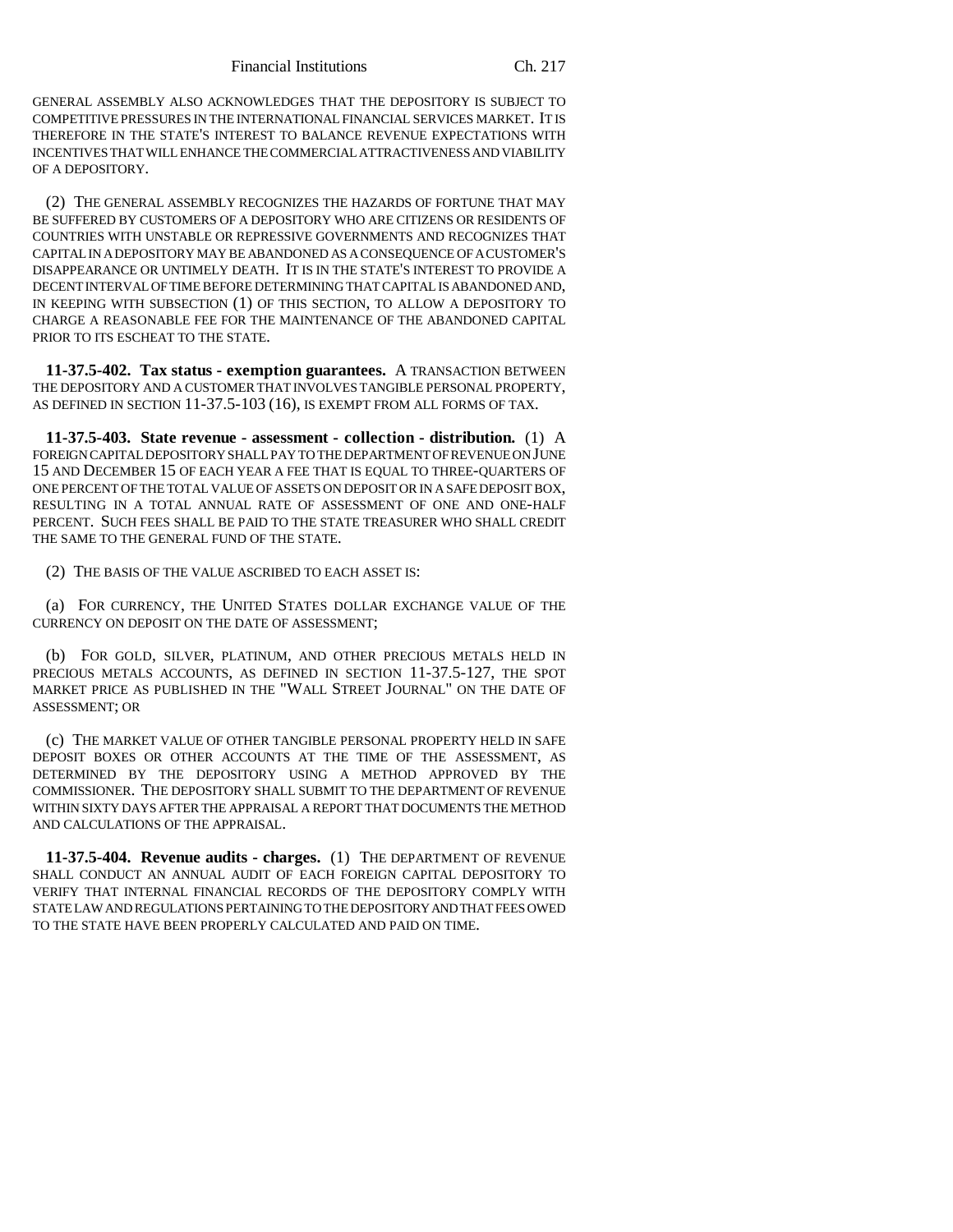GENERAL ASSEMBLY ALSO ACKNOWLEDGES THAT THE DEPOSITORY IS SUBJECT TO COMPETITIVE PRESSURES IN THE INTERNATIONAL FINANCIAL SERVICES MARKET. IT IS THEREFORE IN THE STATE'S INTEREST TO BALANCE REVENUE EXPECTATIONS WITH INCENTIVES THAT WILL ENHANCE THE COMMERCIAL ATTRACTIVENESS AND VIABILITY OF A DEPOSITORY.

(2) THE GENERAL ASSEMBLY RECOGNIZES THE HAZARDS OF FORTUNE THAT MAY BE SUFFERED BY CUSTOMERS OF A DEPOSITORY WHO ARE CITIZENS OR RESIDENTS OF COUNTRIES WITH UNSTABLE OR REPRESSIVE GOVERNMENTS AND RECOGNIZES THAT CAPITAL IN A DEPOSITORY MAY BE ABANDONED AS A CONSEQUENCE OF A CUSTOMER'S DISAPPEARANCE OR UNTIMELY DEATH. IT IS IN THE STATE'S INTEREST TO PROVIDE A DECENT INTERVAL OF TIME BEFORE DETERMINING THAT CAPITAL IS ABANDONED AND, IN KEEPING WITH SUBSECTION (1) OF THIS SECTION, TO ALLOW A DEPOSITORY TO CHARGE A REASONABLE FEE FOR THE MAINTENANCE OF THE ABANDONED CAPITAL PRIOR TO ITS ESCHEAT TO THE STATE.

**11-37.5-402. Tax status - exemption guarantees.** A TRANSACTION BETWEEN THE DEPOSITORY AND A CUSTOMER THAT INVOLVES TANGIBLE PERSONAL PROPERTY, AS DEFINED IN SECTION 11-37.5-103 (16), IS EXEMPT FROM ALL FORMS OF TAX.

**11-37.5-403. State revenue - assessment - collection - distribution.** (1) A FOREIGN CAPITAL DEPOSITORY SHALL PAY TO THE DEPARTMENT OF REVENUE ON JUNE 15 AND DECEMBER 15 OF EACH YEAR A FEE THAT IS EQUAL TO THREE-QUARTERS OF ONE PERCENT OF THE TOTAL VALUE OF ASSETS ON DEPOSIT OR IN A SAFE DEPOSIT BOX, RESULTING IN A TOTAL ANNUAL RATE OF ASSESSMENT OF ONE AND ONE-HALF PERCENT. SUCH FEES SHALL BE PAID TO THE STATE TREASURER WHO SHALL CREDIT THE SAME TO THE GENERAL FUND OF THE STATE.

(2) THE BASIS OF THE VALUE ASCRIBED TO EACH ASSET IS:

(a) FOR CURRENCY, THE UNITED STATES DOLLAR EXCHANGE VALUE OF THE CURRENCY ON DEPOSIT ON THE DATE OF ASSESSMENT;

(b) FOR GOLD, SILVER, PLATINUM, AND OTHER PRECIOUS METALS HELD IN PRECIOUS METALS ACCOUNTS, AS DEFINED IN SECTION 11-37.5-127, THE SPOT MARKET PRICE AS PUBLISHED IN THE "WALL STREET JOURNAL" ON THE DATE OF ASSESSMENT; OR

(c) THE MARKET VALUE OF OTHER TANGIBLE PERSONAL PROPERTY HELD IN SAFE DEPOSIT BOXES OR OTHER ACCOUNTS AT THE TIME OF THE ASSESSMENT, AS DETERMINED BY THE DEPOSITORY USING A METHOD APPROVED BY THE COMMISSIONER. THE DEPOSITORY SHALL SUBMIT TO THE DEPARTMENT OF REVENUE WITHIN SIXTY DAYS AFTER THE APPRAISAL A REPORT THAT DOCUMENTS THE METHOD AND CALCULATIONS OF THE APPRAISAL.

**11-37.5-404. Revenue audits - charges.** (1) THE DEPARTMENT OF REVENUE SHALL CONDUCT AN ANNUAL AUDIT OF EACH FOREIGN CAPITAL DEPOSITORY TO VERIFY THAT INTERNAL FINANCIAL RECORDS OF THE DEPOSITORY COMPLY WITH STATE LAW AND REGULATIONS PERTAINING TO THE DEPOSITORY AND THAT FEES OWED TO THE STATE HAVE BEEN PROPERLY CALCULATED AND PAID ON TIME.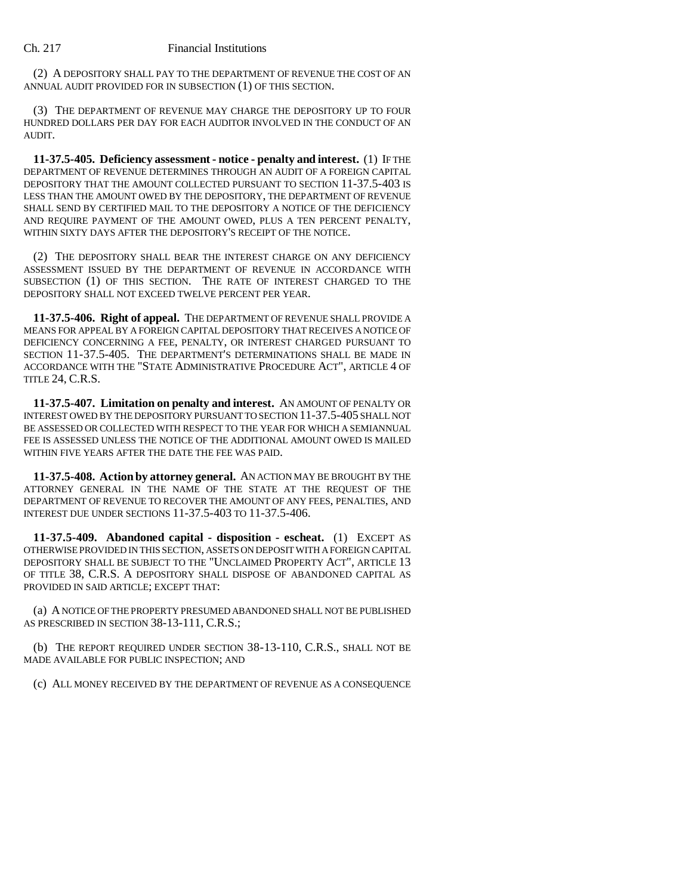(2) A DEPOSITORY SHALL PAY TO THE DEPARTMENT OF REVENUE THE COST OF AN ANNUAL AUDIT PROVIDED FOR IN SUBSECTION (1) OF THIS SECTION.

(3) THE DEPARTMENT OF REVENUE MAY CHARGE THE DEPOSITORY UP TO FOUR HUNDRED DOLLARS PER DAY FOR EACH AUDITOR INVOLVED IN THE CONDUCT OF AN AUDIT.

**11-37.5-405. Deficiency assessment - notice - penalty and interest.** (1) IF THE DEPARTMENT OF REVENUE DETERMINES THROUGH AN AUDIT OF A FOREIGN CAPITAL DEPOSITORY THAT THE AMOUNT COLLECTED PURSUANT TO SECTION 11-37.5-403 IS LESS THAN THE AMOUNT OWED BY THE DEPOSITORY, THE DEPARTMENT OF REVENUE SHALL SEND BY CERTIFIED MAIL TO THE DEPOSITORY A NOTICE OF THE DEFICIENCY AND REQUIRE PAYMENT OF THE AMOUNT OWED, PLUS A TEN PERCENT PENALTY, WITHIN SIXTY DAYS AFTER THE DEPOSITORY'S RECEIPT OF THE NOTICE.

(2) THE DEPOSITORY SHALL BEAR THE INTEREST CHARGE ON ANY DEFICIENCY ASSESSMENT ISSUED BY THE DEPARTMENT OF REVENUE IN ACCORDANCE WITH SUBSECTION (1) OF THIS SECTION. THE RATE OF INTEREST CHARGED TO THE DEPOSITORY SHALL NOT EXCEED TWELVE PERCENT PER YEAR.

**11-37.5-406. Right of appeal.** THE DEPARTMENT OF REVENUE SHALL PROVIDE A MEANS FOR APPEAL BY A FOREIGN CAPITAL DEPOSITORY THAT RECEIVES A NOTICE OF DEFICIENCY CONCERNING A FEE, PENALTY, OR INTEREST CHARGED PURSUANT TO SECTION 11-37.5-405. THE DEPARTMENT'S DETERMINATIONS SHALL BE MADE IN ACCORDANCE WITH THE "STATE ADMINISTRATIVE PROCEDURE ACT", ARTICLE 4 OF TITLE 24, C.R.S.

**11-37.5-407. Limitation on penalty and interest.** AN AMOUNT OF PENALTY OR INTEREST OWED BY THE DEPOSITORY PURSUANT TO SECTION 11-37.5-405 SHALL NOT BE ASSESSED OR COLLECTED WITH RESPECT TO THE YEAR FOR WHICH A SEMIANNUAL FEE IS ASSESSED UNLESS THE NOTICE OF THE ADDITIONAL AMOUNT OWED IS MAILED WITHIN FIVE YEARS AFTER THE DATE THE FEE WAS PAID.

**11-37.5-408. Action by attorney general.** AN ACTION MAY BE BROUGHT BY THE ATTORNEY GENERAL IN THE NAME OF THE STATE AT THE REQUEST OF THE DEPARTMENT OF REVENUE TO RECOVER THE AMOUNT OF ANY FEES, PENALTIES, AND INTEREST DUE UNDER SECTIONS 11-37.5-403 TO 11-37.5-406.

**11-37.5-409. Abandoned capital - disposition - escheat.** (1) EXCEPT AS OTHERWISE PROVIDED IN THIS SECTION, ASSETS ON DEPOSIT WITH A FOREIGN CAPITAL DEPOSITORY SHALL BE SUBJECT TO THE "UNCLAIMED PROPERTY ACT", ARTICLE 13 OF TITLE 38, C.R.S. A DEPOSITORY SHALL DISPOSE OF ABANDONED CAPITAL AS PROVIDED IN SAID ARTICLE; EXCEPT THAT:

(a) A NOTICE OF THE PROPERTY PRESUMED ABANDONED SHALL NOT BE PUBLISHED AS PRESCRIBED IN SECTION 38-13-111, C.R.S.;

(b) THE REPORT REQUIRED UNDER SECTION 38-13-110, C.R.S., SHALL NOT BE MADE AVAILABLE FOR PUBLIC INSPECTION; AND

(c) ALL MONEY RECEIVED BY THE DEPARTMENT OF REVENUE AS A CONSEQUENCE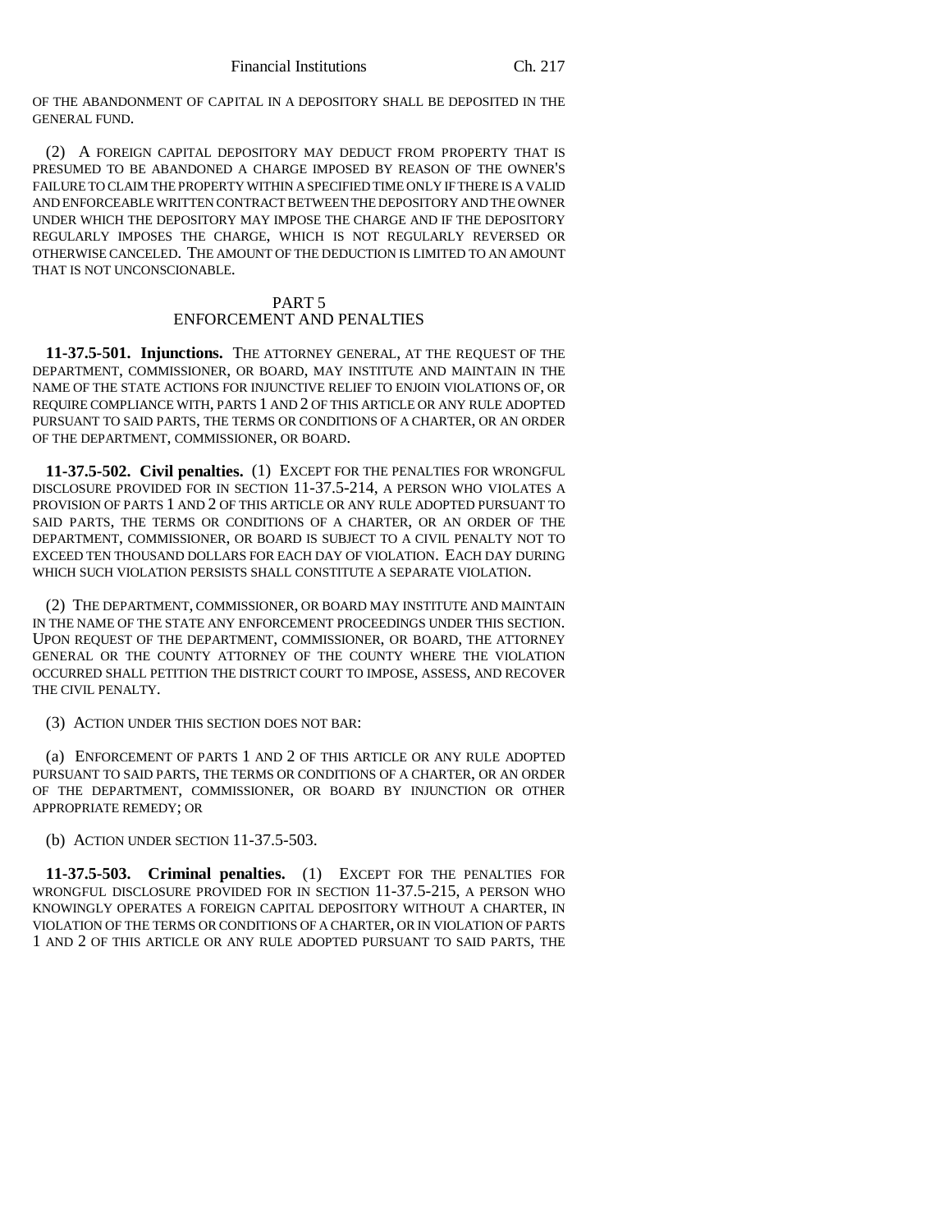OF THE ABANDONMENT OF CAPITAL IN A DEPOSITORY SHALL BE DEPOSITED IN THE GENERAL FUND.

(2) A FOREIGN CAPITAL DEPOSITORY MAY DEDUCT FROM PROPERTY THAT IS PRESUMED TO BE ABANDONED A CHARGE IMPOSED BY REASON OF THE OWNER'S FAILURE TO CLAIM THE PROPERTY WITHIN A SPECIFIED TIME ONLY IF THERE IS A VALID AND ENFORCEABLE WRITTEN CONTRACT BETWEEN THE DEPOSITORY AND THE OWNER UNDER WHICH THE DEPOSITORY MAY IMPOSE THE CHARGE AND IF THE DEPOSITORY REGULARLY IMPOSES THE CHARGE, WHICH IS NOT REGULARLY REVERSED OR OTHERWISE CANCELED. THE AMOUNT OF THE DEDUCTION IS LIMITED TO AN AMOUNT THAT IS NOT UNCONSCIONABLE.

## PART 5
## ENFORCEMENT AND PENALTIES

**11-37.5-501. Injunctions.** THE ATTORNEY GENERAL, AT THE REQUEST OF THE DEPARTMENT, COMMISSIONER, OR BOARD, MAY INSTITUTE AND MAINTAIN IN THE NAME OF THE STATE ACTIONS FOR INJUNCTIVE RELIEF TO ENJOIN VIOLATIONS OF, OR REQUIRE COMPLIANCE WITH, PARTS 1 AND 2 OF THIS ARTICLE OR ANY RULE ADOPTED PURSUANT TO SAID PARTS, THE TERMS OR CONDITIONS OF A CHARTER, OR AN ORDER OF THE DEPARTMENT, COMMISSIONER, OR BOARD.

**11-37.5-502. Civil penalties.** (1) EXCEPT FOR THE PENALTIES FOR WRONGFUL DISCLOSURE PROVIDED FOR IN SECTION 11-37.5-214, A PERSON WHO VIOLATES A PROVISION OF PARTS 1 AND 2 OF THIS ARTICLE OR ANY RULE ADOPTED PURSUANT TO SAID PARTS, THE TERMS OR CONDITIONS OF A CHARTER, OR AN ORDER OF THE DEPARTMENT, COMMISSIONER, OR BOARD IS SUBJECT TO A CIVIL PENALTY NOT TO EXCEED TEN THOUSAND DOLLARS FOR EACH DAY OF VIOLATION. EACH DAY DURING WHICH SUCH VIOLATION PERSISTS SHALL CONSTITUTE A SEPARATE VIOLATION.

(2) THE DEPARTMENT, COMMISSIONER, OR BOARD MAY INSTITUTE AND MAINTAIN IN THE NAME OF THE STATE ANY ENFORCEMENT PROCEEDINGS UNDER THIS SECTION. UPON REQUEST OF THE DEPARTMENT, COMMISSIONER, OR BOARD, THE ATTORNEY GENERAL OR THE COUNTY ATTORNEY OF THE COUNTY WHERE THE VIOLATION OCCURRED SHALL PETITION THE DISTRICT COURT TO IMPOSE, ASSESS, AND RECOVER THE CIVIL PENALTY.

(3) ACTION UNDER THIS SECTION DOES NOT BAR:

(a) ENFORCEMENT OF PARTS 1 AND 2 OF THIS ARTICLE OR ANY RULE ADOPTED PURSUANT TO SAID PARTS, THE TERMS OR CONDITIONS OF A CHARTER, OR AN ORDER OF THE DEPARTMENT, COMMISSIONER, OR BOARD BY INJUNCTION OR OTHER APPROPRIATE REMEDY; OR

(b) ACTION UNDER SECTION 11-37.5-503.

**11-37.5-503. Criminal penalties.** (1) EXCEPT FOR THE PENALTIES FOR WRONGFUL DISCLOSURE PROVIDED FOR IN SECTION 11-37.5-215, A PERSON WHO KNOWINGLY OPERATES A FOREIGN CAPITAL DEPOSITORY WITHOUT A CHARTER, IN VIOLATION OF THE TERMS OR CONDITIONS OF A CHARTER, OR IN VIOLATION OF PARTS 1 AND 2 OF THIS ARTICLE OR ANY RULE ADOPTED PURSUANT TO SAID PARTS, THE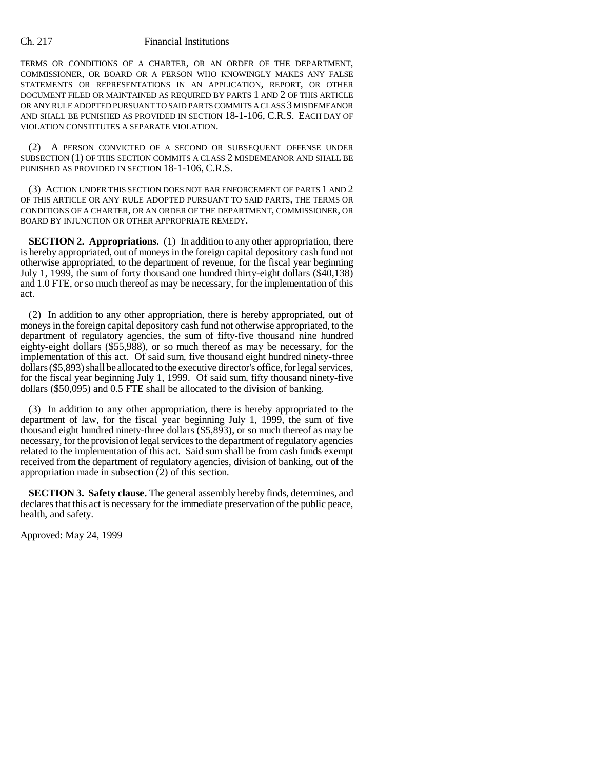TERMS OR CONDITIONS OF A CHARTER, OR AN ORDER OF THE DEPARTMENT, COMMISSIONER, OR BOARD OR A PERSON WHO KNOWINGLY MAKES ANY FALSE STATEMENTS OR REPRESENTATIONS IN AN APPLICATION, REPORT, OR OTHER DOCUMENT FILED OR MAINTAINED AS REQUIRED BY PARTS 1 AND 2 OF THIS ARTICLE OR ANY RULE ADOPTED PURSUANT TO SAID PARTS COMMITS A CLASS 3 MISDEMEANOR AND SHALL BE PUNISHED AS PROVIDED IN SECTION 18-1-106, C.R.S. EACH DAY OF VIOLATION CONSTITUTES A SEPARATE VIOLATION.

(2) A PERSON CONVICTED OF A SECOND OR SUBSEQUENT OFFENSE UNDER SUBSECTION (1) OF THIS SECTION COMMITS A CLASS 2 MISDEMEANOR AND SHALL BE PUNISHED AS PROVIDED IN SECTION 18-1-106, C.R.S.

(3) ACTION UNDER THIS SECTION DOES NOT BAR ENFORCEMENT OF PARTS 1 AND 2 OF THIS ARTICLE OR ANY RULE ADOPTED PURSUANT TO SAID PARTS, THE TERMS OR CONDITIONS OF A CHARTER, OR AN ORDER OF THE DEPARTMENT, COMMISSIONER, OR BOARD BY INJUNCTION OR OTHER APPROPRIATE REMEDY.

**SECTION 2. Appropriations.** (1) In addition to any other appropriation, there is hereby appropriated, out of moneys in the foreign capital depository cash fund not otherwise appropriated, to the department of revenue, for the fiscal year beginning July 1, 1999, the sum of forty thousand one hundred thirty-eight dollars ($40,138) and 1.0 FTE, or so much thereof as may be necessary, for the implementation of this act.

(2) In addition to any other appropriation, there is hereby appropriated, out of moneys in the foreign capital depository cash fund not otherwise appropriated, to the department of regulatory agencies, the sum of fifty-five thousand nine hundred eighty-eight dollars ($55,988), or so much thereof as may be necessary, for the implementation of this act. Of said sum, five thousand eight hundred ninety-three dollars ($5,893) shall be allocated to the executive director's office, for legal services, for the fiscal year beginning July 1, 1999. Of said sum, fifty thousand ninety-five dollars ($50,095) and 0.5 FTE shall be allocated to the division of banking.

(3) In addition to any other appropriation, there is hereby appropriated to the department of law, for the fiscal year beginning July 1, 1999, the sum of five thousand eight hundred ninety-three dollars ($5,893), or so much thereof as may be necessary, for the provision of legal services to the department of regulatory agencies related to the implementation of this act. Said sum shall be from cash funds exempt received from the department of regulatory agencies, division of banking, out of the appropriation made in subsection (2) of this section.

**SECTION 3. Safety clause.** The general assembly hereby finds, determines, and declares that this act is necessary for the immediate preservation of the public peace, health, and safety.

Approved: May 24, 1999